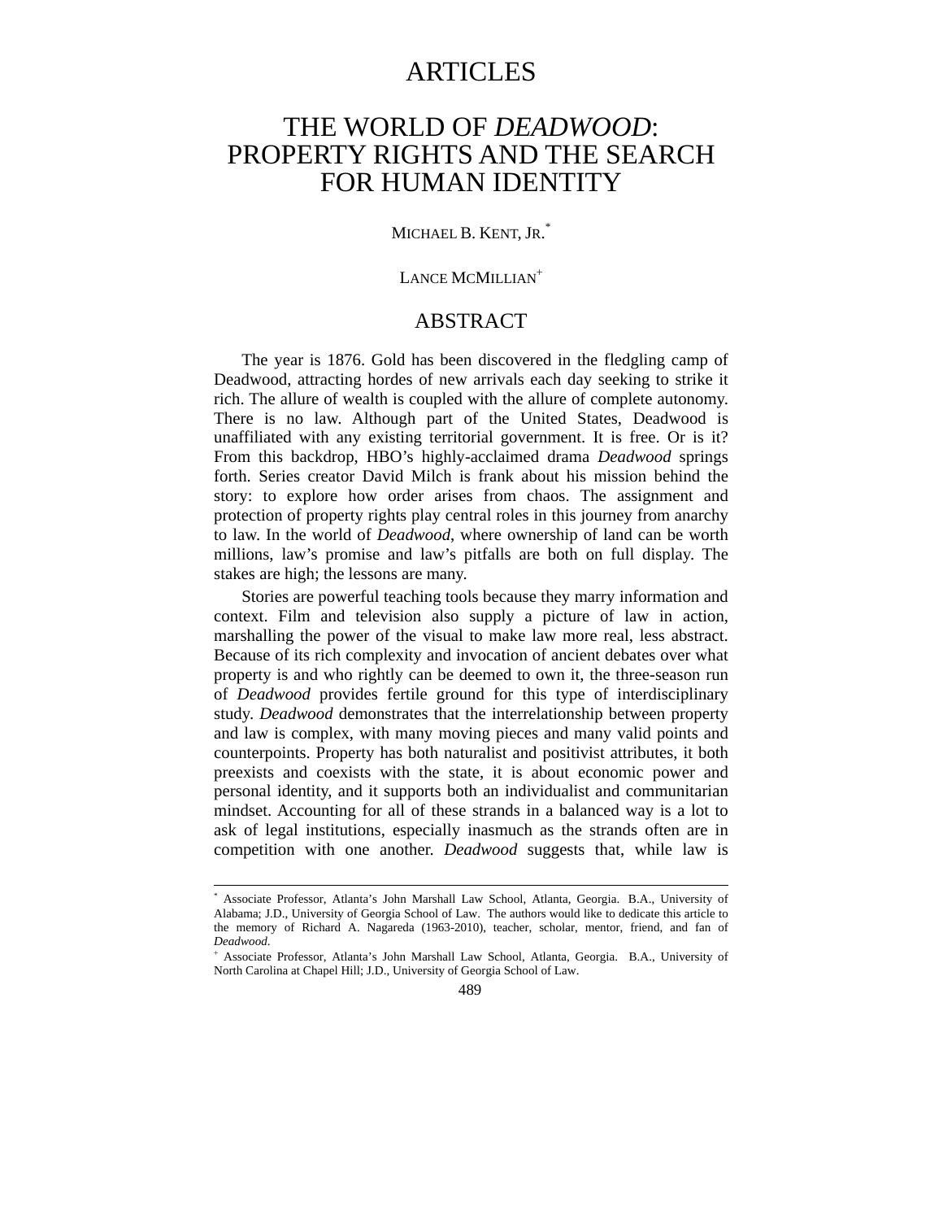# ARTICLES

# THE WORLD OF *DEADWOOD*: PROPERTY RIGHTS AND THE SEARCH FOR HUMAN IDENTITY

MICHAEL B. KENT, JR.[*]

LANCE MCMILLIAN[+]

## ABSTRACT

The year is 1876. Gold has been discovered in the fledgling camp of Deadwood, attracting hordes of new arrivals each day seeking to strike it rich. The allure of wealth is coupled with the allure of complete autonomy. There is no law. Although part of the United States, Deadwood is unaffiliated with any existing territorial government. It is free. Or is it? From this backdrop, HBO's highly-acclaimed drama *Deadwood* springs forth. Series creator David Milch is frank about his mission behind the story: to explore how order arises from chaos. The assignment and protection of property rights play central roles in this journey from anarchy to law. In the world of *Deadwood*, where ownership of land can be worth millions, law's promise and law's pitfalls are both on full display. The stakes are high; the lessons are many.

Stories are powerful teaching tools because they marry information and context. Film and television also supply a picture of law in action, marshalling the power of the visual to make law more real, less abstract. Because of its rich complexity and invocation of ancient debates over what property is and who rightly can be deemed to own it, the three-season run of *Deadwood* provides fertile ground for this type of interdisciplinary study. *Deadwood* demonstrates that the interrelationship between property and law is complex, with many moving pieces and many valid points and counterpoints. Property has both naturalist and positivist attributes, it both preexists and coexists with the state, it is about economic power and personal identity, and it supports both an individualist and communitarian mindset. Accounting for all of these strands in a balanced way is a lot to ask of legal institutions, especially inasmuch as the strands often are in competition with one another. *Deadwood* suggests that, while law is

---

[*] Associate Professor, Atlanta's John Marshall Law School, Atlanta, Georgia. B.A., University of Alabama; J.D., University of Georgia School of Law. The authors would like to dedicate this article to the memory of Richard A. Nagareda (1963-2010), teacher, scholar, mentor, friend, and fan of *Deadwood*.

[+] Associate Professor, Atlanta's John Marshall Law School, Atlanta, Georgia. B.A., University of North Carolina at Chapel Hill; J.D., University of Georgia School of Law.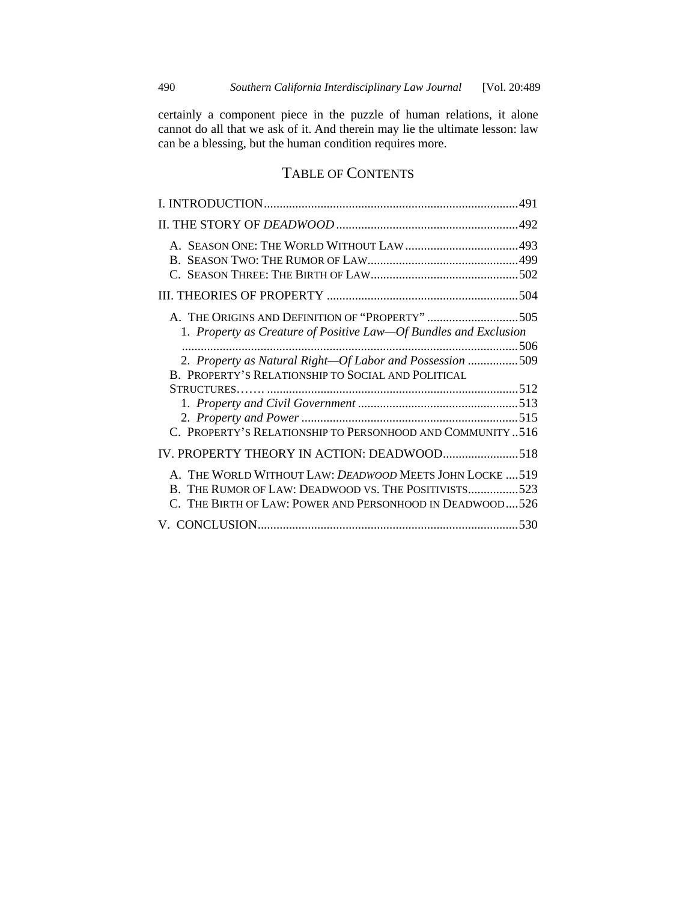certainly a component piece in the puzzle of human relations, it alone cannot do all that we ask of it. And therein may lie the ultimate lesson: law can be a blessing, but the human condition requires more.

## TABLE OF CONTENTS

I. INTRODUCTION....................................................................................491

II. THE STORY OF *DEADWOOD* ..........................................................492

- A. SEASON ONE: THE WORLD WITHOUT LAW ....................................493
- B. SEASON TWO: THE RUMOR OF LAW................................................499
- C. SEASON THREE: THE BIRTH OF LAW...............................................502

III. THEORIES OF PROPERTY ............................................................504

- A. THE ORIGINS AND DEFINITION OF "PROPERTY" .............................505
  - 1. *Property as Creature of Positive Law—Of Bundles and Exclusion* ..........................................................................................................506
  - 2. *Property as Natural Right—Of Labor and Possession* ................509
- B. PROPERTY'S RELATIONSHIP TO SOCIAL AND POLITICAL STRUCTURES…… ...............................................................................512
  - 1. *Property and Civil Government* ..................................................513
  - 2. *Property and Power* .....................................................................515
- C. PROPERTY'S RELATIONSHIP TO PERSONHOOD AND COMMUNITY ..516

IV. PROPERTY THEORY IN ACTION: DEADWOOD........................518

- A. THE WORLD WITHOUT LAW: *DEADWOOD* MEETS JOHN LOCKE ....519
- B. THE RUMOR OF LAW: DEADWOOD VS. THE POSITIVISTS................523
- C. THE BIRTH OF LAW: POWER AND PERSONHOOD IN DEADWOOD....526

V. CONCLUSION...................................................................................530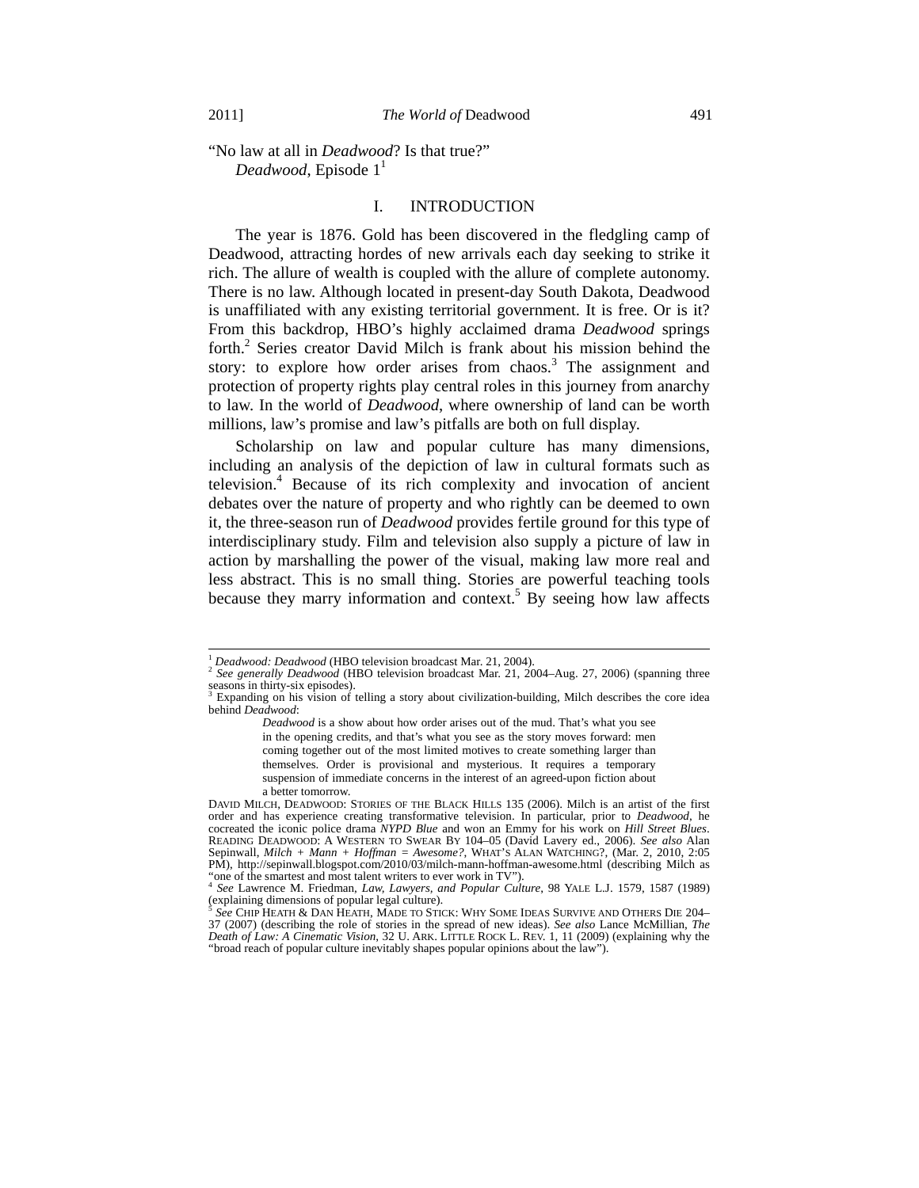"No law at all in *Deadwood*? Is that true?"
*Deadwood*, Episode 1[1]

## I. INTRODUCTION

The year is 1876. Gold has been discovered in the fledgling camp of Deadwood, attracting hordes of new arrivals each day seeking to strike it rich. The allure of wealth is coupled with the allure of complete autonomy. There is no law. Although located in present-day South Dakota, Deadwood is unaffiliated with any existing territorial government. It is free. Or is it? From this backdrop, HBO's highly acclaimed drama *Deadwood* springs forth.[2] Series creator David Milch is frank about his mission behind the story: to explore how order arises from chaos.[3] The assignment and protection of property rights play central roles in this journey from anarchy to law. In the world of *Deadwood*, where ownership of land can be worth millions, law's promise and law's pitfalls are both on full display.

Scholarship on law and popular culture has many dimensions, including an analysis of the depiction of law in cultural formats such as television.[4] Because of its rich complexity and invocation of ancient debates over the nature of property and who rightly can be deemed to own it, the three-season run of *Deadwood* provides fertile ground for this type of interdisciplinary study. Film and television also supply a picture of law in action by marshalling the power of the visual, making law more real and less abstract. This is no small thing. Stories are powerful teaching tools because they marry information and context.[5] By seeing how law affects

---

[1] *Deadwood: Deadwood* (HBO television broadcast Mar. 21, 2004).

[2] *See generally Deadwood* (HBO television broadcast Mar. 21, 2004–Aug. 27, 2006) (spanning three seasons in thirty-six episodes).

[3] Expanding on his vision of telling a story about civilization-building, Milch describes the core idea behind *Deadwood*:

> *Deadwood* is a show about how order arises out of the mud. That's what you see in the opening credits, and that's what you see as the story moves forward: men coming together out of the most limited motives to create something larger than themselves. Order is provisional and mysterious. It requires a temporary suspension of immediate concerns in the interest of an agreed-upon fiction about a better tomorrow.

DAVID MILCH, DEADWOOD: STORIES OF THE BLACK HILLS 135 (2006). Milch is an artist of the first order and has experience creating transformative television. In particular, prior to *Deadwood*, he cocreated the iconic police drama *NYPD Blue* and won an Emmy for his work on *Hill Street Blues*. READING DEADWOOD: A WESTERN TO SWEAR BY 104–05 (David Lavery ed., 2006). *See also* Alan Sepinwall, *Milch + Mann + Hoffman = Awesome?*, WHAT'S ALAN WATCHING?, (Mar. 2, 2010, 2:05 PM), http://sepinwall.blogspot.com/2010/03/milch-mann-hoffman-awesome.html (describing Milch as "one of the smartest and most talent writers to ever work in TV").

[4] *See* Lawrence M. Friedman, *Law, Lawyers, and Popular Culture*, 98 YALE L.J. 1579, 1587 (1989) (explaining dimensions of popular legal culture).

[5] *See* CHIP HEATH & DAN HEATH, MADE TO STICK: WHY SOME IDEAS SURVIVE AND OTHERS DIE 204–37 (2007) (describing the role of stories in the spread of new ideas). *See also* Lance McMillian, *The Death of Law: A Cinematic Vision*, 32 U. ARK. LITTLE ROCK L. REV. 1, 11 (2009) (explaining why the "broad reach of popular culture inevitably shapes popular opinions about the law").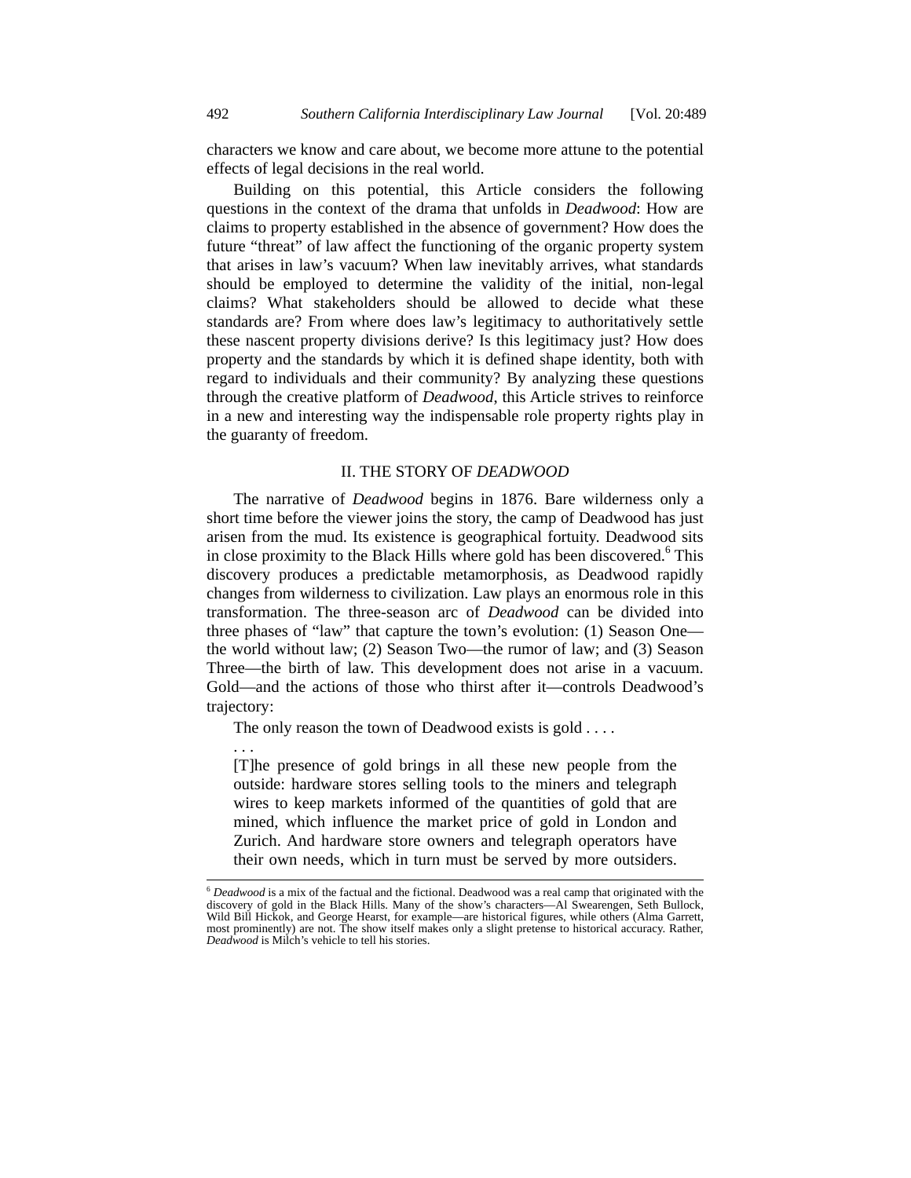characters we know and care about, we become more attune to the potential effects of legal decisions in the real world.

Building on this potential, this Article considers the following questions in the context of the drama that unfolds in *Deadwood*: How are claims to property established in the absence of government? How does the future "threat" of law affect the functioning of the organic property system that arises in law's vacuum? When law inevitably arrives, what standards should be employed to determine the validity of the initial, non-legal claims? What stakeholders should be allowed to decide what these standards are? From where does law's legitimacy to authoritatively settle these nascent property divisions derive? Is this legitimacy just? How does property and the standards by which it is defined shape identity, both with regard to individuals and their community? By analyzing these questions through the creative platform of *Deadwood*, this Article strives to reinforce in a new and interesting way the indispensable role property rights play in the guaranty of freedom.

## II. THE STORY OF *DEADWOOD*

The narrative of *Deadwood* begins in 1876. Bare wilderness only a short time before the viewer joins the story, the camp of Deadwood has just arisen from the mud. Its existence is geographical fortuity. Deadwood sits in close proximity to the Black Hills where gold has been discovered.[6] This discovery produces a predictable metamorphosis, as Deadwood rapidly changes from wilderness to civilization. Law plays an enormous role in this transformation. The three-season arc of *Deadwood* can be divided into three phases of "law" that capture the town's evolution: (1) Season One—the world without law; (2) Season Two—the rumor of law; and (3) Season Three—the birth of law. This development does not arise in a vacuum. Gold—and the actions of those who thirst after it—controls Deadwood's trajectory:

> The only reason the town of Deadwood exists is gold . . . .
>
> . . .
>
> [T]he presence of gold brings in all these new people from the outside: hardware stores selling tools to the miners and telegraph wires to keep markets informed of the quantities of gold that are mined, which influence the market price of gold in London and Zurich. And hardware store owners and telegraph operators have their own needs, which in turn must be served by more outsiders.

---

[6] *Deadwood* is a mix of the factual and the fictional. Deadwood was a real camp that originated with the discovery of gold in the Black Hills. Many of the show's characters—Al Swearengen, Seth Bullock, Wild Bill Hickok, and George Hearst, for example—are historical figures, while others (Alma Garrett, most prominently) are not. The show itself makes only a slight pretense to historical accuracy. Rather, *Deadwood* is Milch's vehicle to tell his stories.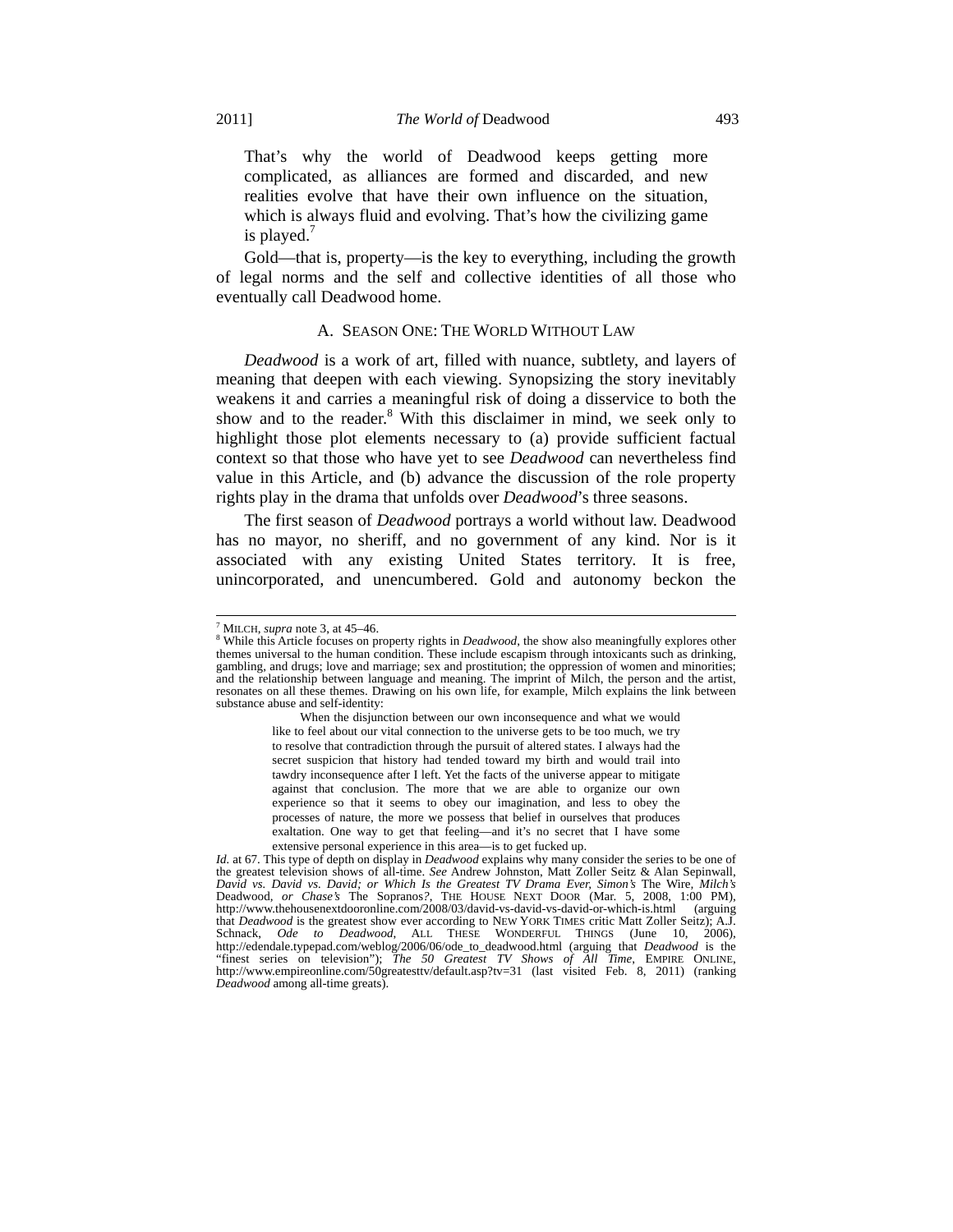> That's why the world of Deadwood keeps getting more complicated, as alliances are formed and discarded, and new realities evolve that have their own influence on the situation, which is always fluid and evolving. That's how the civilizing game is played.[7]

Gold—that is, property—is the key to everything, including the growth of legal norms and the self and collective identities of all those who eventually call Deadwood home.

### A. SEASON ONE: THE WORLD WITHOUT LAW

*Deadwood* is a work of art, filled with nuance, subtlety, and layers of meaning that deepen with each viewing. Synopsizing the story inevitably weakens it and carries a meaningful risk of doing a disservice to both the show and to the reader.[8] With this disclaimer in mind, we seek only to highlight those plot elements necessary to (a) provide sufficient factual context so that those who have yet to see *Deadwood* can nevertheless find value in this Article, and (b) advance the discussion of the role property rights play in the drama that unfolds over *Deadwood*'s three seasons.

The first season of *Deadwood* portrays a world without law. Deadwood has no mayor, no sheriff, and no government of any kind. Nor is it associated with any existing United States territory. It is free, unincorporated, and unencumbered. Gold and autonomy beckon the

---

[7] MILCH, *supra* note 3, at 45–46.

[8] While this Article focuses on property rights in *Deadwood*, the show also meaningfully explores other themes universal to the human condition. These include escapism through intoxicants such as drinking, gambling, and drugs; love and marriage; sex and prostitution; the oppression of women and minorities; and the relationship between language and meaning. The imprint of Milch, the person and the artist, resonates on all these themes. Drawing on his own life, for example, Milch explains the link between substance abuse and self-identity:

> When the disjunction between our own inconsequence and what we would like to feel about our vital connection to the universe gets to be too much, we try to resolve that contradiction through the pursuit of altered states. I always had the secret suspicion that history had tended toward my birth and would trail into tawdry inconsequence after I left. Yet the facts of the universe appear to mitigate against that conclusion. The more that we are able to organize our own experience so that it seems to obey our imagination, and less to obey the processes of nature, the more we possess that belief in ourselves that produces exaltation. One way to get that feeling—and it's no secret that I have some extensive personal experience in this area—is to get fucked up.

*Id.* at 67. This type of depth on display in *Deadwood* explains why many consider the series to be one of the greatest television shows of all-time. *See* Andrew Johnston, Matt Zoller Seitz & Alan Sepinwall, *David vs. David vs. David; or Which Is the Greatest TV Drama Ever, Simon's* The Wire, *Milch's* Deadwood, *or Chase's* The Sopranos*?*, THE HOUSE NEXT DOOR (Mar. 5, 2008, 1:00 PM), http://www.thehousenextdooronline.com/2008/03/david-vs-david-vs-david-or-which-is.html (arguing that *Deadwood* is the greatest show ever according to NEW YORK TIMES critic Matt Zoller Seitz); A.J. Schnack, *Ode to Deadwood*, ALL THESE WONDERFUL THINGS (June 10, 2006), http://edendale.typepad.com/weblog/2006/06/ode_to_deadwood.html (arguing that *Deadwood* is the "finest series on television"); *The 50 Greatest TV Shows of All Time*, EMPIRE ONLINE, http://www.empireonline.com/50greatesttv/default.asp?tv=31 (last visited Feb. 8, 2011) (ranking *Deadwood* among all-time greats).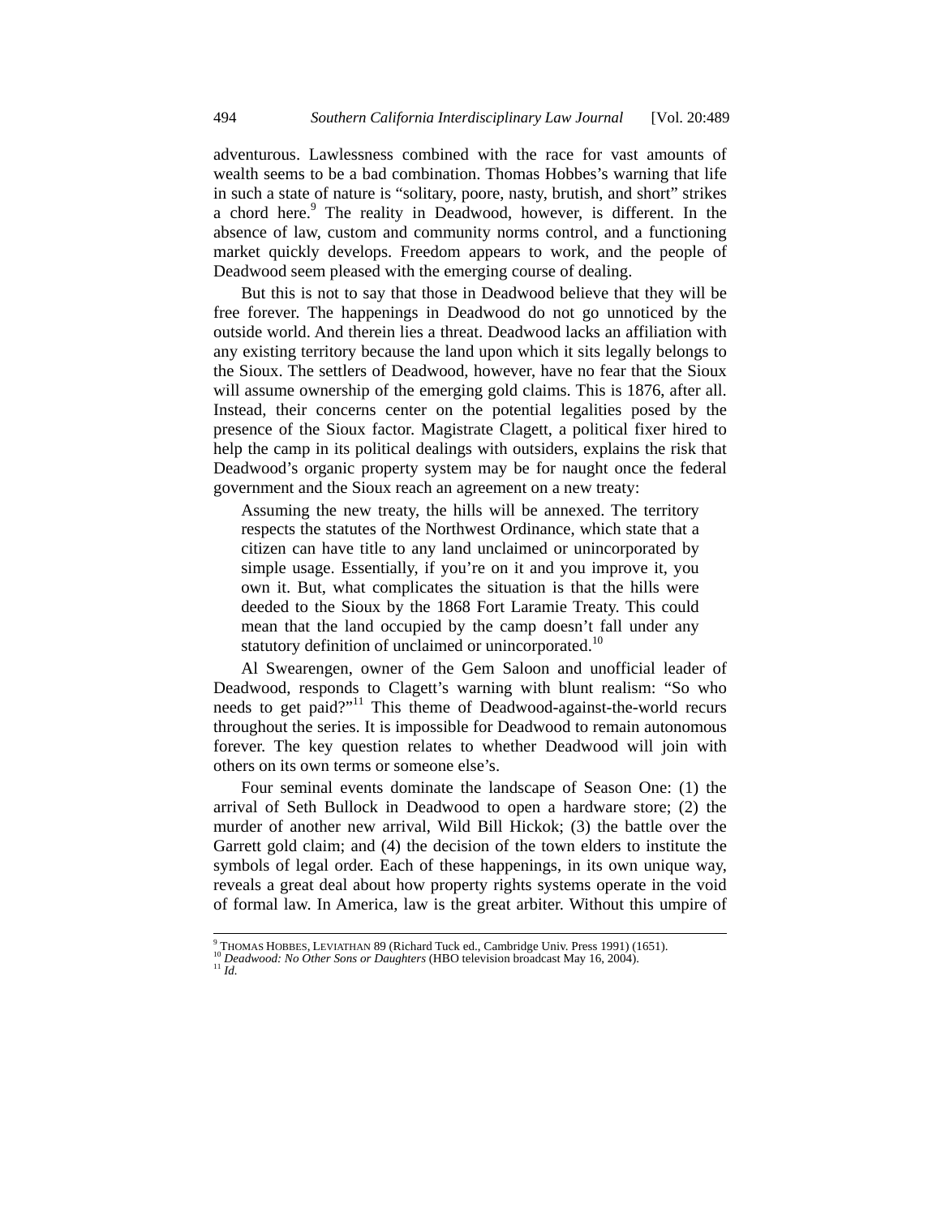adventurous. Lawlessness combined with the race for vast amounts of wealth seems to be a bad combination. Thomas Hobbes's warning that life in such a state of nature is "solitary, poore, nasty, brutish, and short" strikes a chord here.[9] The reality in Deadwood, however, is different. In the absence of law, custom and community norms control, and a functioning market quickly develops. Freedom appears to work, and the people of Deadwood seem pleased with the emerging course of dealing.

But this is not to say that those in Deadwood believe that they will be free forever. The happenings in Deadwood do not go unnoticed by the outside world. And therein lies a threat. Deadwood lacks an affiliation with any existing territory because the land upon which it sits legally belongs to the Sioux. The settlers of Deadwood, however, have no fear that the Sioux will assume ownership of the emerging gold claims. This is 1876, after all. Instead, their concerns center on the potential legalities posed by the presence of the Sioux factor. Magistrate Clagett, a political fixer hired to help the camp in its political dealings with outsiders, explains the risk that Deadwood's organic property system may be for naught once the federal government and the Sioux reach an agreement on a new treaty:

> Assuming the new treaty, the hills will be annexed. The territory respects the statutes of the Northwest Ordinance, which state that a citizen can have title to any land unclaimed or unincorporated by simple usage. Essentially, if you're on it and you improve it, you own it. But, what complicates the situation is that the hills were deeded to the Sioux by the 1868 Fort Laramie Treaty. This could mean that the land occupied by the camp doesn't fall under any statutory definition of unclaimed or unincorporated.[10]

Al Swearengen, owner of the Gem Saloon and unofficial leader of Deadwood, responds to Clagett's warning with blunt realism: "So who needs to get paid?"[11] This theme of Deadwood-against-the-world recurs throughout the series. It is impossible for Deadwood to remain autonomous forever. The key question relates to whether Deadwood will join with others on its own terms or someone else's.

Four seminal events dominate the landscape of Season One: (1) the arrival of Seth Bullock in Deadwood to open a hardware store; (2) the murder of another new arrival, Wild Bill Hickok; (3) the battle over the Garrett gold claim; and (4) the decision of the town elders to institute the symbols of legal order. Each of these happenings, in its own unique way, reveals a great deal about how property rights systems operate in the void of formal law. In America, law is the great arbiter. Without this umpire of

---

[9] THOMAS HOBBES, LEVIATHAN 89 (Richard Tuck ed., Cambridge Univ. Press 1991) (1651).

[10] *Deadwood: No Other Sons or Daughters* (HBO television broadcast May 16, 2004).

[11] *Id.*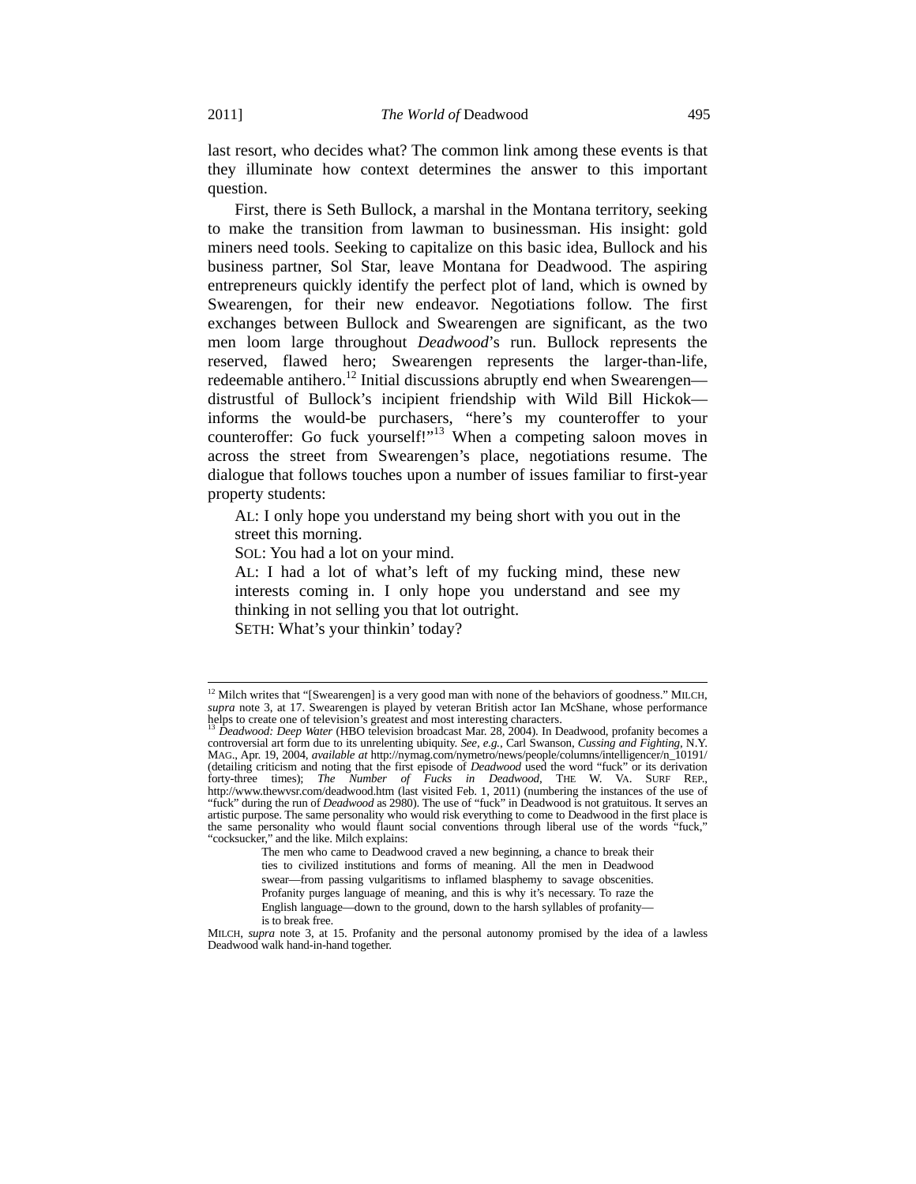last resort, who decides what? The common link among these events is that they illuminate how context determines the answer to this important question.

First, there is Seth Bullock, a marshal in the Montana territory, seeking to make the transition from lawman to businessman. His insight: gold miners need tools. Seeking to capitalize on this basic idea, Bullock and his business partner, Sol Star, leave Montana for Deadwood. The aspiring entrepreneurs quickly identify the perfect plot of land, which is owned by Swearengen, for their new endeavor. Negotiations follow. The first exchanges between Bullock and Swearengen are significant, as the two men loom large throughout *Deadwood*'s run. Bullock represents the reserved, flawed hero; Swearengen represents the larger-than-life, redeemable antihero.[12] Initial discussions abruptly end when Swearengen—distrustful of Bullock's incipient friendship with Wild Bill Hickok—informs the would-be purchasers, "here's my counteroffer to your counteroffer: Go fuck yourself!"[13] When a competing saloon moves in across the street from Swearengen's place, negotiations resume. The dialogue that follows touches upon a number of issues familiar to first-year property students:

> AL: I only hope you understand my being short with you out in the street this morning.
> SOL: You had a lot on your mind.
> AL: I had a lot of what's left of my fucking mind, these new interests coming in. I only hope you understand and see my thinking in not selling you that lot outright.
> SETH: What's your thinkin' today?

---

[12] Milch writes that "[Swearengen] is a very good man with none of the behaviors of goodness." MILCH, *supra* note 3, at 17. Swearengen is played by veteran British actor Ian McShane, whose performance helps to create one of television's greatest and most interesting characters.

[13] *Deadwood: Deep Water* (HBO television broadcast Mar. 28, 2004). In Deadwood, profanity becomes a controversial art form due to its unrelenting ubiquity. *See, e.g.*, Carl Swanson, *Cussing and Fighting*, N.Y. MAG., Apr. 19, 2004, *available at* http://nymag.com/nymetro/news/people/columns/intelligencer/n_10191/ (detailing criticism and noting that the first episode of *Deadwood* used the word "fuck" or its derivation forty-three times); *The Number of Fucks in Deadwood*, THE W. VA. SURF REP., http://www.thewvsr.com/deadwood.htm (last visited Feb. 1, 2011) (numbering the instances of the use of "fuck" during the run of *Deadwood* as 2980). The use of "fuck" in Deadwood is not gratuitous. It serves an artistic purpose. The same personality who would risk everything to come to Deadwood in the first place is the same personality who would flaunt social conventions through liberal use of the words "fuck," "cocksucker," and the like. Milch explains:

> The men who came to Deadwood craved a new beginning, a chance to break their ties to civilized institutions and forms of meaning. All the men in Deadwood swear—from passing vulgaritisms to inflamed blasphemy to savage obscenities. Profanity purges language of meaning, and this is why it's necessary. To raze the English language—down to the ground, down to the harsh syllables of profanity—is to break free.

MILCH, *supra* note 3, at 15. Profanity and the personal autonomy promised by the idea of a lawless Deadwood walk hand-in-hand together.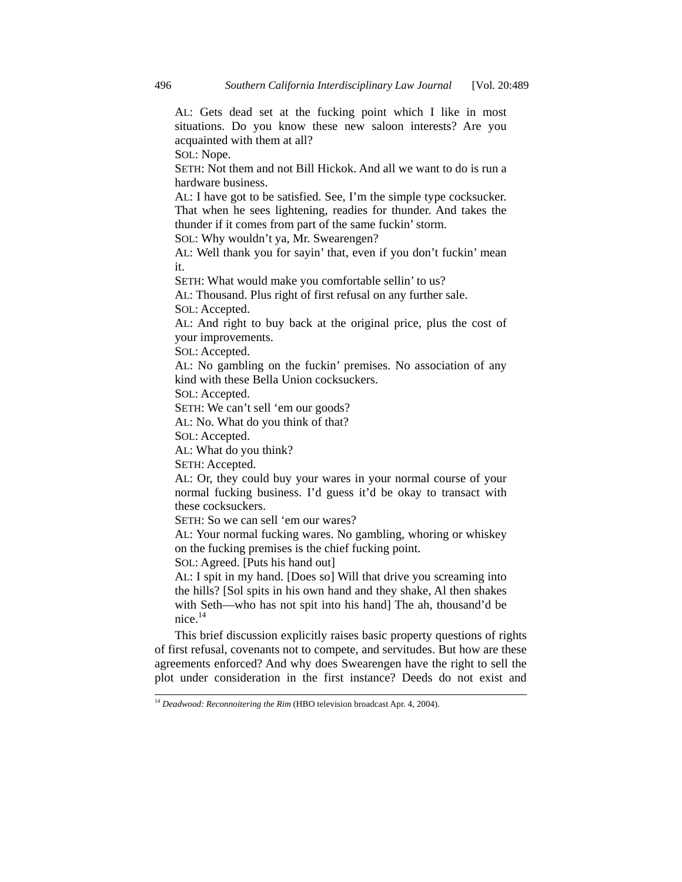AL: Gets dead set at the fucking point which I like in most situations. Do you know these new saloon interests? Are you acquainted with them at all?
SOL: Nope.
SETH: Not them and not Bill Hickok. And all we want to do is run a hardware business.
AL: I have got to be satisfied. See, I'm the simple type cocksucker. That when he sees lightening, readies for thunder. And takes the thunder if it comes from part of the same fuckin' storm.
SOL: Why wouldn't ya, Mr. Swearengen?
AL: Well thank you for sayin' that, even if you don't fuckin' mean it.
SETH: What would make you comfortable sellin' to us?
AL: Thousand. Plus right of first refusal on any further sale.
SOL: Accepted.
AL: And right to buy back at the original price, plus the cost of your improvements.
SOL: Accepted.
AL: No gambling on the fuckin' premises. No association of any kind with these Bella Union cocksuckers.
SOL: Accepted.
SETH: We can't sell 'em our goods?
AL: No. What do you think of that?
SOL: Accepted.
AL: What do you think?
SETH: Accepted.
AL: Or, they could buy your wares in your normal course of your normal fucking business. I'd guess it'd be okay to transact with these cocksuckers.
SETH: So we can sell 'em our wares?
AL: Your normal fucking wares. No gambling, whoring or whiskey on the fucking premises is the chief fucking point.
SOL: Agreed. [Puts his hand out]
AL: I spit in my hand. [Does so] Will that drive you screaming into the hills? [Sol spits in his own hand and they shake, Al then shakes with Seth—who has not spit into his hand] The ah, thousand'd be nice.[14]

This brief discussion explicitly raises basic property questions of rights of first refusal, covenants not to compete, and servitudes. But how are these agreements enforced? And why does Swearengen have the right to sell the plot under consideration in the first instance? Deeds do not exist and

---

[14] *Deadwood: Reconnoitering the Rim* (HBO television broadcast Apr. 4, 2004).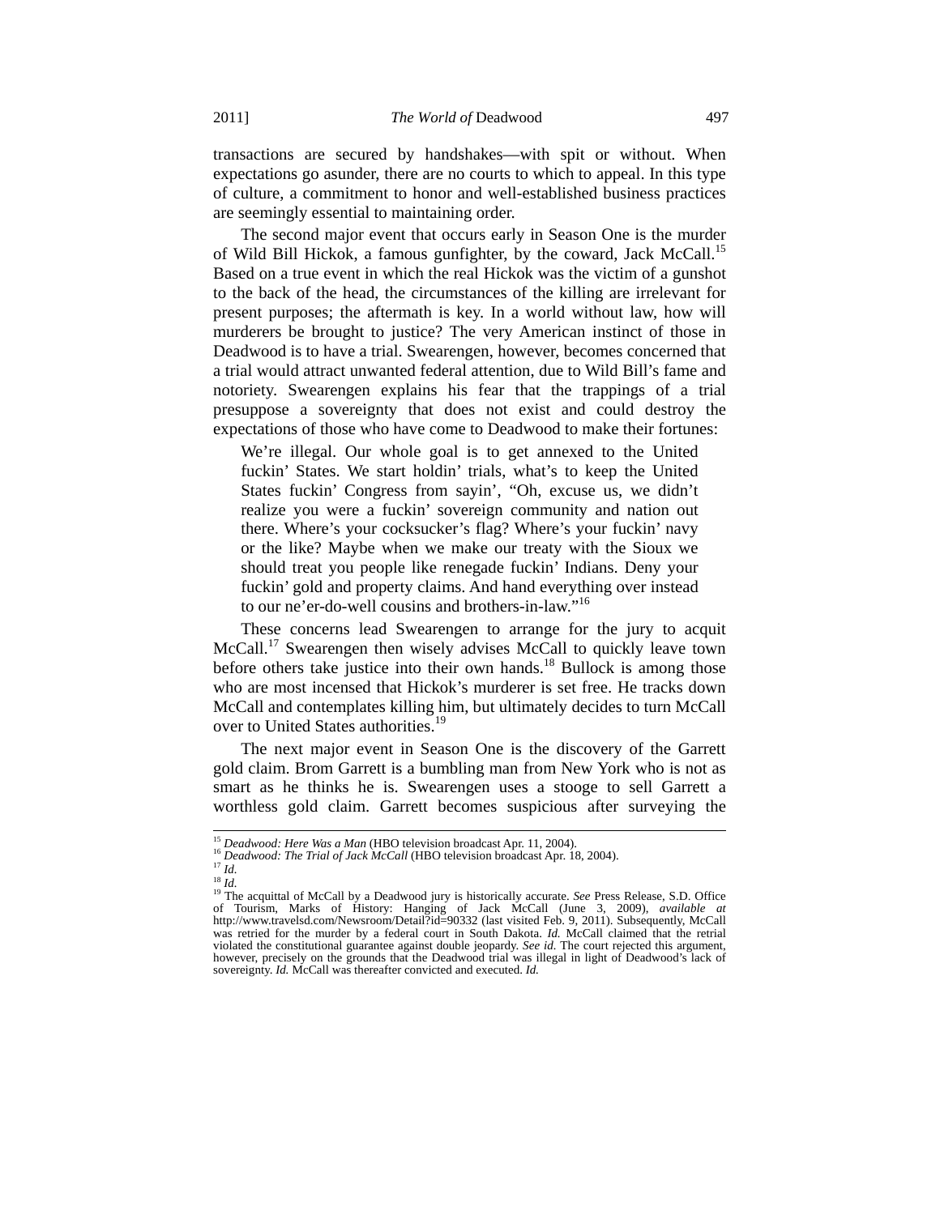transactions are secured by handshakes—with spit or without. When expectations go asunder, there are no courts to which to appeal. In this type of culture, a commitment to honor and well-established business practices are seemingly essential to maintaining order.

The second major event that occurs early in Season One is the murder of Wild Bill Hickok, a famous gunfighter, by the coward, Jack McCall.[15] Based on a true event in which the real Hickok was the victim of a gunshot to the back of the head, the circumstances of the killing are irrelevant for present purposes; the aftermath is key. In a world without law, how will murderers be brought to justice? The very American instinct of those in Deadwood is to have a trial. Swearengen, however, becomes concerned that a trial would attract unwanted federal attention, due to Wild Bill's fame and notoriety. Swearengen explains his fear that the trappings of a trial presuppose a sovereignty that does not exist and could destroy the expectations of those who have come to Deadwood to make their fortunes:

> We're illegal. Our whole goal is to get annexed to the United fuckin' States. We start holdin' trials, what's to keep the United States fuckin' Congress from sayin', "Oh, excuse us, we didn't realize you were a fuckin' sovereign community and nation out there. Where's your cocksucker's flag? Where's your fuckin' navy or the like? Maybe when we make our treaty with the Sioux we should treat you people like renegade fuckin' Indians. Deny your fuckin' gold and property claims. And hand everything over instead to our ne'er-do-well cousins and brothers-in-law."[16]

These concerns lead Swearengen to arrange for the jury to acquit McCall.[17] Swearengen then wisely advises McCall to quickly leave town before others take justice into their own hands.[18] Bullock is among those who are most incensed that Hickok's murderer is set free. He tracks down McCall and contemplates killing him, but ultimately decides to turn McCall over to United States authorities.[19]

The next major event in Season One is the discovery of the Garrett gold claim. Brom Garrett is a bumbling man from New York who is not as smart as he thinks he is. Swearengen uses a stooge to sell Garrett a worthless gold claim. Garrett becomes suspicious after surveying the

---

[15] *Deadwood: Here Was a Man* (HBO television broadcast Apr. 11, 2004).

[16] *Deadwood: The Trial of Jack McCall* (HBO television broadcast Apr. 18, 2004).

[17] *Id.*

[18] *Id.*

[19] The acquittal of McCall by a Deadwood jury is historically accurate. *See* Press Release, S.D. Office of Tourism, Marks of History: Hanging of Jack McCall (June 3, 2009), *available at* http://www.travelsd.com/Newsroom/Detail?id=90332 (last visited Feb. 9, 2011). Subsequently, McCall was retried for the murder by a federal court in South Dakota. *Id.* McCall claimed that the retrial violated the constitutional guarantee against double jeopardy. *See id.* The court rejected this argument, however, precisely on the grounds that the Deadwood trial was illegal in light of Deadwood's lack of sovereignty. *Id.* McCall was thereafter convicted and executed. *Id.*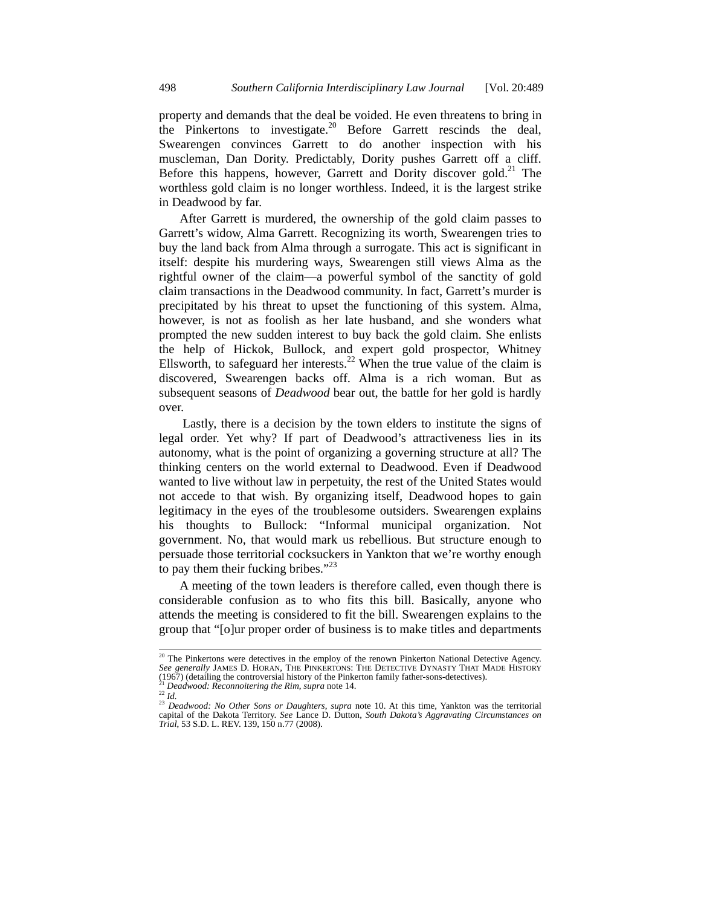property and demands that the deal be voided. He even threatens to bring in the Pinkertons to investigate.[20] Before Garrett rescinds the deal, Swearengen convinces Garrett to do another inspection with his muscleman, Dan Dority. Predictably, Dority pushes Garrett off a cliff. Before this happens, however, Garrett and Dority discover gold.[21] The worthless gold claim is no longer worthless. Indeed, it is the largest strike in Deadwood by far.

After Garrett is murdered, the ownership of the gold claim passes to Garrett's widow, Alma Garrett. Recognizing its worth, Swearengen tries to buy the land back from Alma through a surrogate. This act is significant in itself: despite his murdering ways, Swearengen still views Alma as the rightful owner of the claim—a powerful symbol of the sanctity of gold claim transactions in the Deadwood community. In fact, Garrett's murder is precipitated by his threat to upset the functioning of this system. Alma, however, is not as foolish as her late husband, and she wonders what prompted the new sudden interest to buy back the gold claim. She enlists the help of Hickok, Bullock, and expert gold prospector, Whitney Ellsworth, to safeguard her interests.[22] When the true value of the claim is discovered, Swearengen backs off. Alma is a rich woman. But as subsequent seasons of *Deadwood* bear out, the battle for her gold is hardly over.

Lastly, there is a decision by the town elders to institute the signs of legal order. Yet why? If part of Deadwood's attractiveness lies in its autonomy, what is the point of organizing a governing structure at all? The thinking centers on the world external to Deadwood. Even if Deadwood wanted to live without law in perpetuity, the rest of the United States would not accede to that wish. By organizing itself, Deadwood hopes to gain legitimacy in the eyes of the troublesome outsiders. Swearengen explains his thoughts to Bullock: "Informal municipal organization. Not government. No, that would mark us rebellious. But structure enough to persuade those territorial cocksuckers in Yankton that we're worthy enough to pay them their fucking bribes."[23]

A meeting of the town leaders is therefore called, even though there is considerable confusion as to who fits this bill. Basically, anyone who attends the meeting is considered to fit the bill. Swearengen explains to the group that "[o]ur proper order of business is to make titles and departments

---

[20] The Pinkertons were detectives in the employ of the renown Pinkerton National Detective Agency. *See generally* JAMES D. HORAN, THE PINKERTONS: THE DETECTIVE DYNASTY THAT MADE HISTORY (1967) (detailing the controversial history of the Pinkerton family father-sons-detectives).

[21] *Deadwood: Reconnoitering the Rim*, *supra* note 14.

[22] *Id.*

[23] *Deadwood: No Other Sons or Daughters*, *supra* note 10. At this time, Yankton was the territorial capital of the Dakota Territory. *See* Lance D. Dutton, *South Dakota's Aggravating Circumstances on Trial*, 53 S.D. L. REV. 139, 150 n.77 (2008).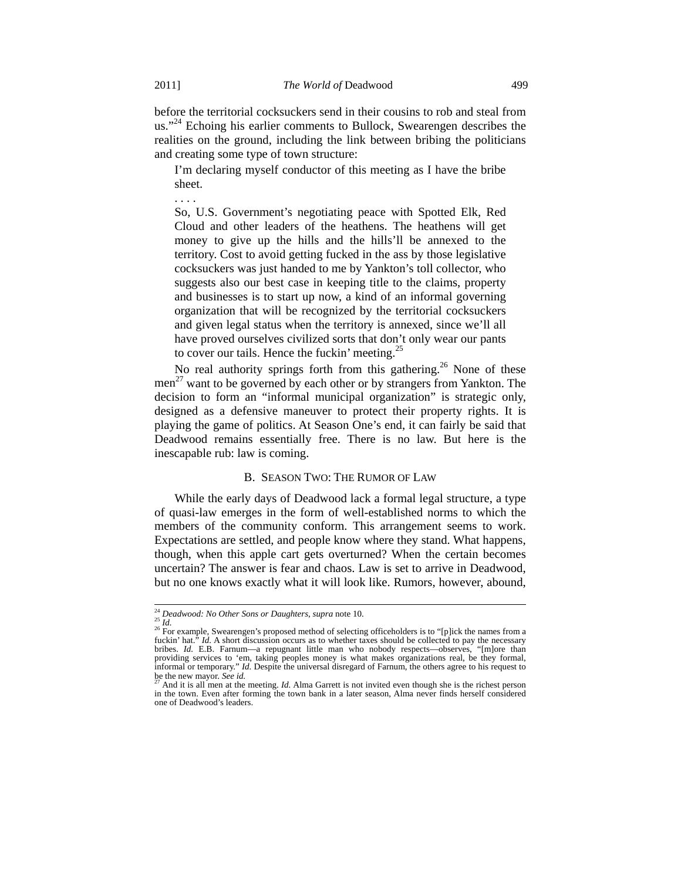before the territorial cocksuckers send in their cousins to rob and steal from us."[24] Echoing his earlier comments to Bullock, Swearengen describes the realities on the ground, including the link between bribing the politicians and creating some type of town structure:

> I'm declaring myself conductor of this meeting as I have the bribe sheet.
>
> . . . .
>
> So, U.S. Government's negotiating peace with Spotted Elk, Red Cloud and other leaders of the heathens. The heathens will get money to give up the hills and the hills'll be annexed to the territory. Cost to avoid getting fucked in the ass by those legislative cocksuckers was just handed to me by Yankton's toll collector, who suggests also our best case in keeping title to the claims, property and businesses is to start up now, a kind of an informal governing organization that will be recognized by the territorial cocksuckers and given legal status when the territory is annexed, since we'll all have proved ourselves civilized sorts that don't only wear our pants to cover our tails. Hence the fuckin' meeting.[25]

No real authority springs forth from this gathering.[26] None of these men[27] want to be governed by each other or by strangers from Yankton. The decision to form an "informal municipal organization" is strategic only, designed as a defensive maneuver to protect their property rights. It is playing the game of politics. At Season One's end, it can fairly be said that Deadwood remains essentially free. There is no law. But here is the inescapable rub: law is coming.

### B. Season Two: The Rumor of Law

While the early days of Deadwood lack a formal legal structure, a type of quasi-law emerges in the form of well-established norms to which the members of the community conform. This arrangement seems to work. Expectations are settled, and people know where they stand. What happens, though, when this apple cart gets overturned? When the certain becomes uncertain? The answer is fear and chaos. Law is set to arrive in Deadwood, but no one knows exactly what it will look like. Rumors, however, abound,

---

[24] *Deadwood: No Other Sons or Daughters*, *supra* note 10.

[25] *Id.*

[26] For example, Swearengen's proposed method of selecting officeholders is to "[p]ick the names from a fuckin' hat." *Id.* A short discussion occurs as to whether taxes should be collected to pay the necessary bribes. *Id.* E.B. Farnum—a repugnant little man who nobody respects—observes, "[m]ore than providing services to 'em, taking peoples money is what makes organizations real, be they formal, informal or temporary." *Id.* Despite the universal disregard of Farnum, the others agree to his request to be the new mayor. *See id.*

[27] And it is all men at the meeting. *Id.* Alma Garrett is not invited even though she is the richest person in the town. Even after forming the town bank in a later season, Alma never finds herself considered one of Deadwood's leaders.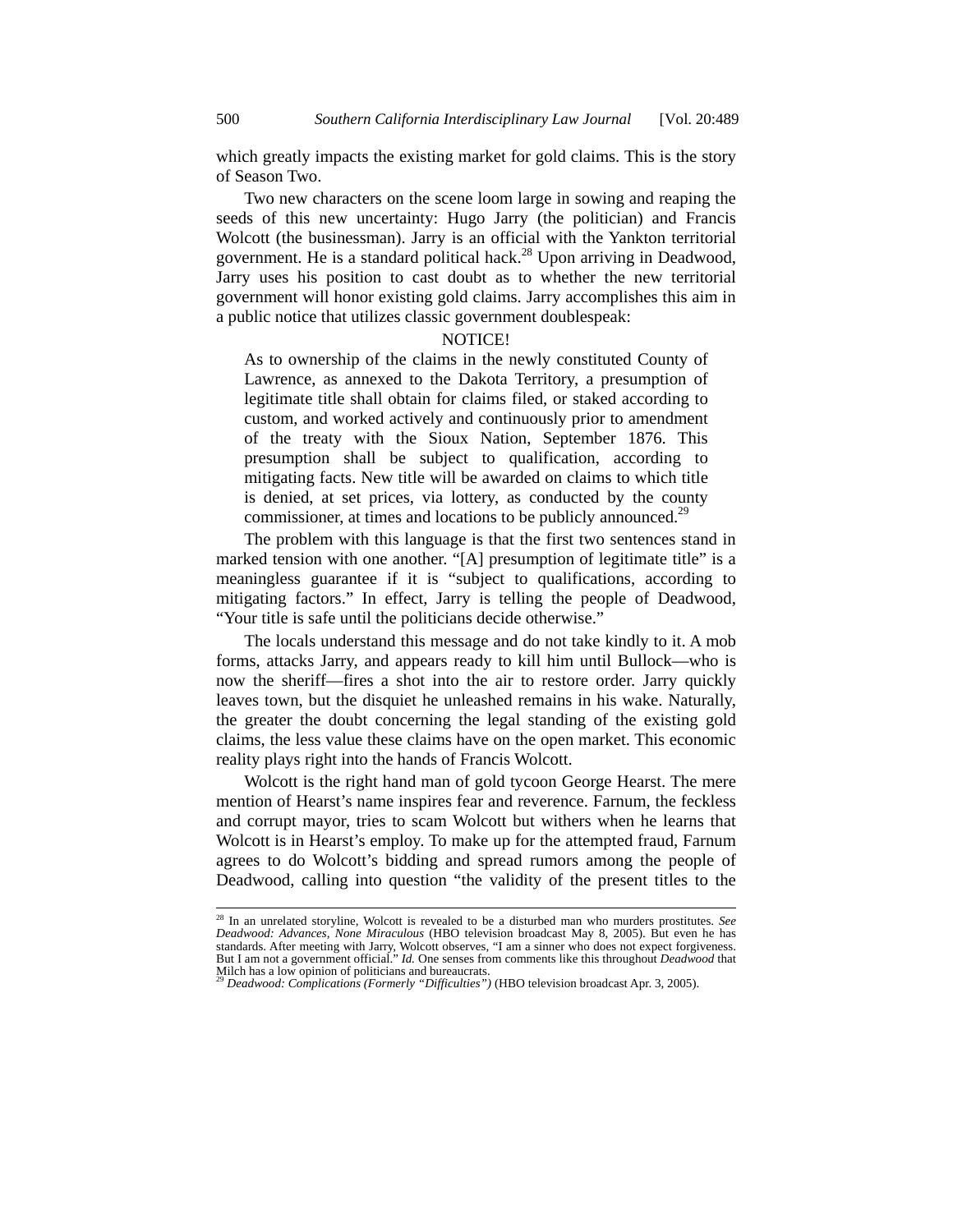which greatly impacts the existing market for gold claims. This is the story of Season Two.

Two new characters on the scene loom large in sowing and reaping the seeds of this new uncertainty: Hugo Jarry (the politician) and Francis Wolcott (the businessman). Jarry is an official with the Yankton territorial government. He is a standard political hack.[28] Upon arriving in Deadwood, Jarry uses his position to cast doubt as to whether the new territorial government will honor existing gold claims. Jarry accomplishes this aim in a public notice that utilizes classic government doublespeak:

> NOTICE!
>
> As to ownership of the claims in the newly constituted County of Lawrence, as annexed to the Dakota Territory, a presumption of legitimate title shall obtain for claims filed, or staked according to custom, and worked actively and continuously prior to amendment of the treaty with the Sioux Nation, September 1876. This presumption shall be subject to qualification, according to mitigating facts. New title will be awarded on claims to which title is denied, at set prices, via lottery, as conducted by the county commissioner, at times and locations to be publicly announced.[29]

The problem with this language is that the first two sentences stand in marked tension with one another. "[A] presumption of legitimate title" is a meaningless guarantee if it is "subject to qualifications, according to mitigating factors." In effect, Jarry is telling the people of Deadwood, "Your title is safe until the politicians decide otherwise."

The locals understand this message and do not take kindly to it. A mob forms, attacks Jarry, and appears ready to kill him until Bullock—who is now the sheriff—fires a shot into the air to restore order. Jarry quickly leaves town, but the disquiet he unleashed remains in his wake. Naturally, the greater the doubt concerning the legal standing of the existing gold claims, the less value these claims have on the open market. This economic reality plays right into the hands of Francis Wolcott.

Wolcott is the right hand man of gold tycoon George Hearst. The mere mention of Hearst's name inspires fear and reverence. Farnum, the feckless and corrupt mayor, tries to scam Wolcott but withers when he learns that Wolcott is in Hearst's employ. To make up for the attempted fraud, Farnum agrees to do Wolcott's bidding and spread rumors among the people of Deadwood, calling into question "the validity of the present titles to the

---

[28] In an unrelated storyline, Wolcott is revealed to be a disturbed man who murders prostitutes. *See Deadwood: Advances, None Miraculous* (HBO television broadcast May 8, 2005). But even he has standards. After meeting with Jarry, Wolcott observes, "I am a sinner who does not expect forgiveness. But I am not a government official." *Id.* One senses from comments like this throughout *Deadwood* that Milch has a low opinion of politicians and bureaucrats.

[29] *Deadwood: Complications (Formerly "Difficulties")* (HBO television broadcast Apr. 3, 2005).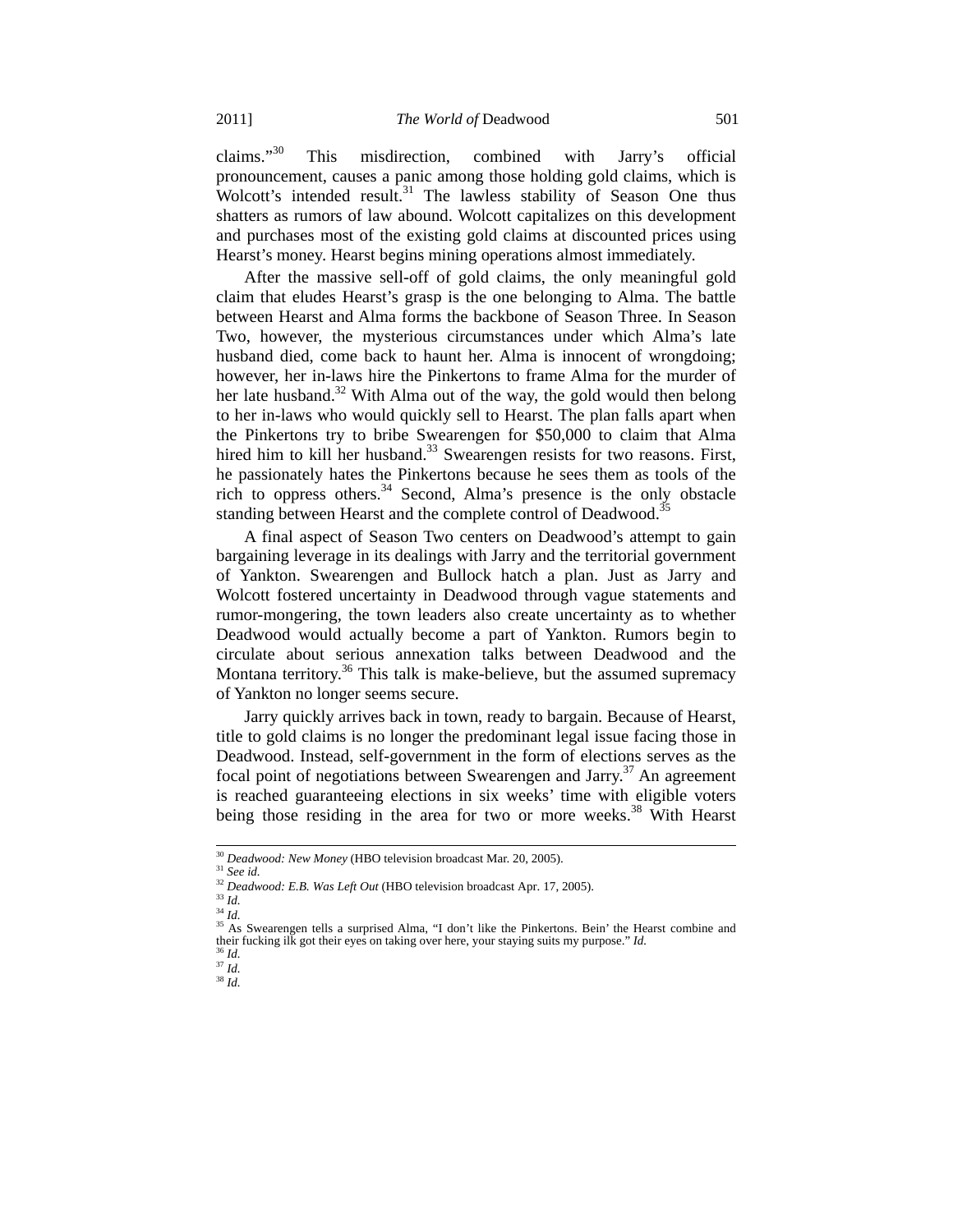claims."[30] This misdirection, combined with Jarry's official pronouncement, causes a panic among those holding gold claims, which is Wolcott's intended result.[31] The lawless stability of Season One thus shatters as rumors of law abound. Wolcott capitalizes on this development and purchases most of the existing gold claims at discounted prices using Hearst's money. Hearst begins mining operations almost immediately.

After the massive sell-off of gold claims, the only meaningful gold claim that eludes Hearst's grasp is the one belonging to Alma. The battle between Hearst and Alma forms the backbone of Season Three. In Season Two, however, the mysterious circumstances under which Alma's late husband died, come back to haunt her. Alma is innocent of wrongdoing; however, her in-laws hire the Pinkertons to frame Alma for the murder of her late husband.[32] With Alma out of the way, the gold would then belong to her in-laws who would quickly sell to Hearst. The plan falls apart when the Pinkertons try to bribe Swearengen for $50,000 to claim that Alma hired him to kill her husband.[33] Swearengen resists for two reasons. First, he passionately hates the Pinkertons because he sees them as tools of the rich to oppress others.[34] Second, Alma's presence is the only obstacle standing between Hearst and the complete control of Deadwood.[35]

A final aspect of Season Two centers on Deadwood's attempt to gain bargaining leverage in its dealings with Jarry and the territorial government of Yankton. Swearengen and Bullock hatch a plan. Just as Jarry and Wolcott fostered uncertainty in Deadwood through vague statements and rumor-mongering, the town leaders also create uncertainty as to whether Deadwood would actually become a part of Yankton. Rumors begin to circulate about serious annexation talks between Deadwood and the Montana territory.[36] This talk is make-believe, but the assumed supremacy of Yankton no longer seems secure.

Jarry quickly arrives back in town, ready to bargain. Because of Hearst, title to gold claims is no longer the predominant legal issue facing those in Deadwood. Instead, self-government in the form of elections serves as the focal point of negotiations between Swearengen and Jarry.[37] An agreement is reached guaranteeing elections in six weeks' time with eligible voters being those residing in the area for two or more weeks.[38] With Hearst

---

[30] *Deadwood: New Money* (HBO television broadcast Mar. 20, 2005).
[31] *See id.*
[32] *Deadwood: E.B. Was Left Out* (HBO television broadcast Apr. 17, 2005).
[33] *Id.*
[34] *Id.*
[35] As Swearengen tells a surprised Alma, "I don't like the Pinkertons. Bein' the Hearst combine and their fucking ilk got their eyes on taking over here, your staying suits my purpose." *Id.*
[36] *Id.*
[37] *Id.*
[38] *Id.*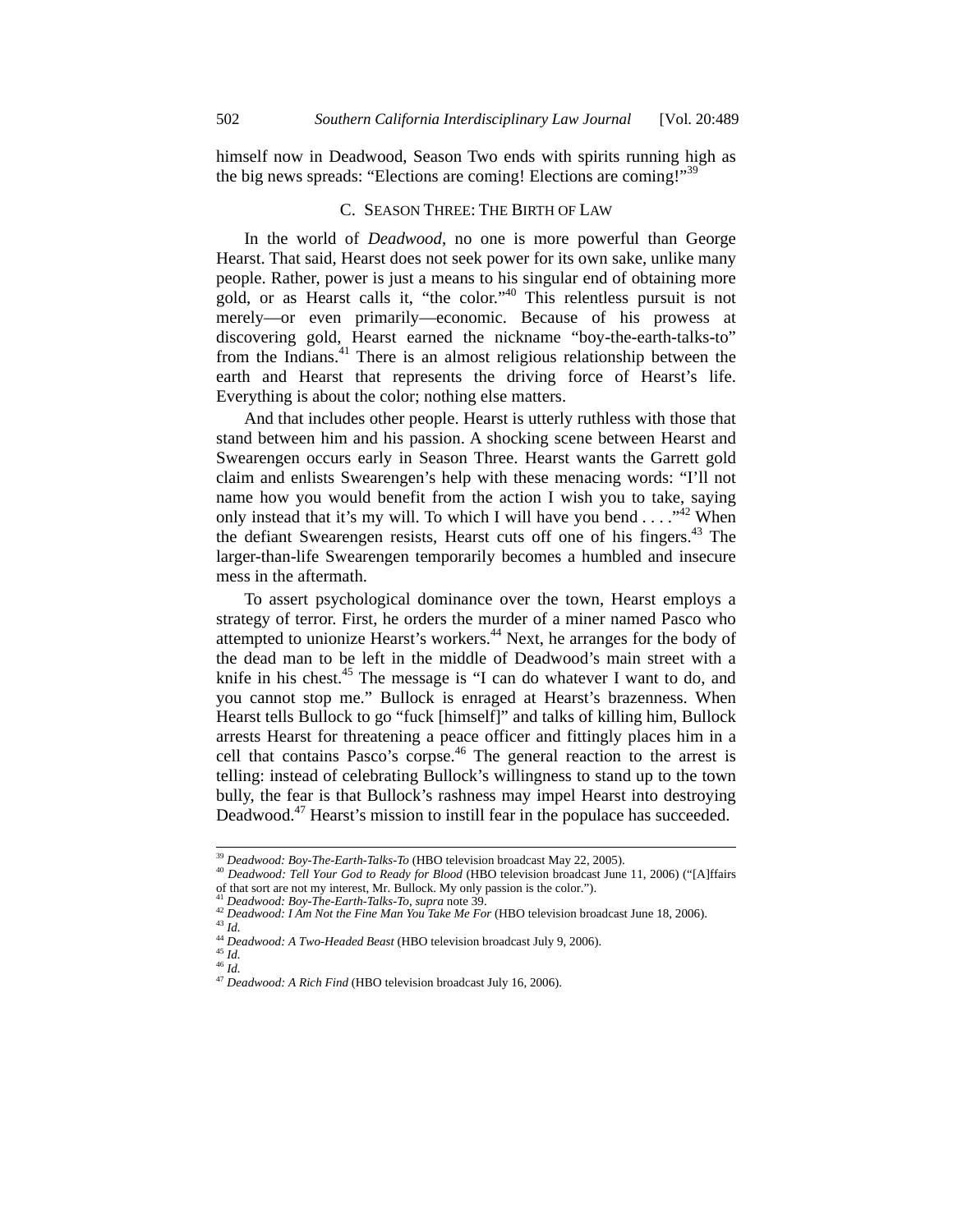himself now in Deadwood, Season Two ends with spirits running high as the big news spreads: "Elections are coming! Elections are coming!"[39]

### C. Season Three: The Birth of Law

In the world of *Deadwood*, no one is more powerful than George Hearst. That said, Hearst does not seek power for its own sake, unlike many people. Rather, power is just a means to his singular end of obtaining more gold, or as Hearst calls it, "the color."[40] This relentless pursuit is not merely—or even primarily—economic. Because of his prowess at discovering gold, Hearst earned the nickname "boy-the-earth-talks-to" from the Indians.[41] There is an almost religious relationship between the earth and Hearst that represents the driving force of Hearst's life. Everything is about the color; nothing else matters.

And that includes other people. Hearst is utterly ruthless with those that stand between him and his passion. A shocking scene between Hearst and Swearengen occurs early in Season Three. Hearst wants the Garrett gold claim and enlists Swearengen's help with these menacing words: "I'll not name how you would benefit from the action I wish you to take, saying only instead that it's my will. To which I will have you bend . . . ."[42] When the defiant Swearengen resists, Hearst cuts off one of his fingers.[43] The larger-than-life Swearengen temporarily becomes a humbled and insecure mess in the aftermath.

To assert psychological dominance over the town, Hearst employs a strategy of terror. First, he orders the murder of a miner named Pasco who attempted to unionize Hearst's workers.[44] Next, he arranges for the body of the dead man to be left in the middle of Deadwood's main street with a knife in his chest.[45] The message is "I can do whatever I want to do, and you cannot stop me." Bullock is enraged at Hearst's brazenness. When Hearst tells Bullock to go "fuck [himself]" and talks of killing him, Bullock arrests Hearst for threatening a peace officer and fittingly places him in a cell that contains Pasco's corpse.[46] The general reaction to the arrest is telling: instead of celebrating Bullock's willingness to stand up to the town bully, the fear is that Bullock's rashness may impel Hearst into destroying Deadwood.[47] Hearst's mission to instill fear in the populace has succeeded.

---

[39] *Deadwood: Boy-The-Earth-Talks-To* (HBO television broadcast May 22, 2005).

[40] *Deadwood: Tell Your God to Ready for Blood* (HBO television broadcast June 11, 2006) ("[A]ffairs of that sort are not my interest, Mr. Bullock. My only passion is the color.").

[41] *Deadwood: Boy-The-Earth-Talks-To*, *supra* note 39.

[42] *Deadwood: I Am Not the Fine Man You Take Me For* (HBO television broadcast June 18, 2006).

[43] *Id.*

[44] *Deadwood: A Two-Headed Beast* (HBO television broadcast July 9, 2006).

[45] *Id.*

[46] *Id.*

[47] *Deadwood: A Rich Find* (HBO television broadcast July 16, 2006).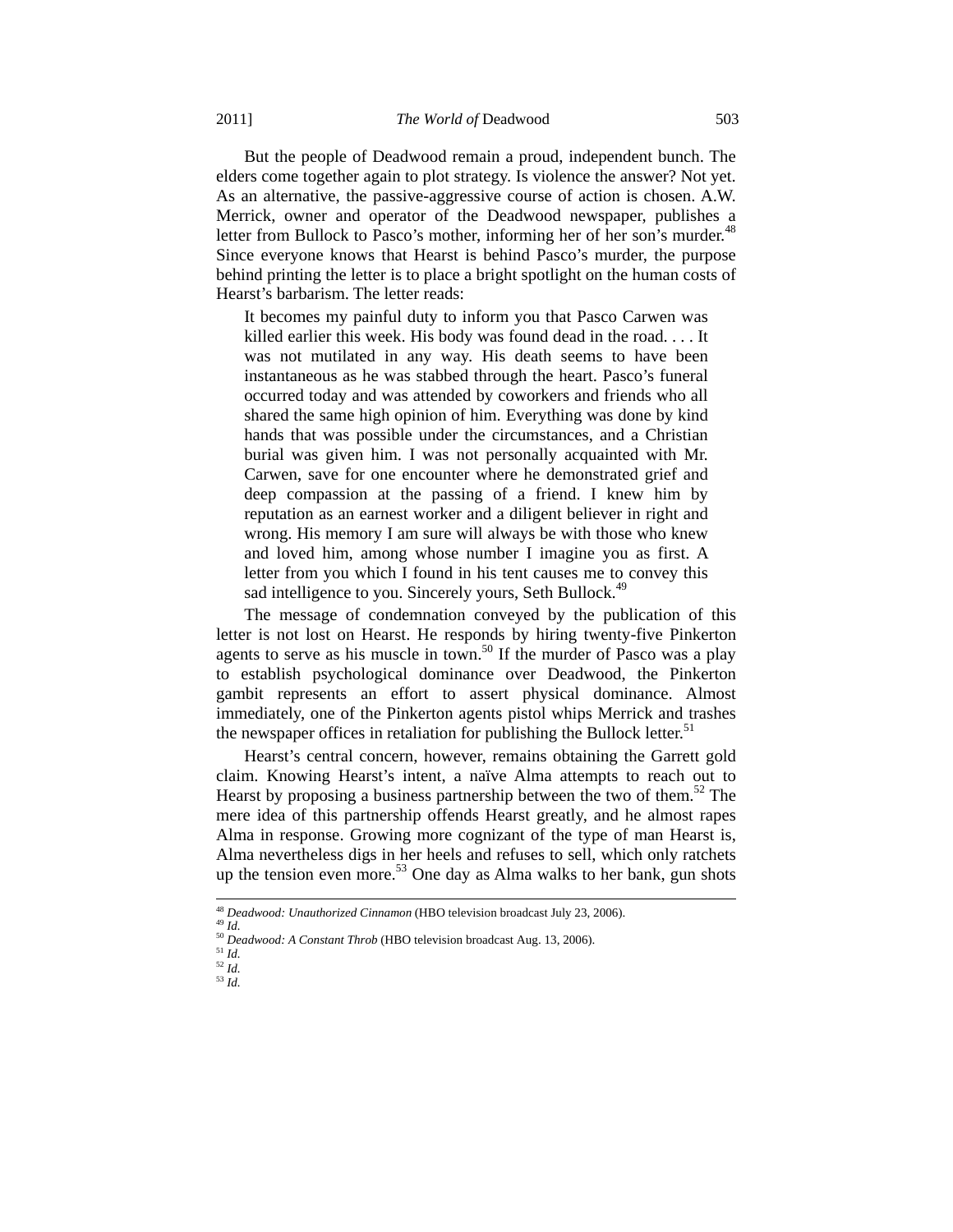But the people of Deadwood remain a proud, independent bunch. The elders come together again to plot strategy. Is violence the answer? Not yet. As an alternative, the passive-aggressive course of action is chosen. A.W. Merrick, owner and operator of the Deadwood newspaper, publishes a letter from Bullock to Pasco's mother, informing her of her son's murder.[48] Since everyone knows that Hearst is behind Pasco's murder, the purpose behind printing the letter is to place a bright spotlight on the human costs of Hearst's barbarism. The letter reads:

> It becomes my painful duty to inform you that Pasco Carwen was killed earlier this week. His body was found dead in the road. . . . It was not mutilated in any way. His death seems to have been instantaneous as he was stabbed through the heart. Pasco's funeral occurred today and was attended by coworkers and friends who all shared the same high opinion of him. Everything was done by kind hands that was possible under the circumstances, and a Christian burial was given him. I was not personally acquainted with Mr. Carwen, save for one encounter where he demonstrated grief and deep compassion at the passing of a friend. I knew him by reputation as an earnest worker and a diligent believer in right and wrong. His memory I am sure will always be with those who knew and loved him, among whose number I imagine you as first. A letter from you which I found in his tent causes me to convey this sad intelligence to you. Sincerely yours, Seth Bullock.[49]

The message of condemnation conveyed by the publication of this letter is not lost on Hearst. He responds by hiring twenty-five Pinkerton agents to serve as his muscle in town.[50] If the murder of Pasco was a play to establish psychological dominance over Deadwood, the Pinkerton gambit represents an effort to assert physical dominance. Almost immediately, one of the Pinkerton agents pistol whips Merrick and trashes the newspaper offices in retaliation for publishing the Bullock letter.[51]

Hearst's central concern, however, remains obtaining the Garrett gold claim. Knowing Hearst's intent, a naïve Alma attempts to reach out to Hearst by proposing a business partnership between the two of them.[52] The mere idea of this partnership offends Hearst greatly, and he almost rapes Alma in response. Growing more cognizant of the type of man Hearst is, Alma nevertheless digs in her heels and refuses to sell, which only ratchets up the tension even more.[53] One day as Alma walks to her bank, gun shots

---

[48] *Deadwood: Unauthorized Cinnamon* (HBO television broadcast July 23, 2006).
[49] *Id.*
[50] *Deadwood: A Constant Throb* (HBO television broadcast Aug. 13, 2006).
[51] *Id.*
[52] *Id.*
[53] *Id.*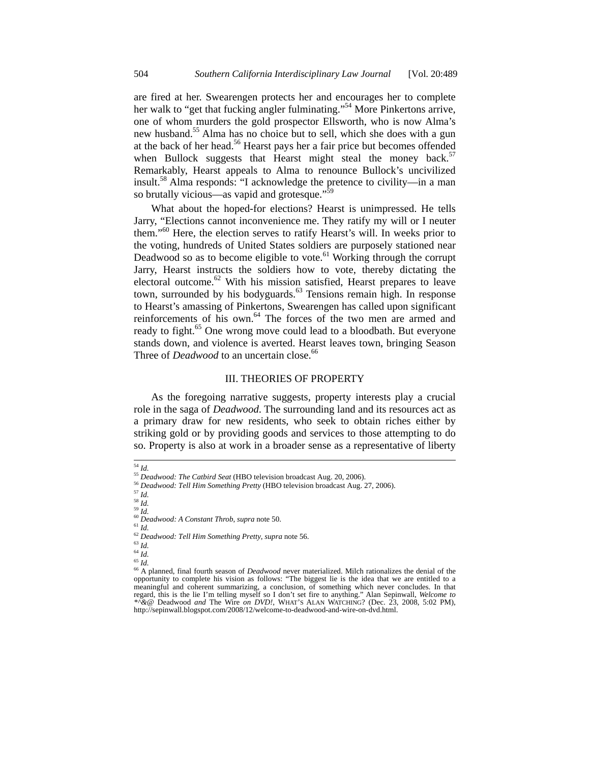are fired at her. Swearengen protects her and encourages her to complete her walk to "get that fucking angler fulminating."[54] More Pinkertons arrive, one of whom murders the gold prospector Ellsworth, who is now Alma's new husband.[55] Alma has no choice but to sell, which she does with a gun at the back of her head.[56] Hearst pays her a fair price but becomes offended when Bullock suggests that Hearst might steal the money back.[57] Remarkably, Hearst appeals to Alma to renounce Bullock's uncivilized insult.[58] Alma responds: "I acknowledge the pretence to civility—in a man so brutally vicious—as vapid and grotesque."[59]

What about the hoped-for elections? Hearst is unimpressed. He tells Jarry, "Elections cannot inconvenience me. They ratify my will or I neuter them."[60] Here, the election serves to ratify Hearst's will. In weeks prior to the voting, hundreds of United States soldiers are purposely stationed near Deadwood so as to become eligible to vote.[61] Working through the corrupt Jarry, Hearst instructs the soldiers how to vote, thereby dictating the electoral outcome.[62] With his mission satisfied, Hearst prepares to leave town, surrounded by his bodyguards.[63] Tensions remain high. In response to Hearst's amassing of Pinkertons, Swearengen has called upon significant reinforcements of his own.[64] The forces of the two men are armed and ready to fight.[65] One wrong move could lead to a bloodbath. But everyone stands down, and violence is averted. Hearst leaves town, bringing Season Three of *Deadwood* to an uncertain close.[66]

## III. THEORIES OF PROPERTY

As the foregoing narrative suggests, property interests play a crucial role in the saga of *Deadwood*. The surrounding land and its resources act as a primary draw for new residents, who seek to obtain riches either by striking gold or by providing goods and services to those attempting to do so. Property is also at work in a broader sense as a representative of liberty

---

[54] *Id.*
[55] *Deadwood: The Catbird Seat* (HBO television broadcast Aug. 20, 2006).
[56] *Deadwood: Tell Him Something Pretty* (HBO television broadcast Aug. 27, 2006).
[57] *Id.*
[58] *Id.*
[59] *Id.*
[60] *Deadwood: A Constant Throb*, *supra* note 50.
[61] *Id.*
[62] *Deadwood: Tell Him Something Pretty*, *supra* note 56.
[63] *Id.*
[64] *Id.*
[65] *Id.*
[66] A planned, final fourth season of *Deadwood* never materialized. Milch rationalizes the denial of the opportunity to complete his vision as follows: "The biggest lie is the idea that we are entitled to a meaningful and coherent summarizing, a conclusion, of something which never concludes. In that regard, this is the lie I'm telling myself so I don't set fire to anything." Alan Sepinwall, *Welcome to *^&@* Deadwood *and* The Wire *on DVD!*, WHAT'S ALAN WATCHING? (Dec. 23, 2008, 5:02 PM), http://sepinwall.blogspot.com/2008/12/welcome-to-deadwood-and-wire-on-dvd.html.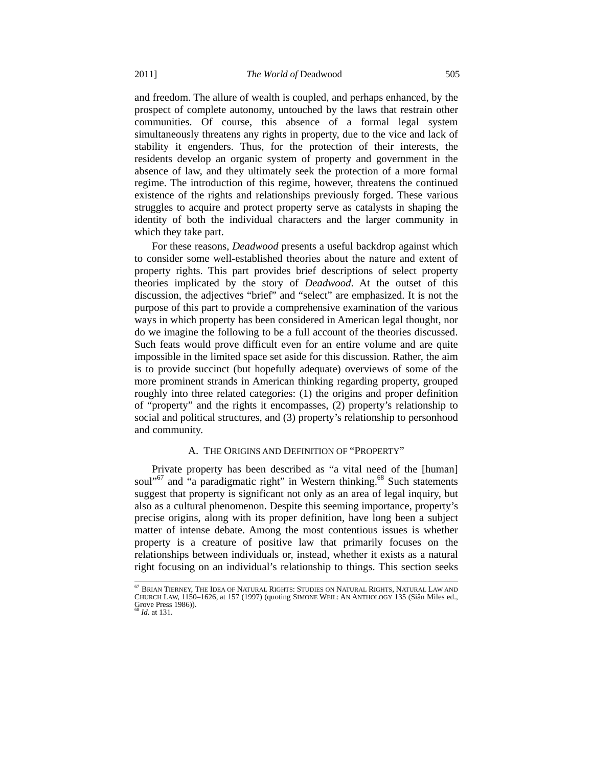and freedom. The allure of wealth is coupled, and perhaps enhanced, by the prospect of complete autonomy, untouched by the laws that restrain other communities. Of course, this absence of a formal legal system simultaneously threatens any rights in property, due to the vice and lack of stability it engenders. Thus, for the protection of their interests, the residents develop an organic system of property and government in the absence of law, and they ultimately seek the protection of a more formal regime. The introduction of this regime, however, threatens the continued existence of the rights and relationships previously forged. These various struggles to acquire and protect property serve as catalysts in shaping the identity of both the individual characters and the larger community in which they take part.

For these reasons, *Deadwood* presents a useful backdrop against which to consider some well-established theories about the nature and extent of property rights. This part provides brief descriptions of select property theories implicated by the story of *Deadwood*. At the outset of this discussion, the adjectives "brief" and "select" are emphasized. It is not the purpose of this part to provide a comprehensive examination of the various ways in which property has been considered in American legal thought, nor do we imagine the following to be a full account of the theories discussed. Such feats would prove difficult even for an entire volume and are quite impossible in the limited space set aside for this discussion. Rather, the aim is to provide succinct (but hopefully adequate) overviews of some of the more prominent strands in American thinking regarding property, grouped roughly into three related categories: (1) the origins and proper definition of "property" and the rights it encompasses, (2) property's relationship to social and political structures, and (3) property's relationship to personhood and community.

### A. THE ORIGINS AND DEFINITION OF "PROPERTY"

Private property has been described as "a vital need of the [human] soul"[67] and "a paradigmatic right" in Western thinking.[68] Such statements suggest that property is significant not only as an area of legal inquiry, but also as a cultural phenomenon. Despite this seeming importance, property's precise origins, along with its proper definition, have long been a subject matter of intense debate. Among the most contentious issues is whether property is a creature of positive law that primarily focuses on the relationships between individuals or, instead, whether it exists as a natural right focusing on an individual's relationship to things. This section seeks

---

[67] BRIAN TIERNEY, THE IDEA OF NATURAL RIGHTS: STUDIES ON NATURAL RIGHTS, NATURAL LAW AND CHURCH LAW, 1150–1626, at 157 (1997) (quoting SIMONE WEIL: AN ANTHOLOGY 135 (Siân Miles ed., Grove Press 1986)).

[68] *Id.* at 131.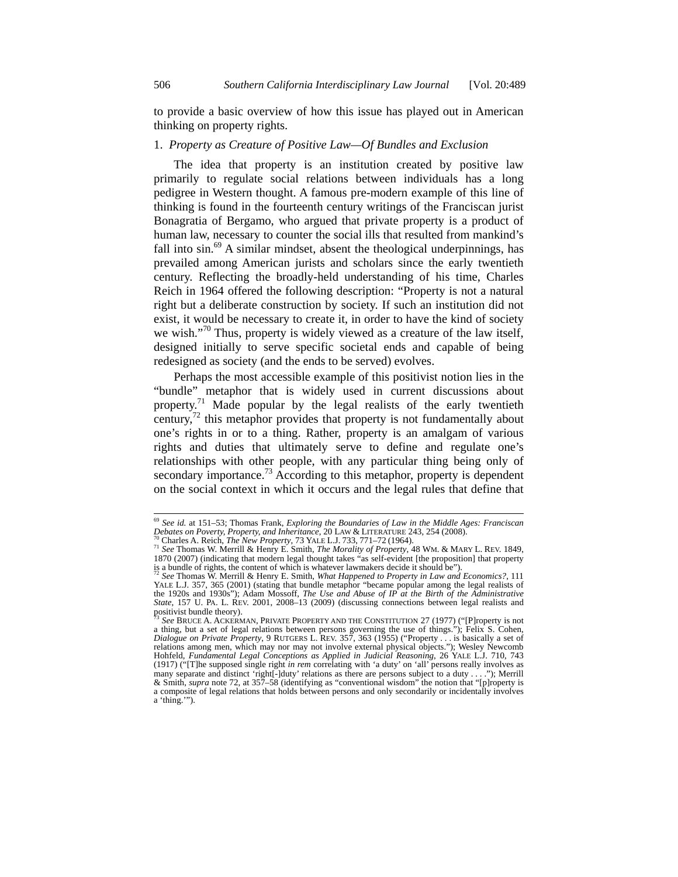to provide a basic overview of how this issue has played out in American thinking on property rights.

### 1. *Property as Creature of Positive Law—Of Bundles and Exclusion*

The idea that property is an institution created by positive law primarily to regulate social relations between individuals has a long pedigree in Western thought. A famous pre-modern example of this line of thinking is found in the fourteenth century writings of the Franciscan jurist Bonagratia of Bergamo, who argued that private property is a product of human law, necessary to counter the social ills that resulted from mankind's fall into sin.[69] A similar mindset, absent the theological underpinnings, has prevailed among American jurists and scholars since the early twentieth century. Reflecting the broadly-held understanding of his time, Charles Reich in 1964 offered the following description: "Property is not a natural right but a deliberate construction by society. If such an institution did not exist, it would be necessary to create it, in order to have the kind of society we wish."[70] Thus, property is widely viewed as a creature of the law itself, designed initially to serve specific societal ends and capable of being redesigned as society (and the ends to be served) evolves.

Perhaps the most accessible example of this positivist notion lies in the "bundle" metaphor that is widely used in current discussions about property.[71] Made popular by the legal realists of the early twentieth century,[72] this metaphor provides that property is not fundamentally about one's rights in or to a thing. Rather, property is an amalgam of various rights and duties that ultimately serve to define and regulate one's relationships with other people, with any particular thing being only of secondary importance.[73] According to this metaphor, property is dependent on the social context in which it occurs and the legal rules that define that

---

[69] *See id.* at 151–53; Thomas Frank, *Exploring the Boundaries of Law in the Middle Ages: Franciscan Debates on Poverty, Property, and Inheritance*, 20 LAW & LITERATURE 243, 254 (2008).

[70] Charles A. Reich, *The New Property*, 73 YALE L.J. 733, 771–72 (1964).

[71] *See* Thomas W. Merrill & Henry E. Smith, *The Morality of Property*, 48 WM. & MARY L. REV. 1849, 1870 (2007) (indicating that modern legal thought takes "as self-evident [the proposition] that property is a bundle of rights, the content of which is whatever lawmakers decide it should be").

[72] *See* Thomas W. Merrill & Henry E. Smith, *What Happened to Property in Law and Economics?*, 111 YALE L.J. 357, 365 (2001) (stating that bundle metaphor "became popular among the legal realists of the 1920s and 1930s"); Adam Mossoff, *The Use and Abuse of IP at the Birth of the Administrative State*, 157 U. PA. L. REV. 2001, 2008–13 (2009) (discussing connections between legal realists and positivist bundle theory).

[73] *See* BRUCE A. ACKERMAN, PRIVATE PROPERTY AND THE CONSTITUTION 27 (1977) ("[P]roperty is not a thing, but a set of legal relations between persons governing the use of things."); Felix S. Cohen, *Dialogue on Private Property*, 9 RUTGERS L. REV. 357, 363 (1955) ("Property . . . is basically a set of relations among men, which may nor may not involve external physical objects."); Wesley Newcomb Hohfeld, *Fundamental Legal Conceptions as Applied in Judicial Reasoning*, 26 YALE L.J. 710, 743 (1917) ("[T]he supposed single right *in rem* correlating with 'a duty' on 'all' persons really involves as many separate and distinct 'right[-]duty' relations as there are persons subject to a duty . . . ."); Merrill & Smith, *supra* note 72, at 357–58 (identifying as "conventional wisdom" the notion that "[p]roperty is a composite of legal relations that holds between persons and only secondarily or incidentally involves a 'thing.'").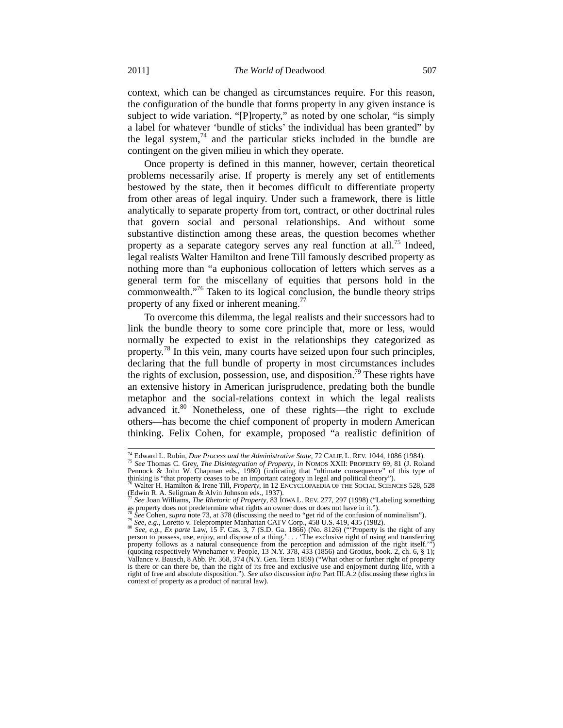context, which can be changed as circumstances require. For this reason, the configuration of the bundle that forms property in any given instance is subject to wide variation. "[P]roperty," as noted by one scholar, "is simply a label for whatever 'bundle of sticks' the individual has been granted" by the legal system,[74] and the particular sticks included in the bundle are contingent on the given milieu in which they operate.

Once property is defined in this manner, however, certain theoretical problems necessarily arise. If property is merely any set of entitlements bestowed by the state, then it becomes difficult to differentiate property from other areas of legal inquiry. Under such a framework, there is little analytically to separate property from tort, contract, or other doctrinal rules that govern social and personal relationships. And without some substantive distinction among these areas, the question becomes whether property as a separate category serves any real function at all.[75] Indeed, legal realists Walter Hamilton and Irene Till famously described property as nothing more than "a euphonious collocation of letters which serves as a general term for the miscellany of equities that persons hold in the commonwealth."[76] Taken to its logical conclusion, the bundle theory strips property of any fixed or inherent meaning.[77]

To overcome this dilemma, the legal realists and their successors had to link the bundle theory to some core principle that, more or less, would normally be expected to exist in the relationships they categorized as property.[78] In this vein, many courts have seized upon four such principles, declaring that the full bundle of property in most circumstances includes the rights of exclusion, possession, use, and disposition.[79] These rights have an extensive history in American jurisprudence, predating both the bundle metaphor and the social-relations context in which the legal realists advanced it.[80] Nonetheless, one of these rights—the right to exclude others—has become the chief component of property in modern American thinking. Felix Cohen, for example, proposed "a realistic definition of

---

[74] Edward L. Rubin, *Due Process and the Administrative State*, 72 CALIF. L. REV. 1044, 1086 (1984).

[75] *See* Thomas C. Grey, *The Disintegration of Property*, *in* NOMOS XXII: PROPERTY 69, 81 (J. Roland Pennock & John W. Chapman eds., 1980) (indicating that "ultimate consequence" of this type of thinking is "that property ceases to be an important category in legal and political theory").

[76] Walter H. Hamilton & Irene Till, *Property*, in 12 ENCYCLOPAEDIA OF THE SOCIAL SCIENCES 528, 528 (Edwin R. A. Seligman & Alvin Johnson eds., 1937).

[77] *See* Joan Williams, *The Rhetoric of Property*, 83 IOWA L. REV. 277, 297 (1998) ("Labeling something as property does not predetermine what rights an owner does or does not have in it.").

[78] *See* Cohen, *supra* note 73, at 378 (discussing the need to "get rid of the confusion of nominalism").

[79] *See, e.g.*, Loretto v. Teleprompter Manhattan CATV Corp., 458 U.S. 419, 435 (1982).

[80] *See, e.g.*, *Ex parte* Law, 15 F. Cas. 3, 7 (S.D. Ga. 1866) (No. 8126) ("'Property is the right of any person to possess, use, enjoy, and dispose of a thing.' . . . 'The exclusive right of using and transferring property follows as a natural consequence from the perception and admission of the right itself.'") (quoting respectively Wynehamer v. People, 13 N.Y. 378, 433 (1856) and Grotius, book. 2, ch. 6, § 1); Vallance v. Bausch, 8 Abb. Pr. 368, 374 (N.Y. Gen. Term 1859) ("What other or further right of property is there or can there be, than the right of its free and exclusive use and enjoyment during life, with a right of free and absolute disposition."). *See also* discussion *infra* Part III.A.2 (discussing these rights in context of property as a product of natural law).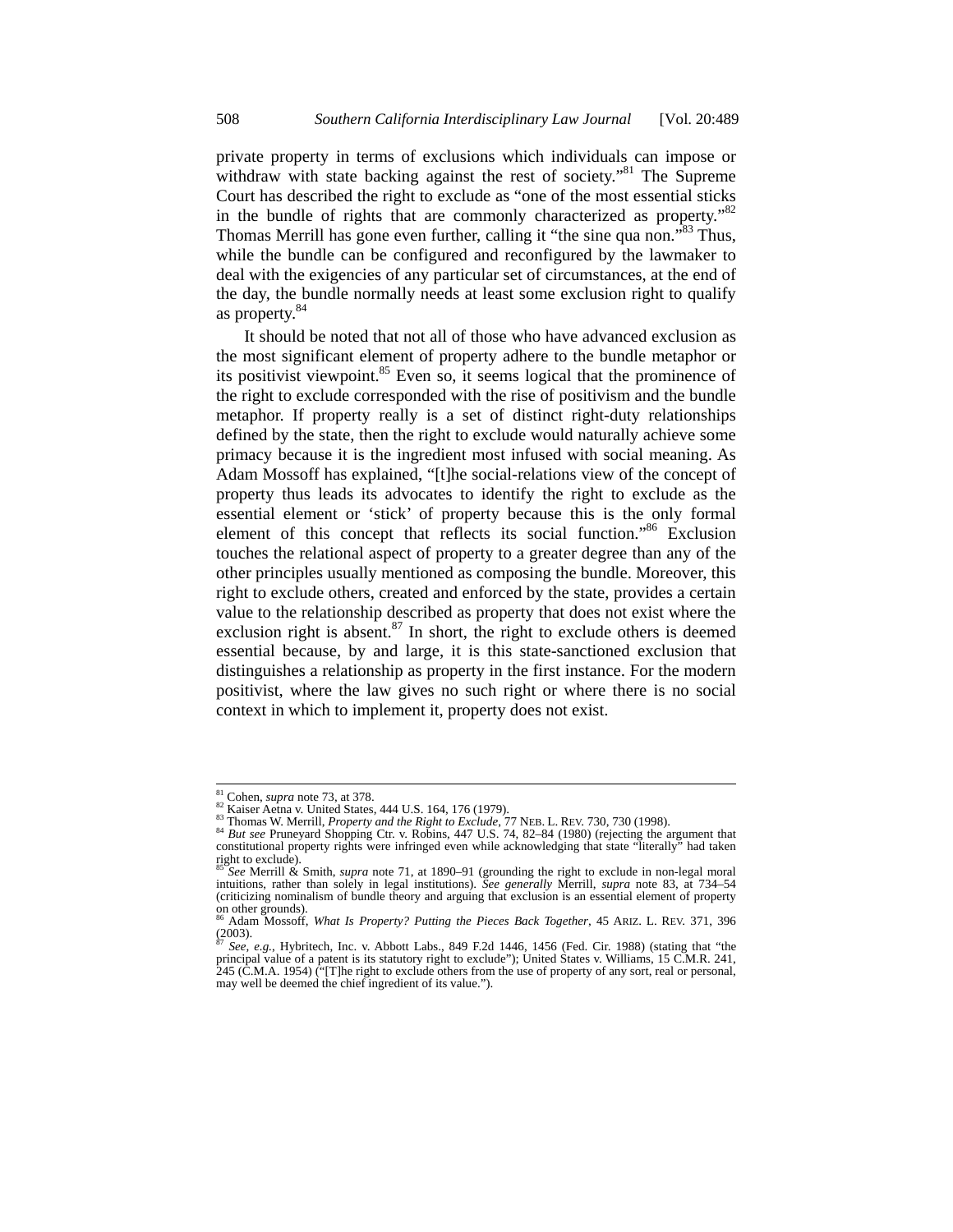private property in terms of exclusions which individuals can impose or withdraw with state backing against the rest of society."[81] The Supreme Court has described the right to exclude as "one of the most essential sticks in the bundle of rights that are commonly characterized as property."[82] Thomas Merrill has gone even further, calling it "the sine qua non."[83] Thus, while the bundle can be configured and reconfigured by the lawmaker to deal with the exigencies of any particular set of circumstances, at the end of the day, the bundle normally needs at least some exclusion right to qualify as property.[84]

It should be noted that not all of those who have advanced exclusion as the most significant element of property adhere to the bundle metaphor or its positivist viewpoint.[85] Even so, it seems logical that the prominence of the right to exclude corresponded with the rise of positivism and the bundle metaphor. If property really is a set of distinct right-duty relationships defined by the state, then the right to exclude would naturally achieve some primacy because it is the ingredient most infused with social meaning. As Adam Mossoff has explained, "[t]he social-relations view of the concept of property thus leads its advocates to identify the right to exclude as the essential element or 'stick' of property because this is the only formal element of this concept that reflects its social function."[86] Exclusion touches the relational aspect of property to a greater degree than any of the other principles usually mentioned as composing the bundle. Moreover, this right to exclude others, created and enforced by the state, provides a certain value to the relationship described as property that does not exist where the exclusion right is absent.[87] In short, the right to exclude others is deemed essential because, by and large, it is this state-sanctioned exclusion that distinguishes a relationship as property in the first instance. For the modern positivist, where the law gives no such right or where there is no social context in which to implement it, property does not exist.

---

[81] Cohen, *supra* note 73, at 378.

[82] Kaiser Aetna v. United States, 444 U.S. 164, 176 (1979).

[83] Thomas W. Merrill, *Property and the Right to Exclude*, 77 NEB. L. REV. 730, 730 (1998).

[84] *But see* Pruneyard Shopping Ctr. v. Robins, 447 U.S. 74, 82–84 (1980) (rejecting the argument that constitutional property rights were infringed even while acknowledging that state "literally" had taken right to exclude).

[85] *See* Merrill & Smith, *supra* note 71, at 1890–91 (grounding the right to exclude in non-legal moral intuitions, rather than solely in legal institutions). *See generally* Merrill, *supra* note 83, at 734–54 (criticizing nominalism of bundle theory and arguing that exclusion is an essential element of property on other grounds).

[86] Adam Mossoff, *What Is Property? Putting the Pieces Back Together*, 45 ARIZ. L. REV. 371, 396 (2003).

[87] *See, e.g.*, Hybritech, Inc. v. Abbott Labs., 849 F.2d 1446, 1456 (Fed. Cir. 1988) (stating that "the principal value of a patent is its statutory right to exclude"); United States v. Williams, 15 C.M.R. 241, 245 (C.M.A. 1954) ("[T]he right to exclude others from the use of property of any sort, real or personal, may well be deemed the chief ingredient of its value.").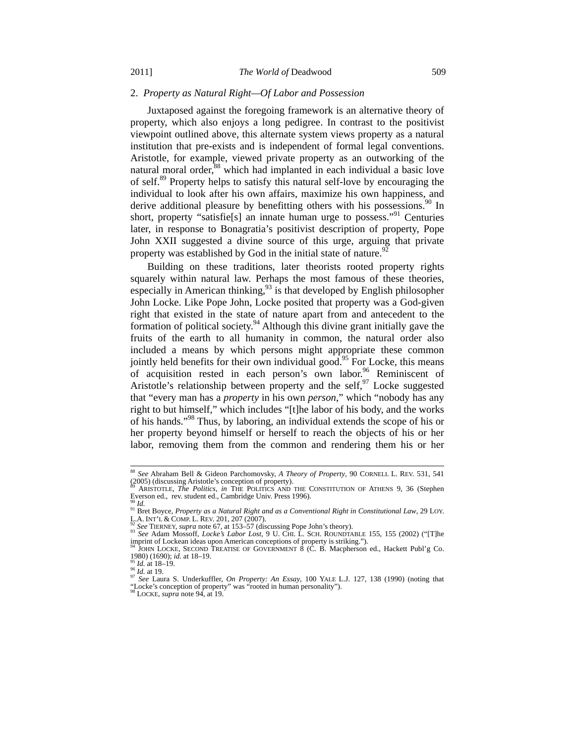### 2. *Property as Natural Right—Of Labor and Possession*

Juxtaposed against the foregoing framework is an alternative theory of property, which also enjoys a long pedigree. In contrast to the positivist viewpoint outlined above, this alternate system views property as a natural institution that pre-exists and is independent of formal legal conventions. Aristotle, for example, viewed private property as an outworking of the natural moral order,[88] which had implanted in each individual a basic love of self.[89] Property helps to satisfy this natural self-love by encouraging the individual to look after his own affairs, maximize his own happiness, and derive additional pleasure by benefitting others with his possessions.[90] In short, property "satisfie[s] an innate human urge to possess."[91] Centuries later, in response to Bonagratia's positivist description of property, Pope John XXII suggested a divine source of this urge, arguing that private property was established by God in the initial state of nature.[92]

Building on these traditions, later theorists rooted property rights squarely within natural law. Perhaps the most famous of these theories, especially in American thinking,[93] is that developed by English philosopher John Locke. Like Pope John, Locke posited that property was a God-given right that existed in the state of nature apart from and antecedent to the formation of political society.[94] Although this divine grant initially gave the fruits of the earth to all humanity in common, the natural order also included a means by which persons might appropriate these common jointly held benefits for their own individual good.[95] For Locke, this means of acquisition rested in each person's own labor.[96] Reminiscent of Aristotle's relationship between property and the self,[97] Locke suggested that "every man has a *property* in his own *person*," which "nobody has any right to but himself," which includes "[t]he labor of his body, and the works of his hands."[98] Thus, by laboring, an individual extends the scope of his or her property beyond himself or herself to reach the objects of his or her labor, removing them from the common and rendering them his or her

---

[88] *See* Abraham Bell & Gideon Parchomovsky, *A Theory of Property*, 90 CORNELL L. REV. 531, 541 (2005) (discussing Aristotle's conception of property).

[89] ARISTOTLE, *The Politics*, *in* THE POLITICS AND THE CONSTITUTION OF ATHENS 9, 36 (Stephen Everson ed., rev. student ed., Cambridge Univ. Press 1996).

[90] *Id.*

[91] Bret Boyce, *Property as a Natural Right and as a Conventional Right in Constitutional Law*, 29 LOY. L.A. INT'L & COMP. L. REV. 201, 207 (2007).

[92] *See* TIERNEY, *supra* note 67, at 153–57 (discussing Pope John's theory).

[93] *See* Adam Mossoff, *Locke's Labor Lost*, 9 U. CHI. L. SCH. ROUNDTABLE 155, 155 (2002) ("[T]he imprint of Lockean ideas upon American conceptions of property is striking.").

[94] JOHN LOCKE, SECOND TREATISE OF GOVERNMENT 8 (C. B. Macpherson ed., Hackett Publ'g Co. 1980) (1690); *id.* at 18–19.

[95] *Id.* at 18–19.

[96] *Id.* at 19.

[97] *See* Laura S. Underkuffler, *On Property: An Essay*, 100 YALE L.J. 127, 138 (1990) (noting that "Locke's conception of property" was "rooted in human personality").

[98] LOCKE, *supra* note 94, at 19.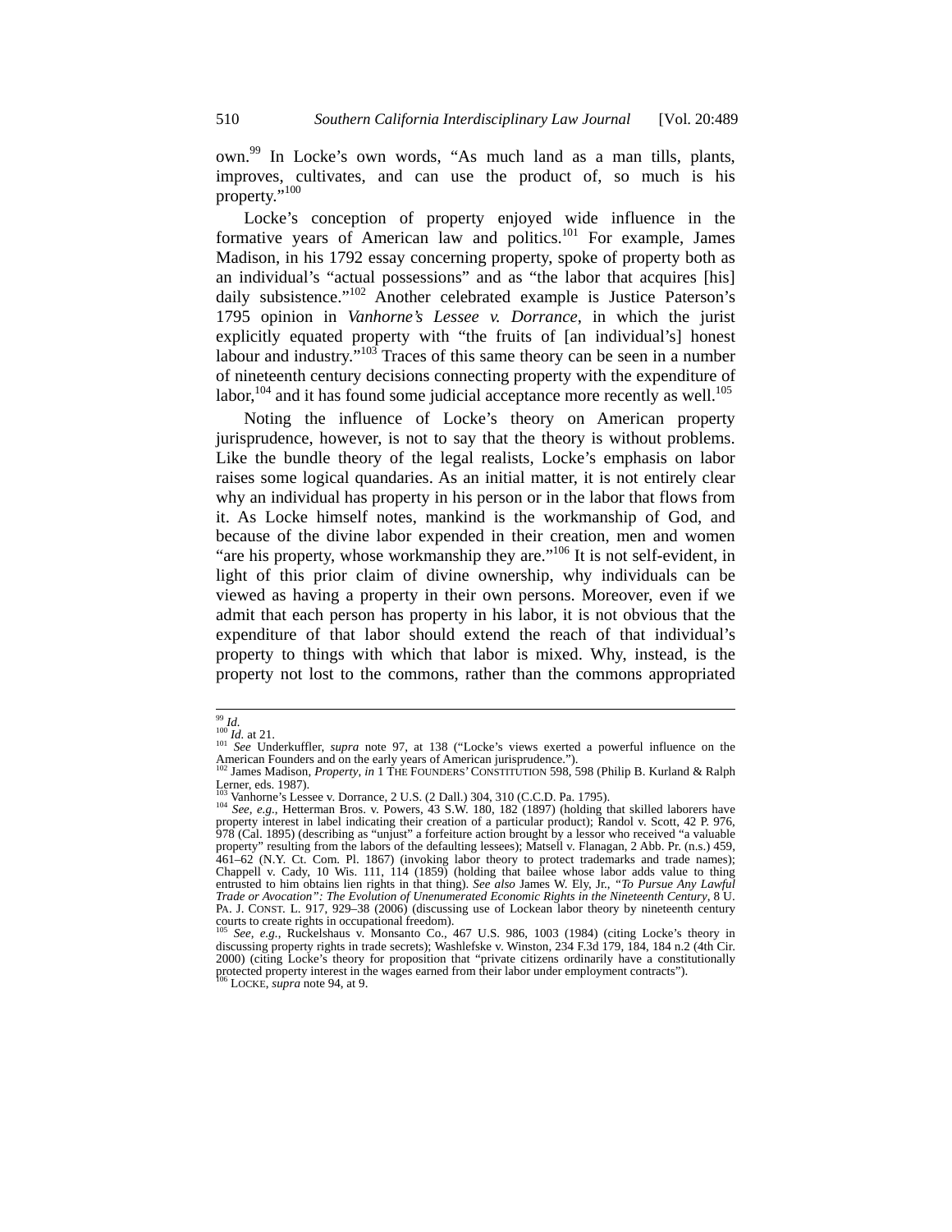own.[99] In Locke's own words, "As much land as a man tills, plants, improves, cultivates, and can use the product of, so much is his property."[100]

Locke's conception of property enjoyed wide influence in the formative years of American law and politics.[101] For example, James Madison, in his 1792 essay concerning property, spoke of property both as an individual's "actual possessions" and as "the labor that acquires [his] daily subsistence."[102] Another celebrated example is Justice Paterson's 1795 opinion in *Vanhorne's Lessee v. Dorrance*, in which the jurist explicitly equated property with "the fruits of [an individual's] honest labour and industry."[103] Traces of this same theory can be seen in a number of nineteenth century decisions connecting property with the expenditure of labor,[104] and it has found some judicial acceptance more recently as well.[105]

Noting the influence of Locke's theory on American property jurisprudence, however, is not to say that the theory is without problems. Like the bundle theory of the legal realists, Locke's emphasis on labor raises some logical quandaries. As an initial matter, it is not entirely clear why an individual has property in his person or in the labor that flows from it. As Locke himself notes, mankind is the workmanship of God, and because of the divine labor expended in their creation, men and women "are his property, whose workmanship they are."[106] It is not self-evident, in light of this prior claim of divine ownership, why individuals can be viewed as having a property in their own persons. Moreover, even if we admit that each person has property in his labor, it is not obvious that the expenditure of that labor should extend the reach of that individual's property to things with which that labor is mixed. Why, instead, is the property not lost to the commons, rather than the commons appropriated

---

[99] *Id.*

[100] *Id.* at 21.

[101] *See* Underkuffler, *supra* note 97, at 138 ("Locke's views exerted a powerful influence on the American Founders and on the early years of American jurisprudence.").

[102] James Madison, *Property*, *in* 1 THE FOUNDERS' CONSTITUTION 598, 598 (Philip B. Kurland & Ralph Lerner, eds. 1987).

[103] Vanhorne's Lessee v. Dorrance, 2 U.S. (2 Dall.) 304, 310 (C.C.D. Pa. 1795).

[104] *See, e.g.*, Hetterman Bros. v. Powers, 43 S.W. 180, 182 (1897) (holding that skilled laborers have property interest in label indicating their creation of a particular product); Randol v. Scott, 42 P. 976, 978 (Cal. 1895) (describing as "unjust" a forfeiture action brought by a lessor who received "a valuable property" resulting from the labors of the defaulting lessees); Matsell v. Flanagan, 2 Abb. Pr. (n.s.) 459, 461–62 (N.Y. Ct. Com. Pl. 1867) (invoking labor theory to protect trademarks and trade names); Chappell v. Cady, 10 Wis. 111, 114 (1859) (holding that bailee whose labor adds value to thing entrusted to him obtains lien rights in that thing). *See also* James W. Ely, Jr., *"To Pursue Any Lawful Trade or Avocation": The Evolution of Unenumerated Economic Rights in the Nineteenth Century*, 8 U. PA. J. CONST. L. 917, 929–38 (2006) (discussing use of Lockean labor theory by nineteenth century courts to create rights in occupational freedom).

[105] *See, e.g.*, Ruckelshaus v. Monsanto Co., 467 U.S. 986, 1003 (1984) (citing Locke's theory in discussing property rights in trade secrets); Washlefske v. Winston, 234 F.3d 179, 184, 184 n.2 (4th Cir. 2000) (citing Locke's theory for proposition that "private citizens ordinarily have a constitutionally protected property interest in the wages earned from their labor under employment contracts").

[106] LOCKE, *supra* note 94, at 9.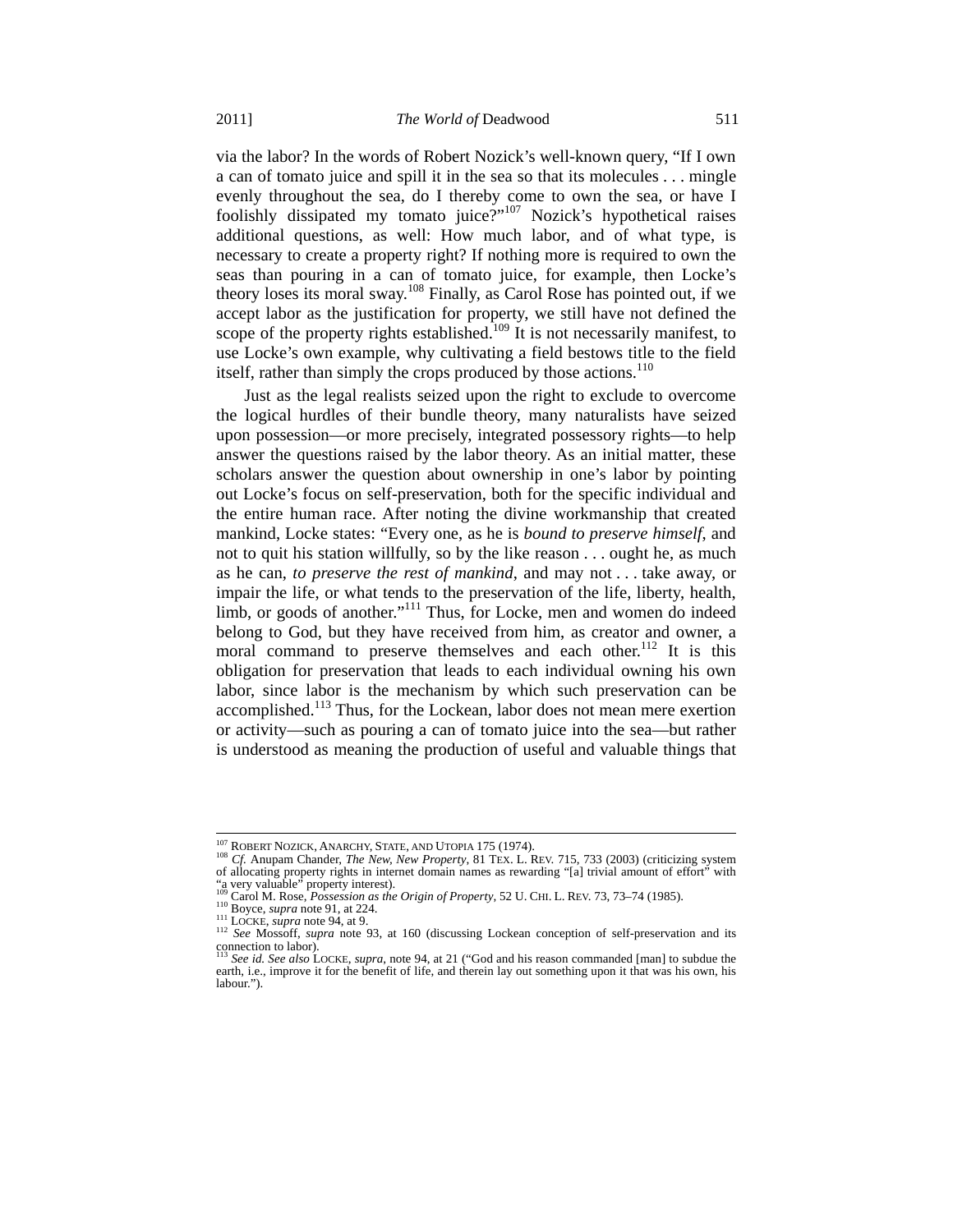via the labor? In the words of Robert Nozick's well-known query, "If I own a can of tomato juice and spill it in the sea so that its molecules . . . mingle evenly throughout the sea, do I thereby come to own the sea, or have I foolishly dissipated my tomato juice?"[107] Nozick's hypothetical raises additional questions, as well: How much labor, and of what type, is necessary to create a property right? If nothing more is required to own the seas than pouring in a can of tomato juice, for example, then Locke's theory loses its moral sway.[108] Finally, as Carol Rose has pointed out, if we accept labor as the justification for property, we still have not defined the scope of the property rights established.[109] It is not necessarily manifest, to use Locke's own example, why cultivating a field bestows title to the field itself, rather than simply the crops produced by those actions.[110]

Just as the legal realists seized upon the right to exclude to overcome the logical hurdles of their bundle theory, many naturalists have seized upon possession—or more precisely, integrated possessory rights—to help answer the questions raised by the labor theory. As an initial matter, these scholars answer the question about ownership in one's labor by pointing out Locke's focus on self-preservation, both for the specific individual and the entire human race. After noting the divine workmanship that created mankind, Locke states: "Every one, as he is *bound to preserve himself*, and not to quit his station willfully, so by the like reason . . . ought he, as much as he can, *to preserve the rest of mankind*, and may not . . . take away, or impair the life, or what tends to the preservation of the life, liberty, health, limb, or goods of another."[111] Thus, for Locke, men and women do indeed belong to God, but they have received from him, as creator and owner, a moral command to preserve themselves and each other.[112] It is this obligation for preservation that leads to each individual owning his own labor, since labor is the mechanism by which such preservation can be accomplished.[113] Thus, for the Lockean, labor does not mean mere exertion or activity—such as pouring a can of tomato juice into the sea—but rather is understood as meaning the production of useful and valuable things that

---

[107] ROBERT NOZICK, ANARCHY, STATE, AND UTOPIA 175 (1974).

[108] *Cf.* Anupam Chander, *The New, New Property*, 81 TEX. L. REV. 715, 733 (2003) (criticizing system of allocating property rights in internet domain names as rewarding "[a] trivial amount of effort" with "a very valuable" property interest).

[109] Carol M. Rose, *Possession as the Origin of Property*, 52 U. CHI. L. REV. 73, 73–74 (1985).

[110] Boyce, *supra* note 91, at 224.

[111] LOCKE, *supra* note 94, at 9.

[112] *See* Mossoff, *supra* note 93, at 160 (discussing Lockean conception of self-preservation and its connection to labor).

[113] *See id. See also* LOCKE, *supra*, note 94, at 21 ("God and his reason commanded [man] to subdue the earth, i.e., improve it for the benefit of life, and therein lay out something upon it that was his own, his labour.").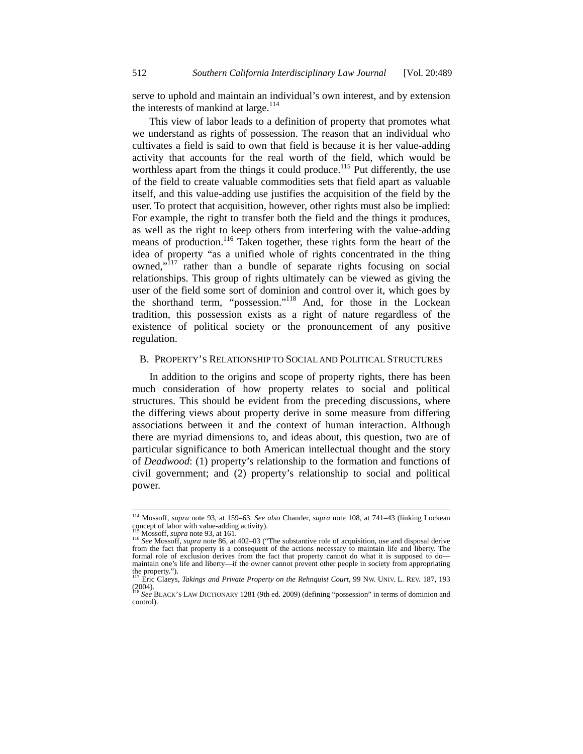serve to uphold and maintain an individual's own interest, and by extension the interests of mankind at large.[114]

This view of labor leads to a definition of property that promotes what we understand as rights of possession. The reason that an individual who cultivates a field is said to own that field is because it is her value-adding activity that accounts for the real worth of the field, which would be worthless apart from the things it could produce.[115] Put differently, the use of the field to create valuable commodities sets that field apart as valuable itself, and this value-adding use justifies the acquisition of the field by the user. To protect that acquisition, however, other rights must also be implied: For example, the right to transfer both the field and the things it produces, as well as the right to keep others from interfering with the value-adding means of production.[116] Taken together, these rights form the heart of the idea of property "as a unified whole of rights concentrated in the thing owned,"[117] rather than a bundle of separate rights focusing on social relationships. This group of rights ultimately can be viewed as giving the user of the field some sort of dominion and control over it, which goes by the shorthand term, "possession."[118] And, for those in the Lockean tradition, this possession exists as a right of nature regardless of the existence of political society or the pronouncement of any positive regulation.

## B. PROPERTY'S RELATIONSHIP TO SOCIAL AND POLITICAL STRUCTURES

In addition to the origins and scope of property rights, there has been much consideration of how property relates to social and political structures. This should be evident from the preceding discussions, where the differing views about property derive in some measure from differing associations between it and the context of human interaction. Although there are myriad dimensions to, and ideas about, this question, two are of particular significance to both American intellectual thought and the story of *Deadwood*: (1) property's relationship to the formation and functions of civil government; and (2) property's relationship to social and political power.

---

[114] Mossoff, *supra* note 93, at 159–63. *See also* Chander, *supra* note 108, at 741–43 (linking Lockean concept of labor with value-adding activity).

[115] Mossoff, *supra* note 93, at 161.

[116] *See* Mossoff, *supra* note 86, at 402–03 ("The substantive role of acquisition, use and disposal derive from the fact that property is a consequent of the actions necessary to maintain life and liberty. The formal role of exclusion derives from the fact that property cannot do what it is supposed to do—maintain one's life and liberty—if the owner cannot prevent other people in society from appropriating the property.").

[117] Eric Claeys, *Takings and Private Property on the Rehnquist Court*, 99 NW. UNIV. L. REV. 187, 193 (2004).

[118] *See* BLACK'S LAW DICTIONARY 1281 (9th ed. 2009) (defining "possession" in terms of dominion and control).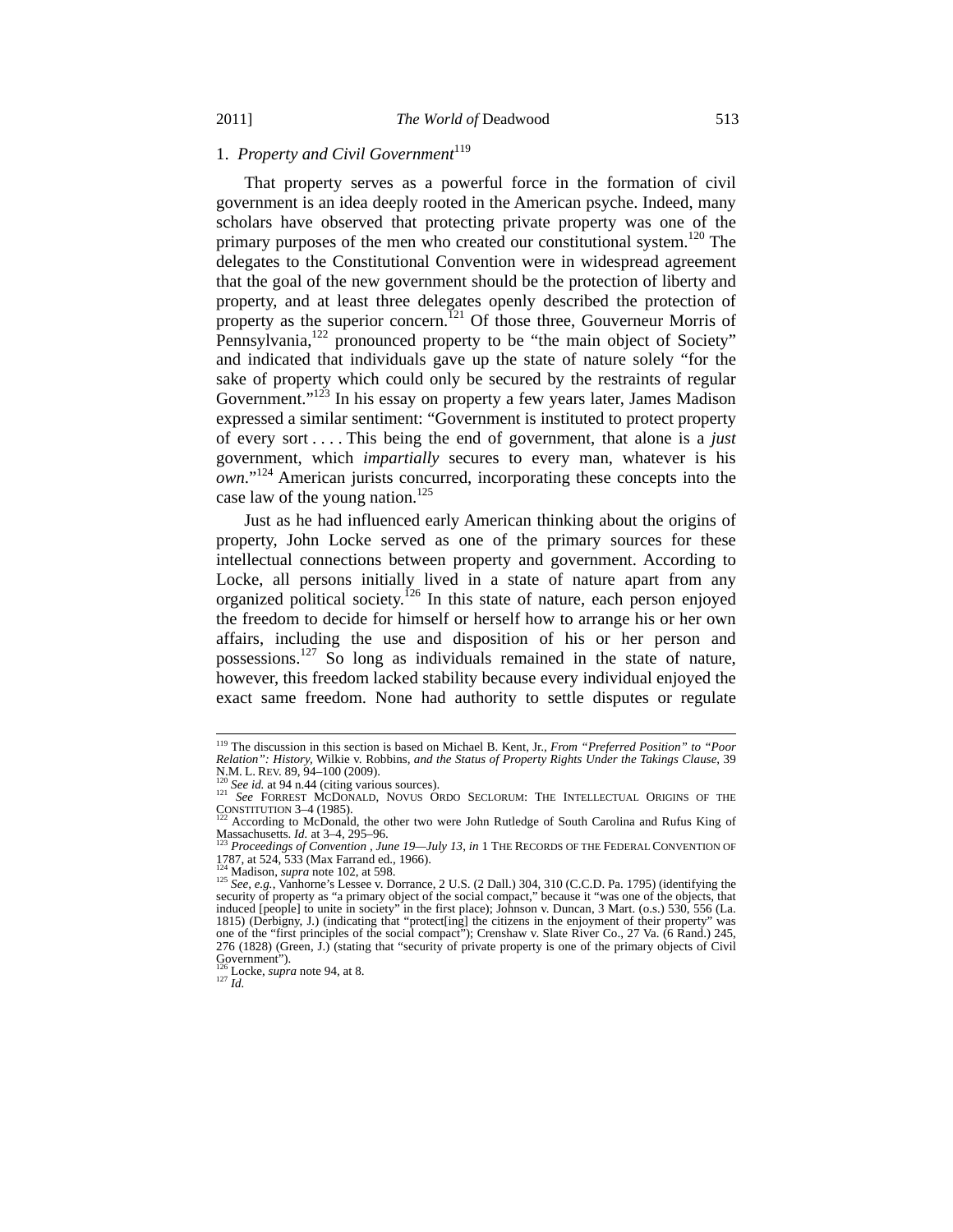### 1. *Property and Civil Government*[119]

That property serves as a powerful force in the formation of civil government is an idea deeply rooted in the American psyche. Indeed, many scholars have observed that protecting private property was one of the primary purposes of the men who created our constitutional system.[120] The delegates to the Constitutional Convention were in widespread agreement that the goal of the new government should be the protection of liberty and property, and at least three delegates openly described the protection of property as the superior concern.[121] Of those three, Gouverneur Morris of Pennsylvania,[122] pronounced property to be "the main object of Society" and indicated that individuals gave up the state of nature solely "for the sake of property which could only be secured by the restraints of regular Government."[123] In his essay on property a few years later, James Madison expressed a similar sentiment: "Government is instituted to protect property of every sort . . . . This being the end of government, that alone is a *just* government, which *impartially* secures to every man, whatever is his *own*."[124] American jurists concurred, incorporating these concepts into the case law of the young nation.[125]

Just as he had influenced early American thinking about the origins of property, John Locke served as one of the primary sources for these intellectual connections between property and government. According to Locke, all persons initially lived in a state of nature apart from any organized political society.[126] In this state of nature, each person enjoyed the freedom to decide for himself or herself how to arrange his or her own affairs, including the use and disposition of his or her person and possessions.[127] So long as individuals remained in the state of nature, however, this freedom lacked stability because every individual enjoyed the exact same freedom. None had authority to settle disputes or regulate

---

[119] The discussion in this section is based on Michael B. Kent, Jr., *From "Preferred Position" to "Poor Relation": History,* Wilkie v. Robbins, *and the Status of Property Rights Under the Takings Clause*, 39 N.M. L. REV. 89, 94–100 (2009).

[120] *See id.* at 94 n.44 (citing various sources).

[121] *See* FORREST MCDONALD, NOVUS ORDO SECLORUM: THE INTELLECTUAL ORIGINS OF THE CONSTITUTION 3–4 (1985).

[122] According to McDonald, the other two were John Rutledge of South Carolina and Rufus King of Massachusetts. *Id.* at 3–4, 295–96.

[123] *Proceedings of Convention , June 19—July 13*, *in* 1 THE RECORDS OF THE FEDERAL CONVENTION OF 1787, at 524, 533 (Max Farrand ed., 1966).

[124] Madison, *supra* note 102, at 598.

[125] *See, e.g.*, Vanhorne's Lessee v. Dorrance, 2 U.S. (2 Dall.) 304, 310 (C.C.D. Pa. 1795) (identifying the security of property as "a primary object of the social compact," because it "was one of the objects, that induced [people] to unite in society" in the first place); Johnson v. Duncan, 3 Mart. (o.s.) 530, 556 (La. 1815) (Derbigny, J.) (indicating that "protect[ing] the citizens in the enjoyment of their property" was one of the "first principles of the social compact"); Crenshaw v. Slate River Co., 27 Va. (6 Rand.) 245, 276 (1828) (Green, J.) (stating that "security of private property is one of the primary objects of Civil Government").

[126] Locke, *supra* note 94, at 8.

[127] *Id.*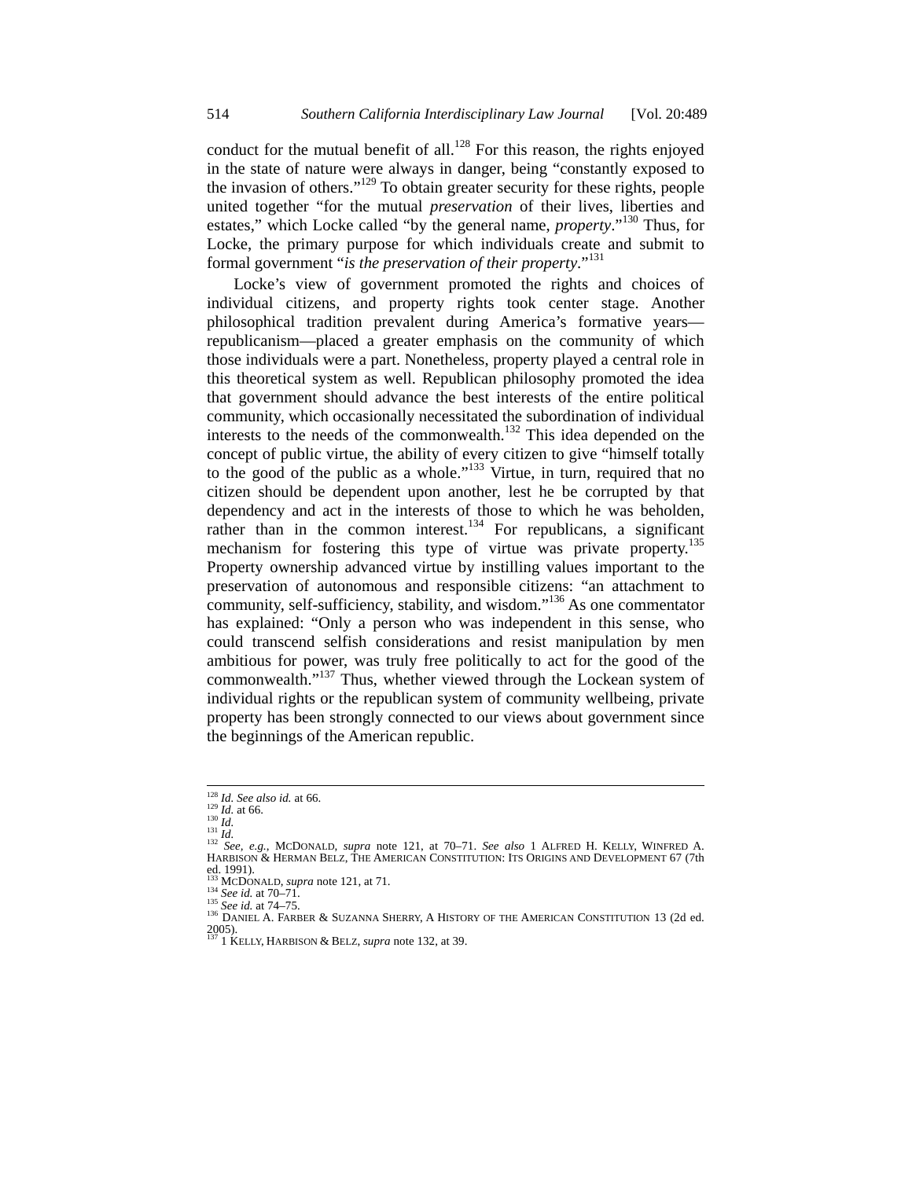conduct for the mutual benefit of all.[128] For this reason, the rights enjoyed in the state of nature were always in danger, being "constantly exposed to the invasion of others."[129] To obtain greater security for these rights, people united together "for the mutual *preservation* of their lives, liberties and estates," which Locke called "by the general name, *property*."[130] Thus, for Locke, the primary purpose for which individuals create and submit to formal government "*is the preservation of their property*."[131]

Locke's view of government promoted the rights and choices of individual citizens, and property rights took center stage. Another philosophical tradition prevalent during America's formative years—republicanism—placed a greater emphasis on the community of which those individuals were a part. Nonetheless, property played a central role in this theoretical system as well. Republican philosophy promoted the idea that government should advance the best interests of the entire political community, which occasionally necessitated the subordination of individual interests to the needs of the commonwealth.[132] This idea depended on the concept of public virtue, the ability of every citizen to give "himself totally to the good of the public as a whole."[133] Virtue, in turn, required that no citizen should be dependent upon another, lest he be corrupted by that dependency and act in the interests of those to which he was beholden, rather than in the common interest.[134] For republicans, a significant mechanism for fostering this type of virtue was private property.[135] Property ownership advanced virtue by instilling values important to the preservation of autonomous and responsible citizens: "an attachment to community, self-sufficiency, stability, and wisdom."[136] As one commentator has explained: "Only a person who was independent in this sense, who could transcend selfish considerations and resist manipulation by men ambitious for power, was truly free politically to act for the good of the commonwealth."[137] Thus, whether viewed through the Lockean system of individual rights or the republican system of community wellbeing, private property has been strongly connected to our views about government since the beginnings of the American republic.

---

[128] *Id. See also id.* at 66.
[129] *Id.* at 66.
[130] *Id.*
[131] *Id.*
[132] *See, e.g.*, MCDONALD, *supra* note 121, at 70–71. *See also* 1 ALFRED H. KELLY, WINFRED A. HARBISON & HERMAN BELZ, THE AMERICAN CONSTITUTION: ITS ORIGINS AND DEVELOPMENT 67 (7th ed. 1991).
[133] MCDONALD, *supra* note 121, at 71.
[134] *See id.* at 70–71.
[135] *See id.* at 74–75.
[136] DANIEL A. FARBER & SUZANNA SHERRY, A HISTORY OF THE AMERICAN CONSTITUTION 13 (2d ed. 2005).
[137] 1 KELLY, HARBISON & BELZ, *supra* note 132, at 39.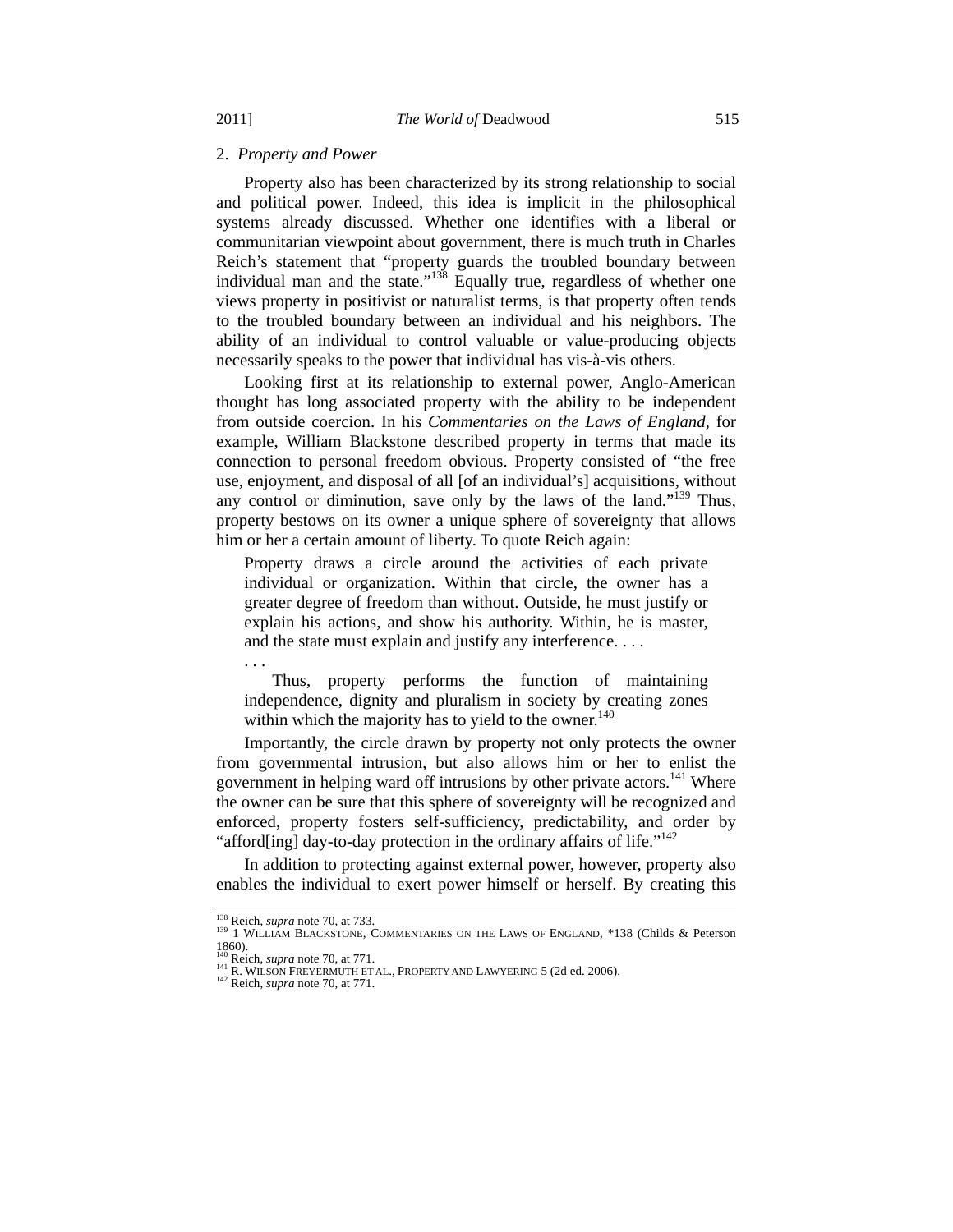### 2. *Property and Power*

Property also has been characterized by its strong relationship to social and political power. Indeed, this idea is implicit in the philosophical systems already discussed. Whether one identifies with a liberal or communitarian viewpoint about government, there is much truth in Charles Reich's statement that "property guards the troubled boundary between individual man and the state."[138] Equally true, regardless of whether one views property in positivist or naturalist terms, is that property often tends to the troubled boundary between an individual and his neighbors. The ability of an individual to control valuable or value-producing objects necessarily speaks to the power that individual has vis-à-vis others.

Looking first at its relationship to external power, Anglo-American thought has long associated property with the ability to be independent from outside coercion. In his *Commentaries on the Laws of England*, for example, William Blackstone described property in terms that made its connection to personal freedom obvious. Property consisted of "the free use, enjoyment, and disposal of all [of an individual's] acquisitions, without any control or diminution, save only by the laws of the land."[139] Thus, property bestows on its owner a unique sphere of sovereignty that allows him or her a certain amount of liberty. To quote Reich again:

> Property draws a circle around the activities of each private individual or organization. Within that circle, the owner has a greater degree of freedom than without. Outside, he must justify or explain his actions, and show his authority. Within, he is master, and the state must explain and justify any interference. . . .
>
> . . .
>
> Thus, property performs the function of maintaining independence, dignity and pluralism in society by creating zones within which the majority has to yield to the owner.[140]

Importantly, the circle drawn by property not only protects the owner from governmental intrusion, but also allows him or her to enlist the government in helping ward off intrusions by other private actors.[141] Where the owner can be sure that this sphere of sovereignty will be recognized and enforced, property fosters self-sufficiency, predictability, and order by "afford[ing] day-to-day protection in the ordinary affairs of life."[142]

In addition to protecting against external power, however, property also enables the individual to exert power himself or herself. By creating this

---

[138] Reich, *supra* note 70, at 733.

[139] 1 WILLIAM BLACKSTONE, COMMENTARIES ON THE LAWS OF ENGLAND, *138 (Childs & Peterson 1860).

[140] Reich, *supra* note 70, at 771.

[141] R. WILSON FREYERMUTH ET AL., PROPERTY AND LAWYERING 5 (2d ed. 2006).

[142] Reich, *supra* note 70, at 771.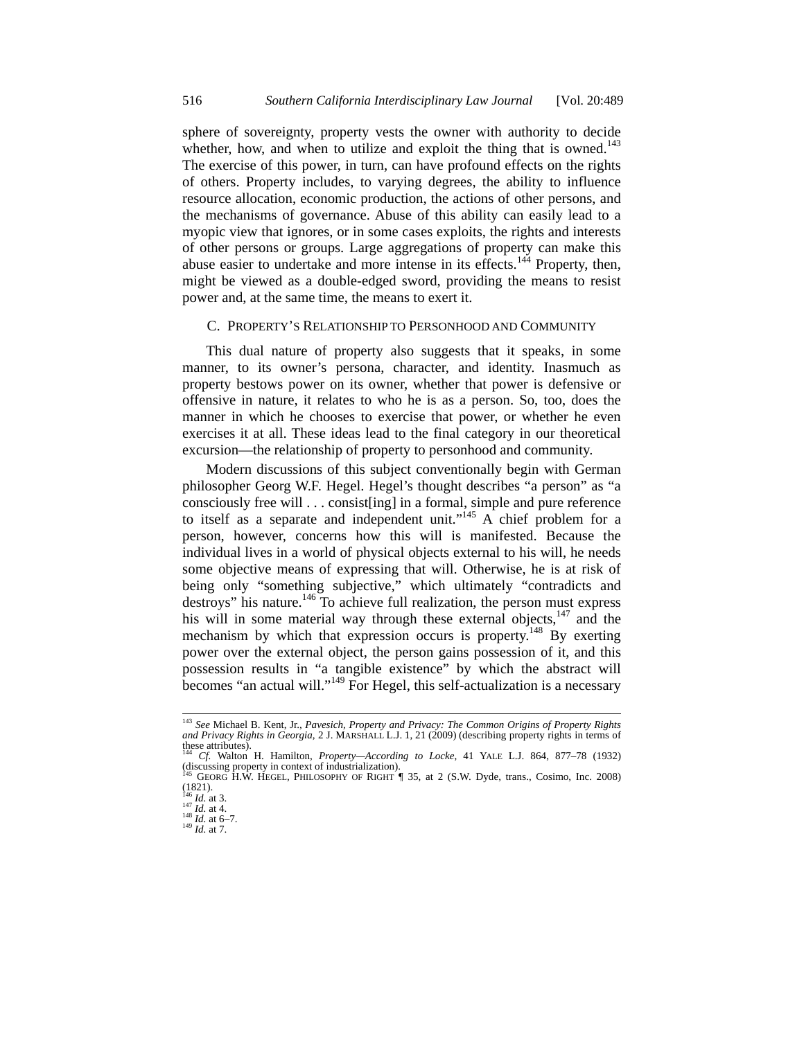sphere of sovereignty, property vests the owner with authority to decide whether, how, and when to utilize and exploit the thing that is owned.[143] The exercise of this power, in turn, can have profound effects on the rights of others. Property includes, to varying degrees, the ability to influence resource allocation, economic production, the actions of other persons, and the mechanisms of governance. Abuse of this ability can easily lead to a myopic view that ignores, or in some cases exploits, the rights and interests of other persons or groups. Large aggregations of property can make this abuse easier to undertake and more intense in its effects.[144] Property, then, might be viewed as a double-edged sword, providing the means to resist power and, at the same time, the means to exert it.

### C. PROPERTY'S RELATIONSHIP TO PERSONHOOD AND COMMUNITY

This dual nature of property also suggests that it speaks, in some manner, to its owner's persona, character, and identity. Inasmuch as property bestows power on its owner, whether that power is defensive or offensive in nature, it relates to who he is as a person. So, too, does the manner in which he chooses to exercise that power, or whether he even exercises it at all. These ideas lead to the final category in our theoretical excursion—the relationship of property to personhood and community.

Modern discussions of this subject conventionally begin with German philosopher Georg W.F. Hegel. Hegel's thought describes "a person" as "a consciously free will . . . consist[ing] in a formal, simple and pure reference to itself as a separate and independent unit."[145] A chief problem for a person, however, concerns how this will is manifested. Because the individual lives in a world of physical objects external to his will, he needs some objective means of expressing that will. Otherwise, he is at risk of being only "something subjective," which ultimately "contradicts and destroys" his nature.[146] To achieve full realization, the person must express his will in some material way through these external objects,[147] and the mechanism by which that expression occurs is property.[148] By exerting power over the external object, the person gains possession of it, and this possession results in "a tangible existence" by which the abstract will becomes "an actual will."[149] For Hegel, this self-actualization is a necessary

---

[143] *See* Michael B. Kent, Jr., *Pavesich, Property and Privacy: The Common Origins of Property Rights and Privacy Rights in Georgia*, 2 J. MARSHALL L.J. 1, 21 (2009) (describing property rights in terms of these attributes).

[144] *Cf.* Walton H. Hamilton, *Property—According to Locke*, 41 YALE L.J. 864, 877–78 (1932) (discussing property in context of industrialization).

[145] GEORG H.W. HEGEL, PHILOSOPHY OF RIGHT ¶ 35, at 2 (S.W. Dyde, trans., Cosimo, Inc. 2008) (1821).

[146] *Id.* at 3.

[147] *Id.* at 4.

[148] *Id.* at 6–7.

[149] *Id.* at 7.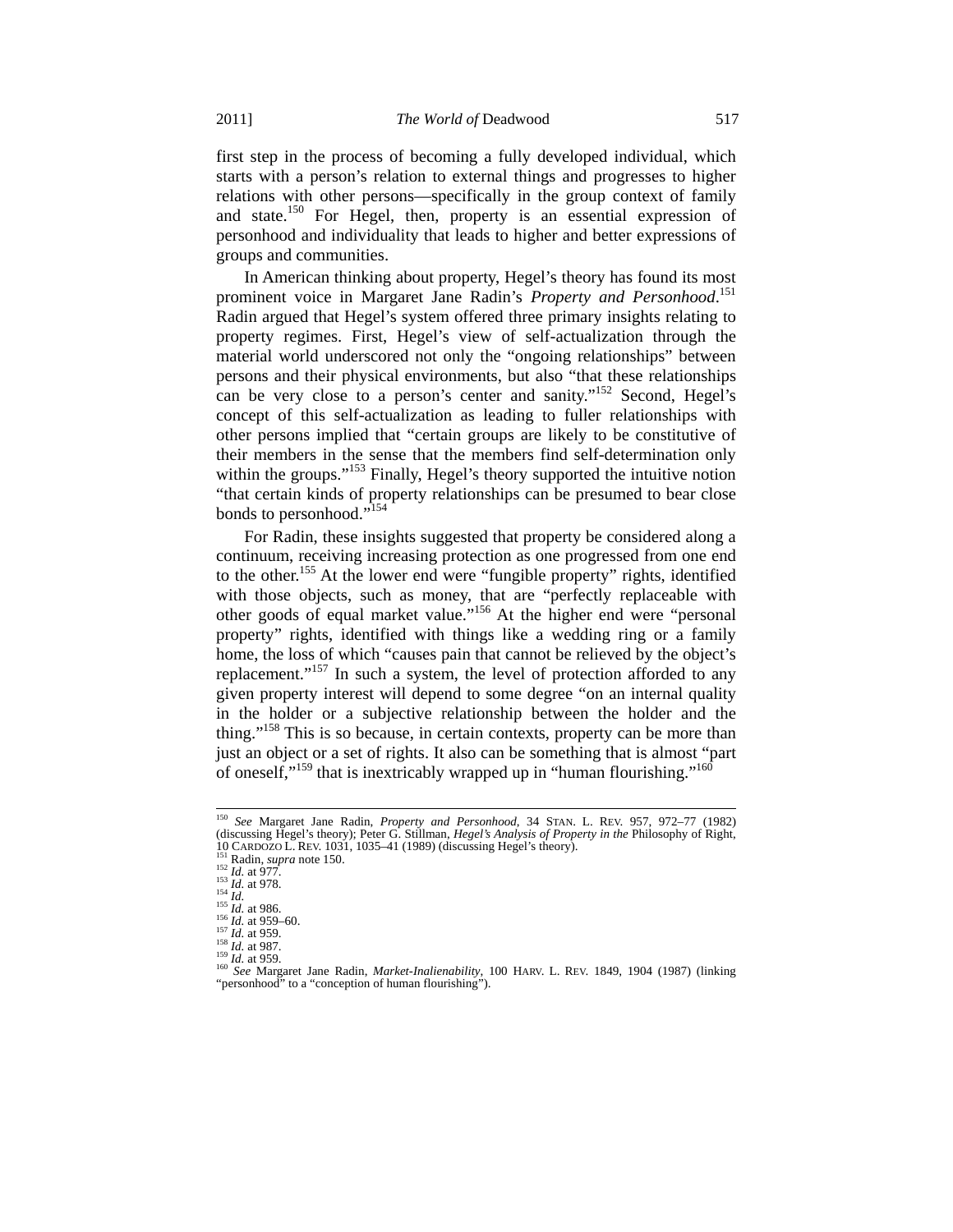first step in the process of becoming a fully developed individual, which starts with a person's relation to external things and progresses to higher relations with other persons—specifically in the group context of family and state.[150] For Hegel, then, property is an essential expression of personhood and individuality that leads to higher and better expressions of groups and communities.

In American thinking about property, Hegel's theory has found its most prominent voice in Margaret Jane Radin's *Property and Personhood*.[151] Radin argued that Hegel's system offered three primary insights relating to property regimes. First, Hegel's view of self-actualization through the material world underscored not only the "ongoing relationships" between persons and their physical environments, but also "that these relationships can be very close to a person's center and sanity."[152] Second, Hegel's concept of this self-actualization as leading to fuller relationships with other persons implied that "certain groups are likely to be constitutive of their members in the sense that the members find self-determination only within the groups."[153] Finally, Hegel's theory supported the intuitive notion "that certain kinds of property relationships can be presumed to bear close bonds to personhood."[154]

For Radin, these insights suggested that property be considered along a continuum, receiving increasing protection as one progressed from one end to the other.[155] At the lower end were "fungible property" rights, identified with those objects, such as money, that are "perfectly replaceable with other goods of equal market value."[156] At the higher end were "personal property" rights, identified with things like a wedding ring or a family home, the loss of which "causes pain that cannot be relieved by the object's replacement."[157] In such a system, the level of protection afforded to any given property interest will depend to some degree "on an internal quality in the holder or a subjective relationship between the holder and the thing."[158] This is so because, in certain contexts, property can be more than just an object or a set of rights. It also can be something that is almost "part of oneself,"[159] that is inextricably wrapped up in "human flourishing."[160]

---

[150] *See* Margaret Jane Radin, *Property and Personhood*, 34 STAN. L. REV. 957, 972–77 (1982) (discussing Hegel's theory); Peter G. Stillman, *Hegel's Analysis of Property in the* Philosophy of Right, 10 CARDOZO L. REV. 1031, 1035–41 (1989) (discussing Hegel's theory).

[151] Radin, *supra* note 150.

[152] *Id.* at 977.

[153] *Id.* at 978.

[154] *Id.*

[155] *Id.* at 986.

[156] *Id.* at 959–60.

[157] *Id.* at 959.

[158] *Id.* at 987.

[159] *Id.* at 959.

[160] *See* Margaret Jane Radin, *Market-Inalienability*, 100 HARV. L. REV. 1849, 1904 (1987) (linking "personhood" to a "conception of human flourishing").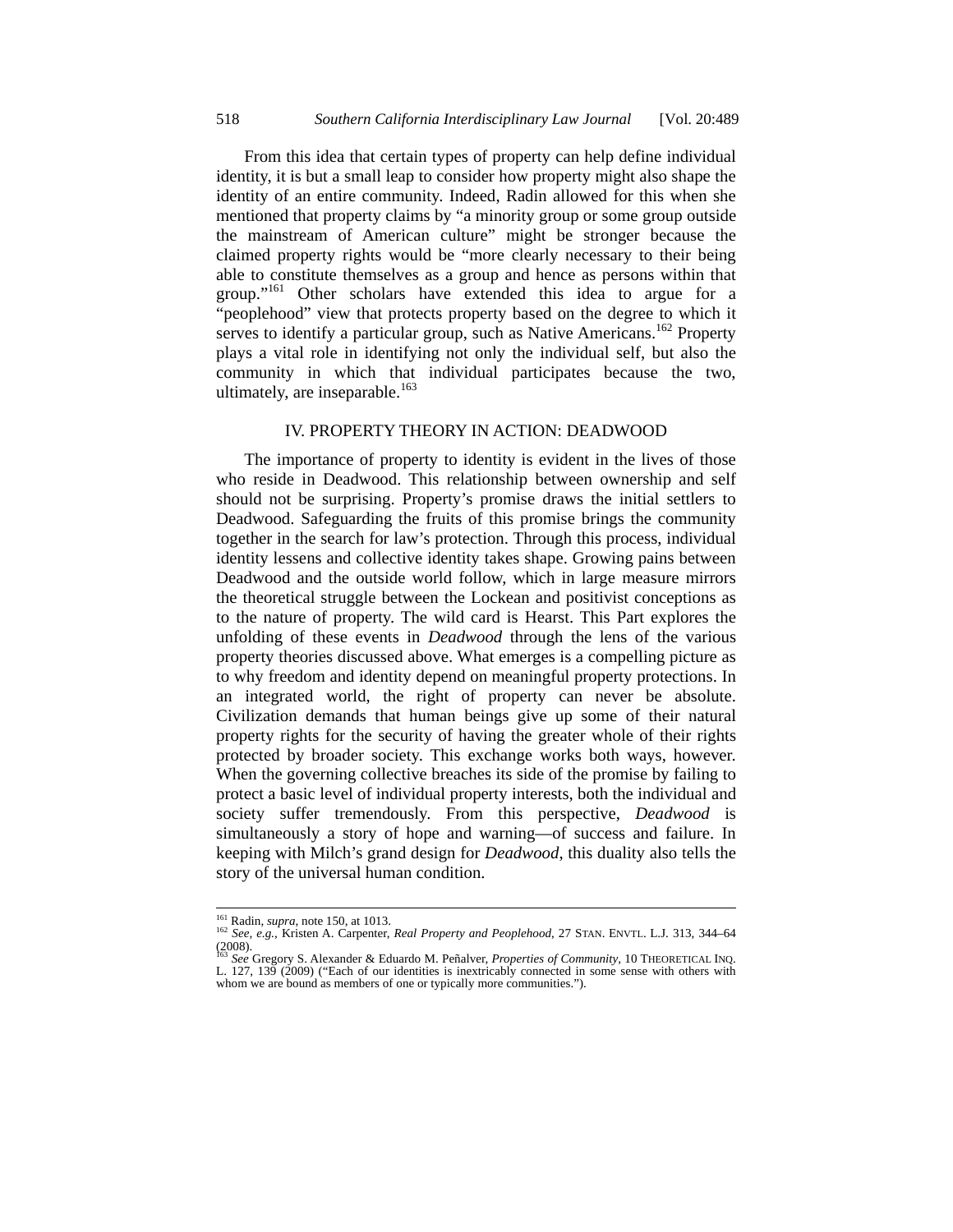From this idea that certain types of property can help define individual identity, it is but a small leap to consider how property might also shape the identity of an entire community. Indeed, Radin allowed for this when she mentioned that property claims by "a minority group or some group outside the mainstream of American culture" might be stronger because the claimed property rights would be "more clearly necessary to their being able to constitute themselves as a group and hence as persons within that group."[161] Other scholars have extended this idea to argue for a "peoplehood" view that protects property based on the degree to which it serves to identify a particular group, such as Native Americans.[162] Property plays a vital role in identifying not only the individual self, but also the community in which that individual participates because the two, ultimately, are inseparable.[163]

## IV. PROPERTY THEORY IN ACTION: DEADWOOD

The importance of property to identity is evident in the lives of those who reside in Deadwood. This relationship between ownership and self should not be surprising. Property's promise draws the initial settlers to Deadwood. Safeguarding the fruits of this promise brings the community together in the search for law's protection. Through this process, individual identity lessens and collective identity takes shape. Growing pains between Deadwood and the outside world follow, which in large measure mirrors the theoretical struggle between the Lockean and positivist conceptions as to the nature of property. The wild card is Hearst. This Part explores the unfolding of these events in *Deadwood* through the lens of the various property theories discussed above. What emerges is a compelling picture as to why freedom and identity depend on meaningful property protections. In an integrated world, the right of property can never be absolute. Civilization demands that human beings give up some of their natural property rights for the security of having the greater whole of their rights protected by broader society. This exchange works both ways, however. When the governing collective breaches its side of the promise by failing to protect a basic level of individual property interests, both the individual and society suffer tremendously. From this perspective, *Deadwood* is simultaneously a story of hope and warning—of success and failure. In keeping with Milch's grand design for *Deadwood*, this duality also tells the story of the universal human condition.

---

[161] Radin, *supra*, note 150, at 1013.

[162] *See, e.g.*, Kristen A. Carpenter, *Real Property and Peoplehood*, 27 STAN. ENVTL. L.J. 313, 344–64 (2008).

[163] *See* Gregory S. Alexander & Eduardo M. Peñalver, *Properties of Community*, 10 THEORETICAL INQ. L. 127, 139 (2009) ("Each of our identities is inextricably connected in some sense with others with whom we are bound as members of one or typically more communities.").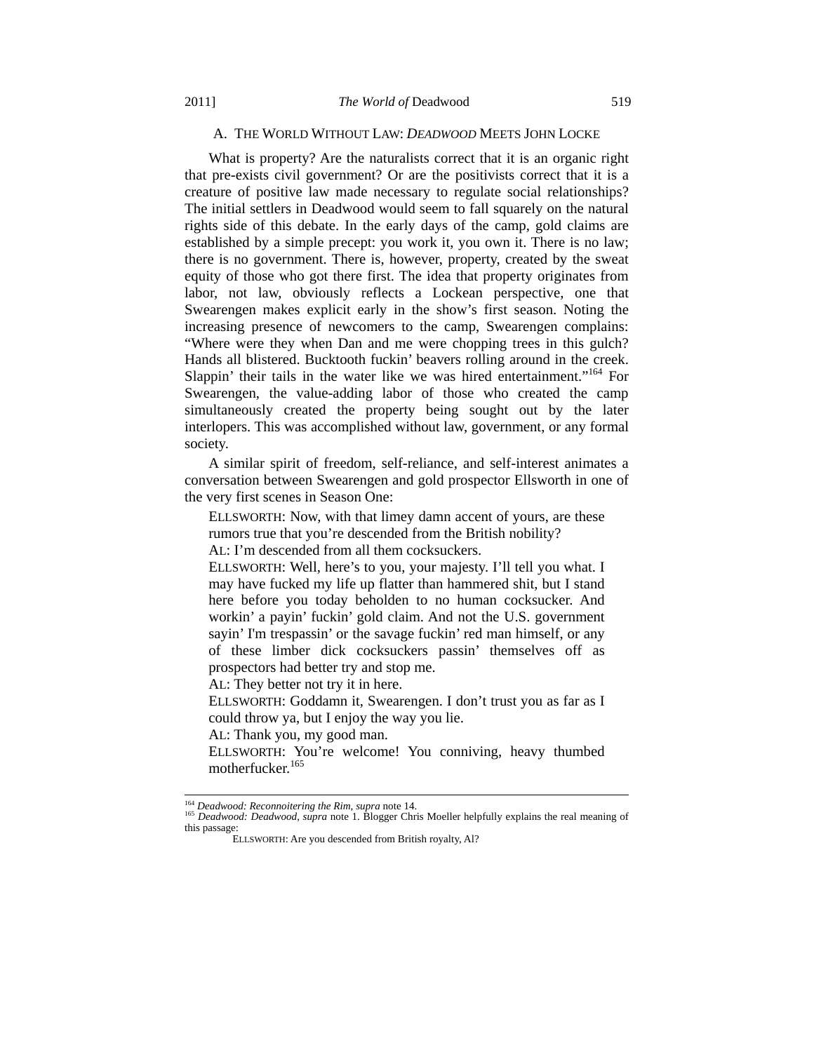### A. THE WORLD WITHOUT LAW: *DEADWOOD* MEETS JOHN LOCKE

What is property? Are the naturalists correct that it is an organic right that pre-exists civil government? Or are the positivists correct that it is a creature of positive law made necessary to regulate social relationships? The initial settlers in Deadwood would seem to fall squarely on the natural rights side of this debate. In the early days of the camp, gold claims are established by a simple precept: you work it, you own it. There is no law; there is no government. There is, however, property, created by the sweat equity of those who got there first. The idea that property originates from labor, not law, obviously reflects a Lockean perspective, one that Swearengen makes explicit early in the show's first season. Noting the increasing presence of newcomers to the camp, Swearengen complains: "Where were they when Dan and me were chopping trees in this gulch? Hands all blistered. Bucktooth fuckin' beavers rolling around in the creek. Slappin' their tails in the water like we was hired entertainment."[164] For Swearengen, the value-adding labor of those who created the camp simultaneously created the property being sought out by the later interlopers. This was accomplished without law, government, or any formal society.

A similar spirit of freedom, self-reliance, and self-interest animates a conversation between Swearengen and gold prospector Ellsworth in one of the very first scenes in Season One:

> ELLSWORTH: Now, with that limey damn accent of yours, are these rumors true that you're descended from the British nobility?
> AL: I'm descended from all them cocksuckers.
> ELLSWORTH: Well, here's to you, your majesty. I'll tell you what. I may have fucked my life up flatter than hammered shit, but I stand here before you today beholden to no human cocksucker. And workin' a payin' fuckin' gold claim. And not the U.S. government sayin' I'm trespassin' or the savage fuckin' red man himself, or any of these limber dick cocksuckers passin' themselves off as prospectors had better try and stop me.
> AL: They better not try it in here.
> ELLSWORTH: Goddamn it, Swearengen. I don't trust you as far as I could throw ya, but I enjoy the way you lie.
> AL: Thank you, my good man.
> ELLSWORTH: You're welcome! You conniving, heavy thumbed motherfucker.[165]

---

[164] *Deadwood: Reconnoitering the Rim*, *supra* note 14.

[165] *Deadwood: Deadwood*, *supra* note 1. Blogger Chris Moeller helpfully explains the real meaning of this passage:

> ELLSWORTH: Are you descended from British royalty, Al?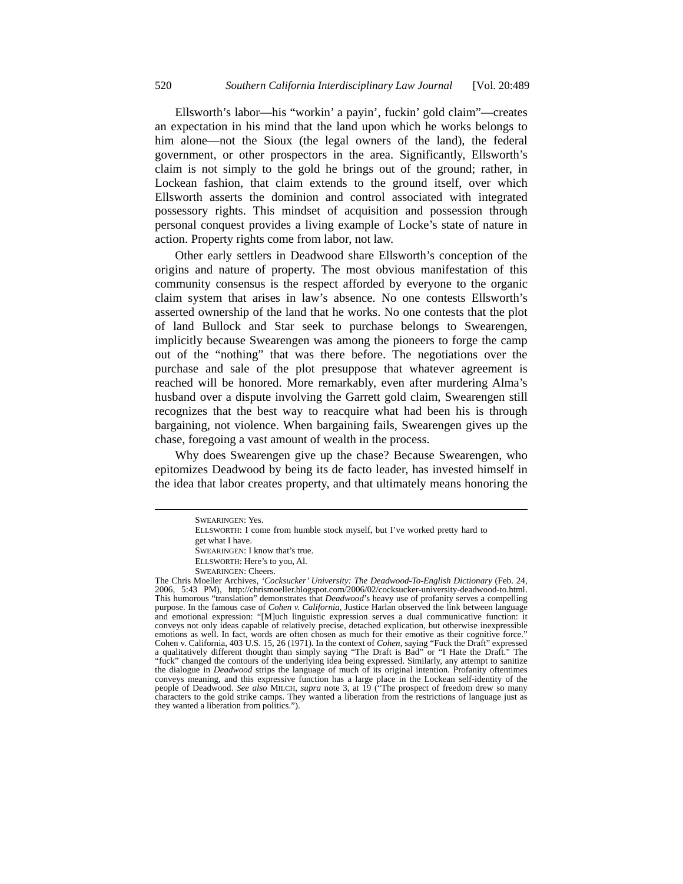Ellsworth's labor—his "workin' a payin', fuckin' gold claim"—creates an expectation in his mind that the land upon which he works belongs to him alone—not the Sioux (the legal owners of the land), the federal government, or other prospectors in the area. Significantly, Ellsworth's claim is not simply to the gold he brings out of the ground; rather, in Lockean fashion, that claim extends to the ground itself, over which Ellsworth asserts the dominion and control associated with integrated possessory rights. This mindset of acquisition and possession through personal conquest provides a living example of Locke's state of nature in action. Property rights come from labor, not law.

Other early settlers in Deadwood share Ellsworth's conception of the origins and nature of property. The most obvious manifestation of this community consensus is the respect afforded by everyone to the organic claim system that arises in law's absence. No one contests Ellsworth's asserted ownership of the land that he works. No one contests that the plot of land Bullock and Star seek to purchase belongs to Swearengen, implicitly because Swearengen was among the pioneers to forge the camp out of the "nothing" that was there before. The negotiations over the purchase and sale of the plot presuppose that whatever agreement is reached will be honored. More remarkably, even after murdering Alma's husband over a dispute involving the Garrett gold claim, Swearengen still recognizes that the best way to reacquire what had been his is through bargaining, not violence. When bargaining fails, Swearengen gives up the chase, foregoing a vast amount of wealth in the process.

Why does Swearengen give up the chase? Because Swearengen, who epitomizes Deadwood by being its de facto leader, has invested himself in the idea that labor creates property, and that ultimately means honoring the

---

> SWEARINGEN: Yes.
> ELLSWORTH: I come from humble stock myself, but I've worked pretty hard to get what I have.
> SWEARINGEN: I know that's true.
> ELLSWORTH: Here's to you, Al.
> SWEARINGEN: Cheers.

The Chris Moeller Archives, *'Cocksucker' University: The Deadwood-To-English Dictionary* (Feb. 24, 2006, 5:43 PM), http://chrismoeller.blogspot.com/2006/02/cocksucker-university-deadwood-to.html. This humorous "translation" demonstrates that *Deadwood*'s heavy use of profanity serves a compelling purpose. In the famous case of *Cohen v. California*, Justice Harlan observed the link between language and emotional expression: "[M]uch linguistic expression serves a dual communicative function: it conveys not only ideas capable of relatively precise, detached explication, but otherwise inexpressible emotions as well. In fact, words are often chosen as much for their emotive as their cognitive force." Cohen v. California, 403 U.S. 15, 26 (1971). In the context of *Cohen*, saying "Fuck the Draft" expressed a qualitatively different thought than simply saying "The Draft is Bad" or "I Hate the Draft." The "fuck" changed the contours of the underlying idea being expressed. Similarly, any attempt to sanitize the dialogue in *Deadwood* strips the language of much of its original intention. Profanity oftentimes conveys meaning, and this expressive function has a large place in the Lockean self-identity of the people of Deadwood. *See also* MILCH, *supra* note 3, at 19 ("The prospect of freedom drew so many characters to the gold strike camps. They wanted a liberation from the restrictions of language just as they wanted a liberation from politics.").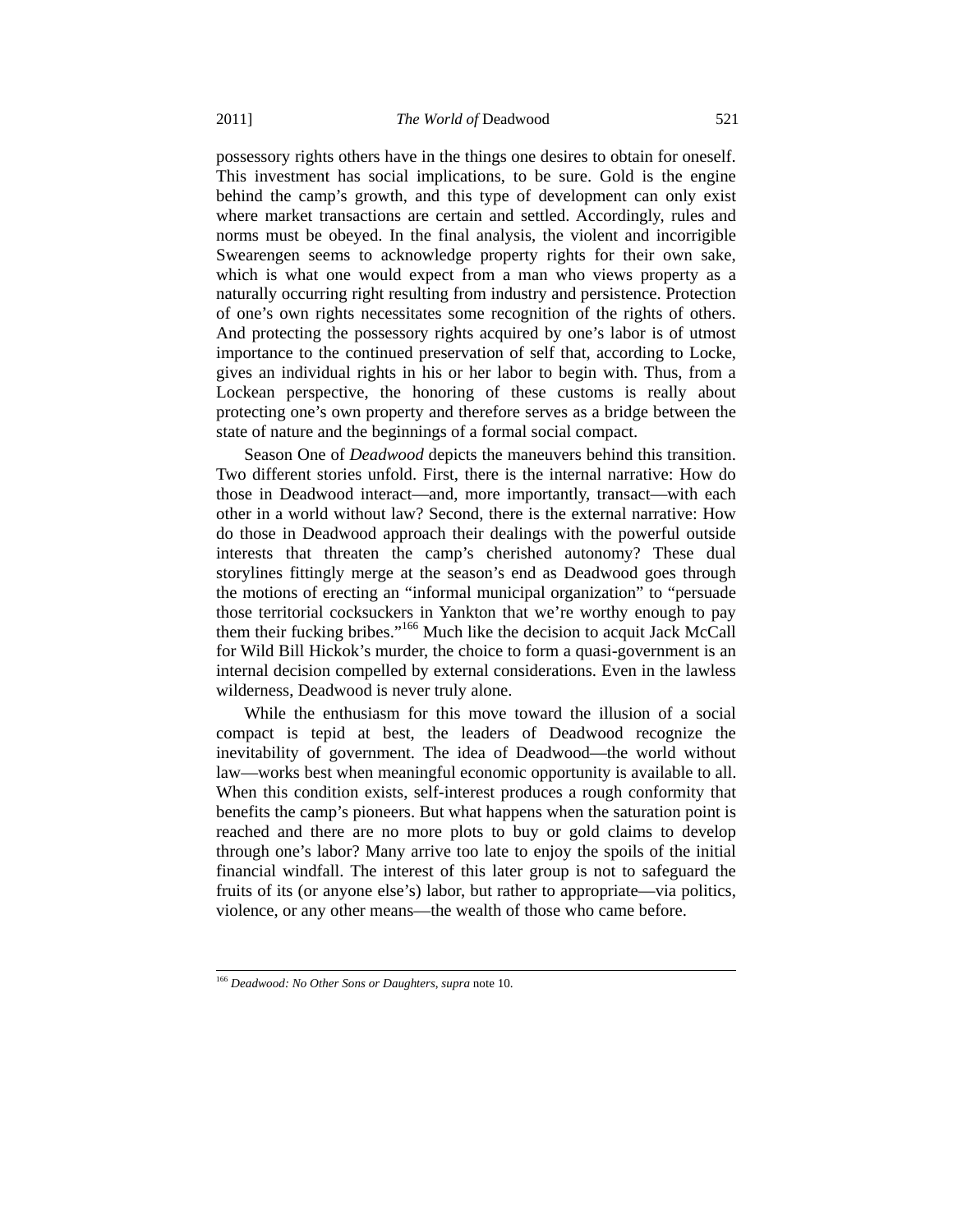possessory rights others have in the things one desires to obtain for oneself. This investment has social implications, to be sure. Gold is the engine behind the camp's growth, and this type of development can only exist where market transactions are certain and settled. Accordingly, rules and norms must be obeyed. In the final analysis, the violent and incorrigible Swearengen seems to acknowledge property rights for their own sake, which is what one would expect from a man who views property as a naturally occurring right resulting from industry and persistence. Protection of one's own rights necessitates some recognition of the rights of others. And protecting the possessory rights acquired by one's labor is of utmost importance to the continued preservation of self that, according to Locke, gives an individual rights in his or her labor to begin with. Thus, from a Lockean perspective, the honoring of these customs is really about protecting one's own property and therefore serves as a bridge between the state of nature and the beginnings of a formal social compact.

Season One of *Deadwood* depicts the maneuvers behind this transition. Two different stories unfold. First, there is the internal narrative: How do those in Deadwood interact—and, more importantly, transact—with each other in a world without law? Second, there is the external narrative: How do those in Deadwood approach their dealings with the powerful outside interests that threaten the camp's cherished autonomy? These dual storylines fittingly merge at the season's end as Deadwood goes through the motions of erecting an "informal municipal organization" to "persuade those territorial cocksuckers in Yankton that we're worthy enough to pay them their fucking bribes."[166] Much like the decision to acquit Jack McCall for Wild Bill Hickok's murder, the choice to form a quasi-government is an internal decision compelled by external considerations. Even in the lawless wilderness, Deadwood is never truly alone.

While the enthusiasm for this move toward the illusion of a social compact is tepid at best, the leaders of Deadwood recognize the inevitability of government. The idea of Deadwood—the world without law—works best when meaningful economic opportunity is available to all. When this condition exists, self-interest produces a rough conformity that benefits the camp's pioneers. But what happens when the saturation point is reached and there are no more plots to buy or gold claims to develop through one's labor? Many arrive too late to enjoy the spoils of the initial financial windfall. The interest of this later group is not to safeguard the fruits of its (or anyone else's) labor, but rather to appropriate—via politics, violence, or any other means—the wealth of those who came before.

---

[166] *Deadwood: No Other Sons or Daughters*, *supra* note 10.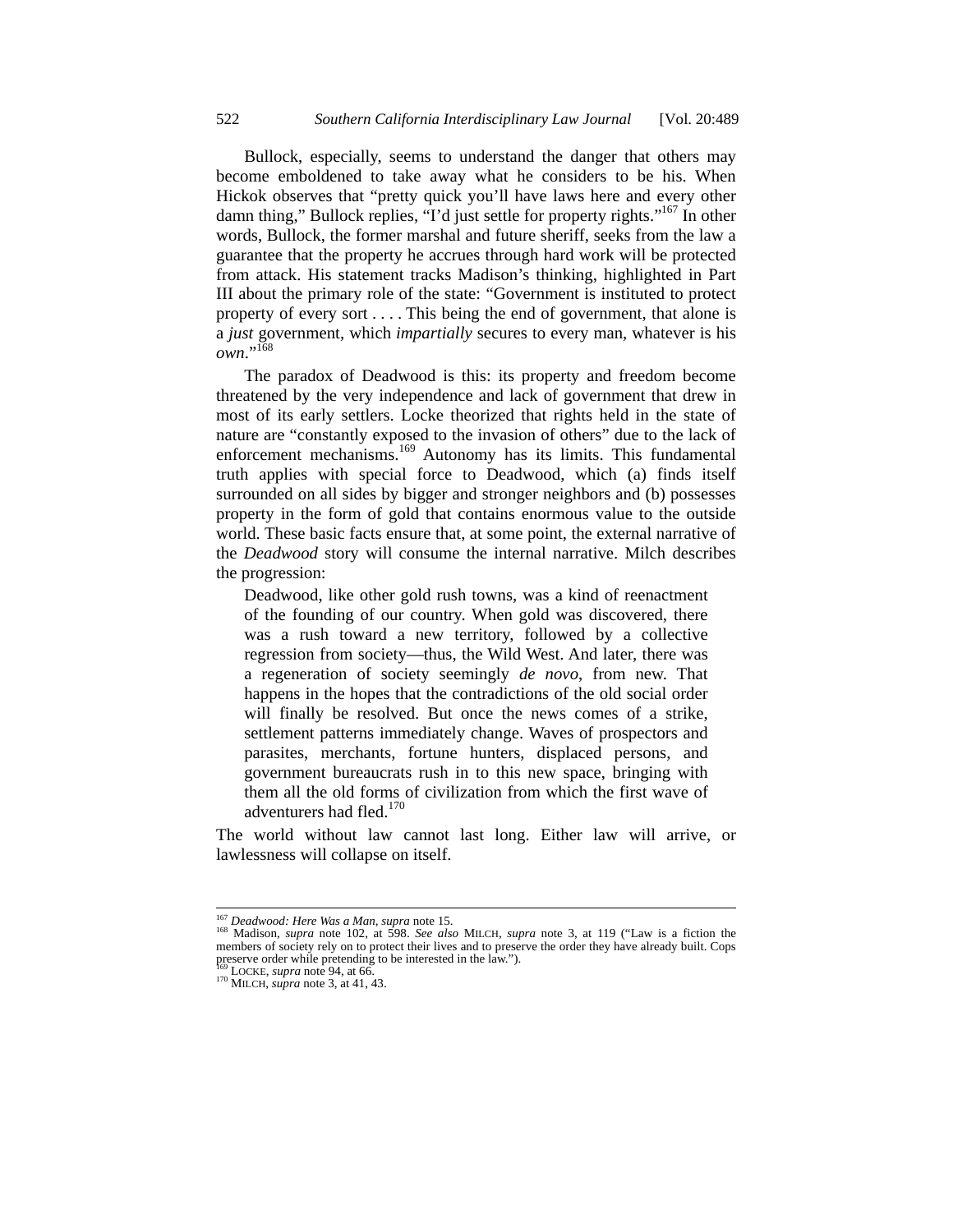Bullock, especially, seems to understand the danger that others may become emboldened to take away what he considers to be his. When Hickok observes that "pretty quick you'll have laws here and every other damn thing," Bullock replies, "I'd just settle for property rights."[167] In other words, Bullock, the former marshal and future sheriff, seeks from the law a guarantee that the property he accrues through hard work will be protected from attack. His statement tracks Madison's thinking, highlighted in Part III about the primary role of the state: "Government is instituted to protect property of every sort . . . . This being the end of government, that alone is a *just* government, which *impartially* secures to every man, whatever is his *own*."[168]

The paradox of Deadwood is this: its property and freedom become threatened by the very independence and lack of government that drew in most of its early settlers. Locke theorized that rights held in the state of nature are "constantly exposed to the invasion of others" due to the lack of enforcement mechanisms.[169] Autonomy has its limits. This fundamental truth applies with special force to Deadwood, which (a) finds itself surrounded on all sides by bigger and stronger neighbors and (b) possesses property in the form of gold that contains enormous value to the outside world. These basic facts ensure that, at some point, the external narrative of the *Deadwood* story will consume the internal narrative. Milch describes the progression:

> Deadwood, like other gold rush towns, was a kind of reenactment of the founding of our country. When gold was discovered, there was a rush toward a new territory, followed by a collective regression from society—thus, the Wild West. And later, there was a regeneration of society seemingly *de novo*, from new. That happens in the hopes that the contradictions of the old social order will finally be resolved. But once the news comes of a strike, settlement patterns immediately change. Waves of prospectors and parasites, merchants, fortune hunters, displaced persons, and government bureaucrats rush in to this new space, bringing with them all the old forms of civilization from which the first wave of adventurers had fled.[170]

The world without law cannot last long. Either law will arrive, or lawlessness will collapse on itself.

---

[167] *Deadwood: Here Was a Man*, *supra* note 15.

[168] Madison, *supra* note 102, at 598. *See also* MILCH, *supra* note 3, at 119 ("Law is a fiction the members of society rely on to protect their lives and to preserve the order they have already built. Cops preserve order while pretending to be interested in the law.").

[169] LOCKE, *supra* note 94, at 66.

[170] MILCH, *supra* note 3, at 41, 43.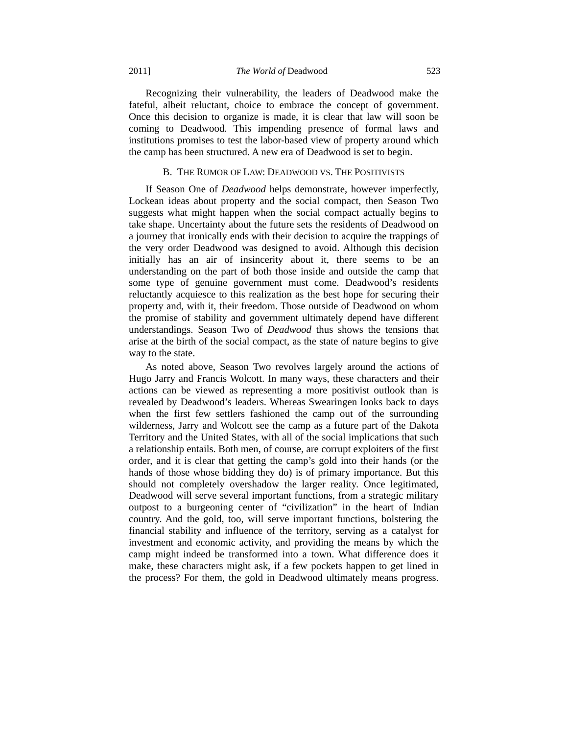Recognizing their vulnerability, the leaders of Deadwood make the fateful, albeit reluctant, choice to embrace the concept of government. Once this decision to organize is made, it is clear that law will soon be coming to Deadwood. This impending presence of formal laws and institutions promises to test the labor-based view of property around which the camp has been structured. A new era of Deadwood is set to begin.

### B. The Rumor of Law: Deadwood vs. The Positivists

If Season One of *Deadwood* helps demonstrate, however imperfectly, Lockean ideas about property and the social compact, then Season Two suggests what might happen when the social compact actually begins to take shape. Uncertainty about the future sets the residents of Deadwood on a journey that ironically ends with their decision to acquire the trappings of the very order Deadwood was designed to avoid. Although this decision initially has an air of insincerity about it, there seems to be an understanding on the part of both those inside and outside the camp that some type of genuine government must come. Deadwood's residents reluctantly acquiesce to this realization as the best hope for securing their property and, with it, their freedom. Those outside of Deadwood on whom the promise of stability and government ultimately depend have different understandings. Season Two of *Deadwood* thus shows the tensions that arise at the birth of the social compact, as the state of nature begins to give way to the state.

As noted above, Season Two revolves largely around the actions of Hugo Jarry and Francis Wolcott. In many ways, these characters and their actions can be viewed as representing a more positivist outlook than is revealed by Deadwood's leaders. Whereas Swearingen looks back to days when the first few settlers fashioned the camp out of the surrounding wilderness, Jarry and Wolcott see the camp as a future part of the Dakota Territory and the United States, with all of the social implications that such a relationship entails. Both men, of course, are corrupt exploiters of the first order, and it is clear that getting the camp's gold into their hands (or the hands of those whose bidding they do) is of primary importance. But this should not completely overshadow the larger reality. Once legitimated, Deadwood will serve several important functions, from a strategic military outpost to a burgeoning center of "civilization" in the heart of Indian country. And the gold, too, will serve important functions, bolstering the financial stability and influence of the territory, serving as a catalyst for investment and economic activity, and providing the means by which the camp might indeed be transformed into a town. What difference does it make, these characters might ask, if a few pockets happen to get lined in the process? For them, the gold in Deadwood ultimately means progress.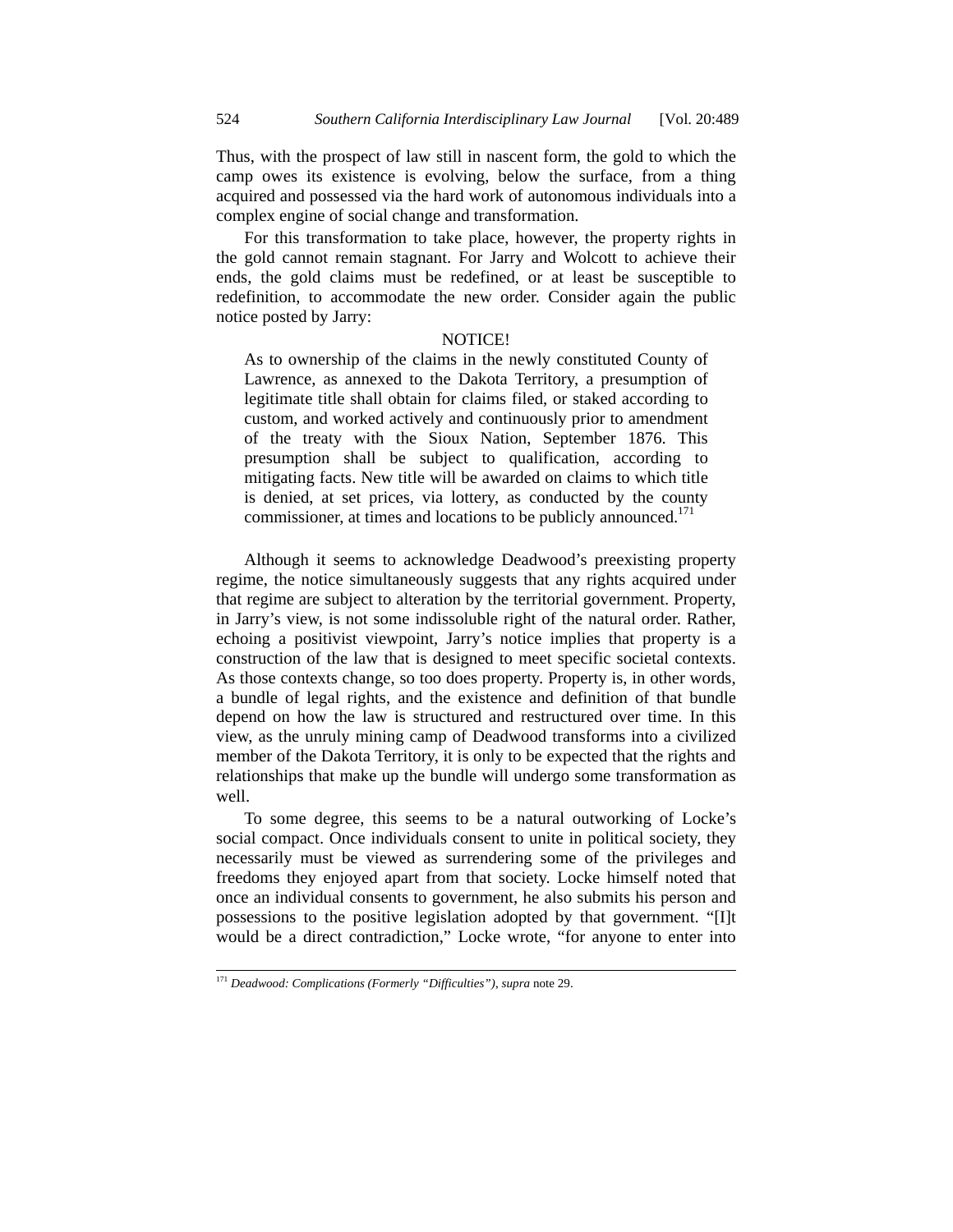Thus, with the prospect of law still in nascent form, the gold to which the camp owes its existence is evolving, below the surface, from a thing acquired and possessed via the hard work of autonomous individuals into a complex engine of social change and transformation.

For this transformation to take place, however, the property rights in the gold cannot remain stagnant. For Jarry and Wolcott to achieve their ends, the gold claims must be redefined, or at least be susceptible to redefinition, to accommodate the new order. Consider again the public notice posted by Jarry:

> NOTICE!
>
> As to ownership of the claims in the newly constituted County of Lawrence, as annexed to the Dakota Territory, a presumption of legitimate title shall obtain for claims filed, or staked according to custom, and worked actively and continuously prior to amendment of the treaty with the Sioux Nation, September 1876. This presumption shall be subject to qualification, according to mitigating facts. New title will be awarded on claims to which title is denied, at set prices, via lottery, as conducted by the county commissioner, at times and locations to be publicly announced.[171]

Although it seems to acknowledge Deadwood's preexisting property regime, the notice simultaneously suggests that any rights acquired under that regime are subject to alteration by the territorial government. Property, in Jarry's view, is not some indissoluble right of the natural order. Rather, echoing a positivist viewpoint, Jarry's notice implies that property is a construction of the law that is designed to meet specific societal contexts. As those contexts change, so too does property. Property is, in other words, a bundle of legal rights, and the existence and definition of that bundle depend on how the law is structured and restructured over time. In this view, as the unruly mining camp of Deadwood transforms into a civilized member of the Dakota Territory, it is only to be expected that the rights and relationships that make up the bundle will undergo some transformation as well.

To some degree, this seems to be a natural outworking of Locke's social compact. Once individuals consent to unite in political society, they necessarily must be viewed as surrendering some of the privileges and freedoms they enjoyed apart from that society. Locke himself noted that once an individual consents to government, he also submits his person and possessions to the positive legislation adopted by that government. "[I]t would be a direct contradiction," Locke wrote, "for anyone to enter into

---

[171] *Deadwood: Complications (Formerly "Difficulties")*, *supra* note 29.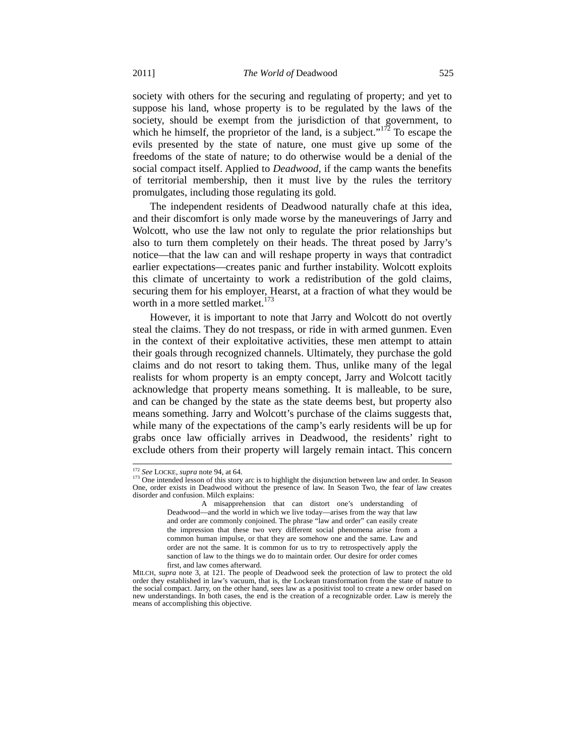society with others for the securing and regulating of property; and yet to suppose his land, whose property is to be regulated by the laws of the society, should be exempt from the jurisdiction of that government, to which he himself, the proprietor of the land, is a subject."[172] To escape the evils presented by the state of nature, one must give up some of the freedoms of the state of nature; to do otherwise would be a denial of the social compact itself. Applied to *Deadwood*, if the camp wants the benefits of territorial membership, then it must live by the rules the territory promulgates, including those regulating its gold.

The independent residents of Deadwood naturally chafe at this idea, and their discomfort is only made worse by the maneuverings of Jarry and Wolcott, who use the law not only to regulate the prior relationships but also to turn them completely on their heads. The threat posed by Jarry's notice—that the law can and will reshape property in ways that contradict earlier expectations—creates panic and further instability. Wolcott exploits this climate of uncertainty to work a redistribution of the gold claims, securing them for his employer, Hearst, at a fraction of what they would be worth in a more settled market.[173]

However, it is important to note that Jarry and Wolcott do not overtly steal the claims. They do not trespass, or ride in with armed gunmen. Even in the context of their exploitative activities, these men attempt to attain their goals through recognized channels. Ultimately, they purchase the gold claims and do not resort to taking them. Thus, unlike many of the legal realists for whom property is an empty concept, Jarry and Wolcott tacitly acknowledge that property means something. It is malleable, to be sure, and can be changed by the state as the state deems best, but property also means something. Jarry and Wolcott's purchase of the claims suggests that, while many of the expectations of the camp's early residents will be up for grabs once law officially arrives in Deadwood, the residents' right to exclude others from their property will largely remain intact. This concern

---

[172] *See* LOCKE, *supra* note 94, at 64.

[173] One intended lesson of this story arc is to highlight the disjunction between law and order. In Season One, order exists in Deadwood without the presence of law. In Season Two, the fear of law creates disorder and confusion. Milch explains:

> A misapprehension that can distort one's understanding of Deadwood—and the world in which we live today—arises from the way that law and order are commonly conjoined. The phrase "law and order" can easily create the impression that these two very different social phenomena arise from a common human impulse, or that they are somehow one and the same. Law and order are not the same. It is common for us to try to retrospectively apply the sanction of law to the things we do to maintain order. Our desire for order comes first, and law comes afterward.

MILCH, *supra* note 3, at 121. The people of Deadwood seek the protection of law to protect the old order they established in law's vacuum, that is, the Lockean transformation from the state of nature to the social compact. Jarry, on the other hand, sees law as a positivist tool to create a new order based on new understandings. In both cases, the end is the creation of a recognizable order. Law is merely the means of accomplishing this objective.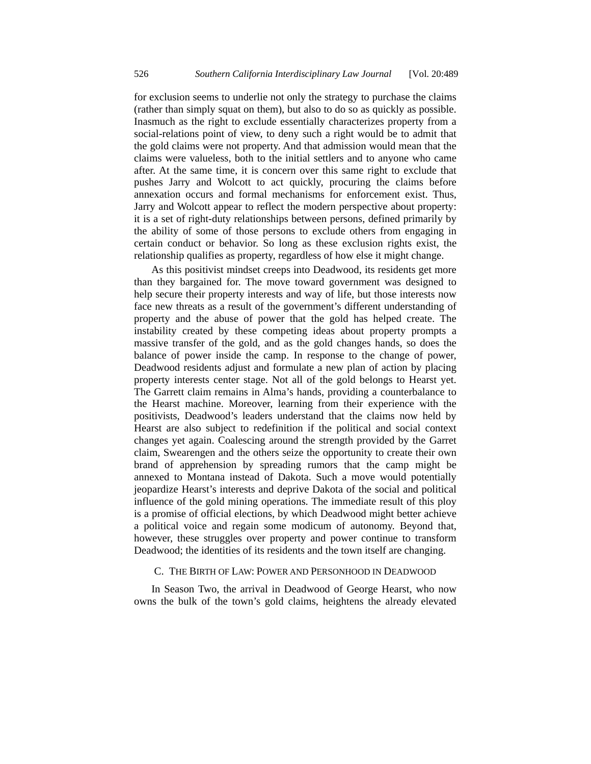for exclusion seems to underlie not only the strategy to purchase the claims (rather than simply squat on them), but also to do so as quickly as possible. Inasmuch as the right to exclude essentially characterizes property from a social-relations point of view, to deny such a right would be to admit that the gold claims were not property. And that admission would mean that the claims were valueless, both to the initial settlers and to anyone who came after. At the same time, it is concern over this same right to exclude that pushes Jarry and Wolcott to act quickly, procuring the claims before annexation occurs and formal mechanisms for enforcement exist. Thus, Jarry and Wolcott appear to reflect the modern perspective about property: it is a set of right-duty relationships between persons, defined primarily by the ability of some of those persons to exclude others from engaging in certain conduct or behavior. So long as these exclusion rights exist, the relationship qualifies as property, regardless of how else it might change.

As this positivist mindset creeps into Deadwood, its residents get more than they bargained for. The move toward government was designed to help secure their property interests and way of life, but those interests now face new threats as a result of the government's different understanding of property and the abuse of power that the gold has helped create. The instability created by these competing ideas about property prompts a massive transfer of the gold, and as the gold changes hands, so does the balance of power inside the camp. In response to the change of power, Deadwood residents adjust and formulate a new plan of action by placing property interests center stage. Not all of the gold belongs to Hearst yet. The Garrett claim remains in Alma's hands, providing a counterbalance to the Hearst machine. Moreover, learning from their experience with the positivists, Deadwood's leaders understand that the claims now held by Hearst are also subject to redefinition if the political and social context changes yet again. Coalescing around the strength provided by the Garret claim, Swearengen and the others seize the opportunity to create their own brand of apprehension by spreading rumors that the camp might be annexed to Montana instead of Dakota. Such a move would potentially jeopardize Hearst's interests and deprive Dakota of the social and political influence of the gold mining operations. The immediate result of this ploy is a promise of official elections, by which Deadwood might better achieve a political voice and regain some modicum of autonomy. Beyond that, however, these struggles over property and power continue to transform Deadwood; the identities of its residents and the town itself are changing.

### C. The Birth of Law: Power and Personhood in Deadwood

In Season Two, the arrival in Deadwood of George Hearst, who now owns the bulk of the town's gold claims, heightens the already elevated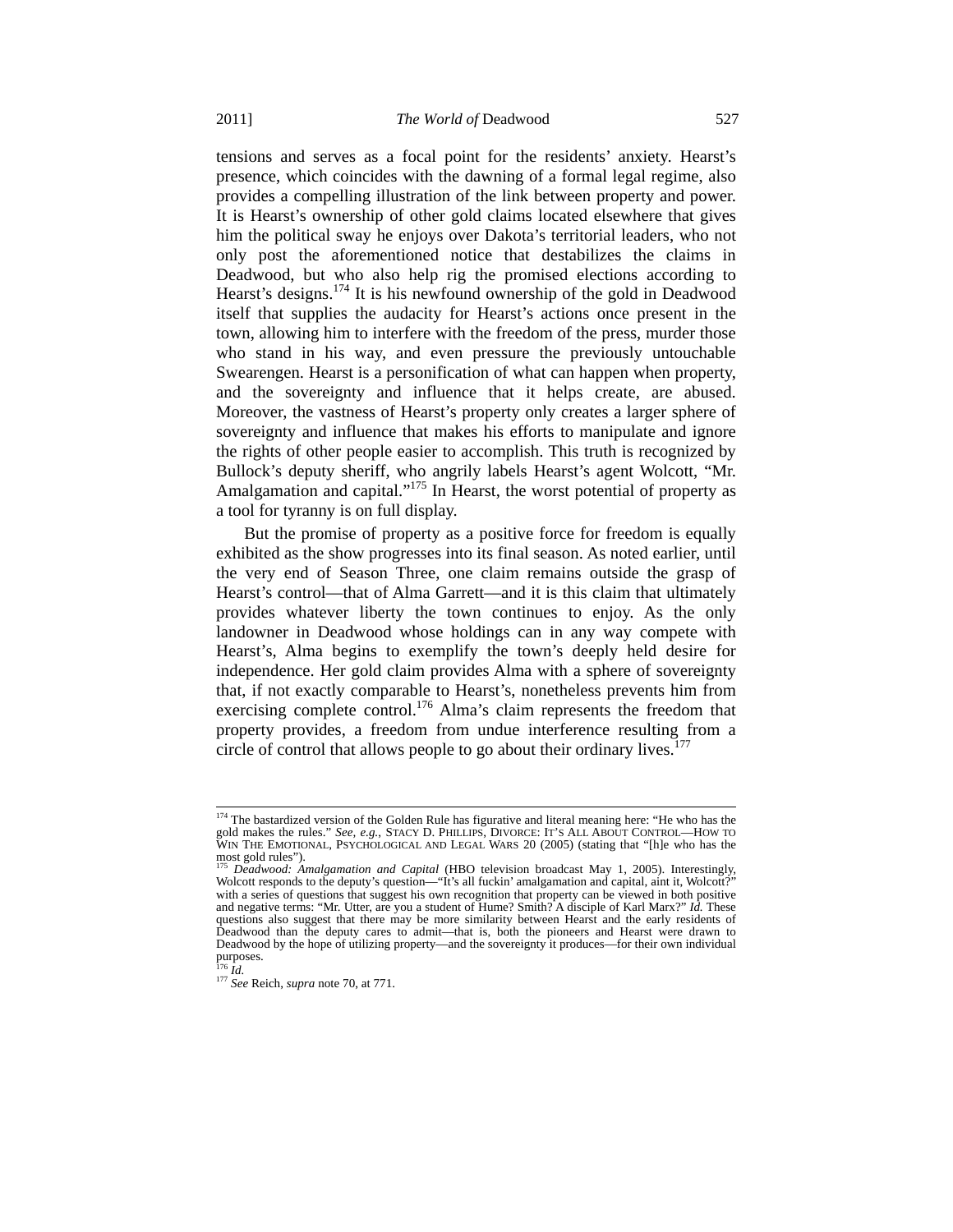tensions and serves as a focal point for the residents' anxiety. Hearst's presence, which coincides with the dawning of a formal legal regime, also provides a compelling illustration of the link between property and power. It is Hearst's ownership of other gold claims located elsewhere that gives him the political sway he enjoys over Dakota's territorial leaders, who not only post the aforementioned notice that destabilizes the claims in Deadwood, but who also help rig the promised elections according to Hearst's designs.[174] It is his newfound ownership of the gold in Deadwood itself that supplies the audacity for Hearst's actions once present in the town, allowing him to interfere with the freedom of the press, murder those who stand in his way, and even pressure the previously untouchable Swearengen. Hearst is a personification of what can happen when property, and the sovereignty and influence that it helps create, are abused. Moreover, the vastness of Hearst's property only creates a larger sphere of sovereignty and influence that makes his efforts to manipulate and ignore the rights of other people easier to accomplish. This truth is recognized by Bullock's deputy sheriff, who angrily labels Hearst's agent Wolcott, "Mr. Amalgamation and capital."[175] In Hearst, the worst potential of property as a tool for tyranny is on full display.

But the promise of property as a positive force for freedom is equally exhibited as the show progresses into its final season. As noted earlier, until the very end of Season Three, one claim remains outside the grasp of Hearst's control—that of Alma Garrett—and it is this claim that ultimately provides whatever liberty the town continues to enjoy. As the only landowner in Deadwood whose holdings can in any way compete with Hearst's, Alma begins to exemplify the town's deeply held desire for independence. Her gold claim provides Alma with a sphere of sovereignty that, if not exactly comparable to Hearst's, nonetheless prevents him from exercising complete control.[176] Alma's claim represents the freedom that property provides, a freedom from undue interference resulting from a circle of control that allows people to go about their ordinary lives.[177]

---

[174] The bastardized version of the Golden Rule has figurative and literal meaning here: "He who has the gold makes the rules." *See, e.g.*, STACY D. PHILLIPS, DIVORCE: IT'S ALL ABOUT CONTROL—HOW TO WIN THE EMOTIONAL, PSYCHOLOGICAL AND LEGAL WARS 20 (2005) (stating that "[h]e who has the most gold rules").

[175] *Deadwood: Amalgamation and Capital* (HBO television broadcast May 1, 2005). Interestingly, Wolcott responds to the deputy's question—"It's all fuckin' amalgamation and capital, aint it, Wolcott?" with a series of questions that suggest his own recognition that property can be viewed in both positive and negative terms: "Mr. Utter, are you a student of Hume? Smith? A disciple of Karl Marx?" *Id.* These questions also suggest that there may be more similarity between Hearst and the early residents of Deadwood than the deputy cares to admit—that is, both the pioneers and Hearst were drawn to Deadwood by the hope of utilizing property—and the sovereignty it produces—for their own individual purposes.

[176] *Id.*

[177] *See* Reich, *supra* note 70, at 771.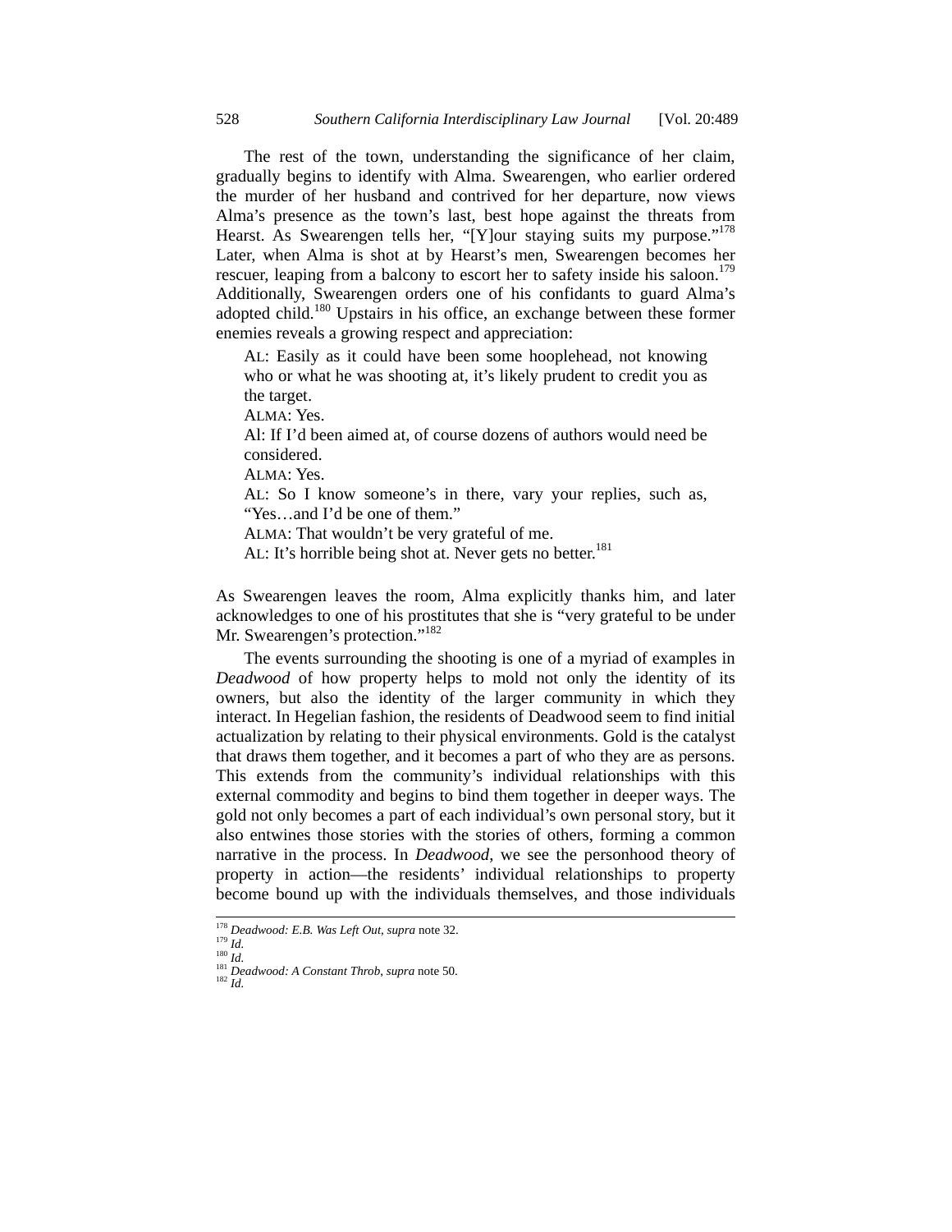The rest of the town, understanding the significance of her claim, gradually begins to identify with Alma. Swearengen, who earlier ordered the murder of her husband and contrived for her departure, now views Alma's presence as the town's last, best hope against the threats from Hearst. As Swearengen tells her, "[Y]our staying suits my purpose."[178] Later, when Alma is shot at by Hearst's men, Swearengen becomes her rescuer, leaping from a balcony to escort her to safety inside his saloon.[179] Additionally, Swearengen orders one of his confidants to guard Alma's adopted child.[180] Upstairs in his office, an exchange between these former enemies reveals a growing respect and appreciation:

> AL: Easily as it could have been some hooplehead, not knowing who or what he was shooting at, it's likely prudent to credit you as the target.
>
> ALMA: Yes.
>
> Al: If I'd been aimed at, of course dozens of authors would need be considered.
>
> ALMA: Yes.
>
> AL: So I know someone's in there, vary your replies, such as, "Yes…and I'd be one of them."
>
> ALMA: That wouldn't be very grateful of me.
>
> AL: It's horrible being shot at. Never gets no better.[181]

As Swearengen leaves the room, Alma explicitly thanks him, and later acknowledges to one of his prostitutes that she is "very grateful to be under Mr. Swearengen's protection."[182]

The events surrounding the shooting is one of a myriad of examples in *Deadwood* of how property helps to mold not only the identity of its owners, but also the identity of the larger community in which they interact. In Hegelian fashion, the residents of Deadwood seem to find initial actualization by relating to their physical environments. Gold is the catalyst that draws them together, and it becomes a part of who they are as persons. This extends from the community's individual relationships with this external commodity and begins to bind them together in deeper ways. The gold not only becomes a part of each individual's own personal story, but it also entwines those stories with the stories of others, forming a common narrative in the process. In *Deadwood*, we see the personhood theory of property in action—the residents' individual relationships to property become bound up with the individuals themselves, and those individuals

---

[178] *Deadwood: E.B. Was Left Out*, *supra* note 32.
[179] *Id.*
[180] *Id.*
[181] *Deadwood: A Constant Throb*, *supra* note 50.
[182] *Id.*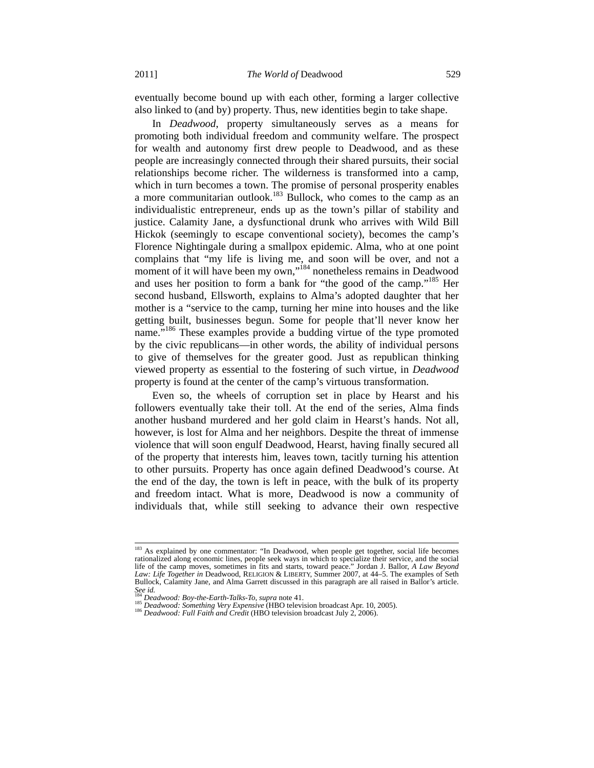eventually become bound up with each other, forming a larger collective also linked to (and by) property. Thus, new identities begin to take shape.

In *Deadwood*, property simultaneously serves as a means for promoting both individual freedom and community welfare. The prospect for wealth and autonomy first drew people to Deadwood, and as these people are increasingly connected through their shared pursuits, their social relationships become richer. The wilderness is transformed into a camp, which in turn becomes a town. The promise of personal prosperity enables a more communitarian outlook.[183] Bullock, who comes to the camp as an individualistic entrepreneur, ends up as the town's pillar of stability and justice. Calamity Jane, a dysfunctional drunk who arrives with Wild Bill Hickok (seemingly to escape conventional society), becomes the camp's Florence Nightingale during a smallpox epidemic. Alma, who at one point complains that "my life is living me, and soon will be over, and not a moment of it will have been my own,"[184] nonetheless remains in Deadwood and uses her position to form a bank for "the good of the camp."[185] Her second husband, Ellsworth, explains to Alma's adopted daughter that her mother is a "service to the camp, turning her mine into houses and the like getting built, businesses begun. Some for people that'll never know her name."[186] These examples provide a budding virtue of the type promoted by the civic republicans—in other words, the ability of individual persons to give of themselves for the greater good. Just as republican thinking viewed property as essential to the fostering of such virtue, in *Deadwood* property is found at the center of the camp's virtuous transformation.

Even so, the wheels of corruption set in place by Hearst and his followers eventually take their toll. At the end of the series, Alma finds another husband murdered and her gold claim in Hearst's hands. Not all, however, is lost for Alma and her neighbors. Despite the threat of immense violence that will soon engulf Deadwood, Hearst, having finally secured all of the property that interests him, leaves town, tacitly turning his attention to other pursuits. Property has once again defined Deadwood's course. At the end of the day, the town is left in peace, with the bulk of its property and freedom intact. What is more, Deadwood is now a community of individuals that, while still seeking to advance their own respective

---

[183] As explained by one commentator: "In Deadwood, when people get together, social life becomes rationalized along economic lines, people seek ways in which to specialize their service, and the social life of the camp moves, sometimes in fits and starts, toward peace." Jordan J. Ballor, *A Law Beyond Law: Life Together in* Deadwood, RELIGION & LIBERTY, Summer 2007, at 44–5. The examples of Seth Bullock, Calamity Jane, and Alma Garrett discussed in this paragraph are all raised in Ballor's article. *See id.*

[184] *Deadwood: Boy-the-Earth-Talks-To*, *supra* note 41.

[185] *Deadwood: Something Very Expensive* (HBO television broadcast Apr. 10, 2005).

[186] *Deadwood: Full Faith and Credit* (HBO television broadcast July 2, 2006).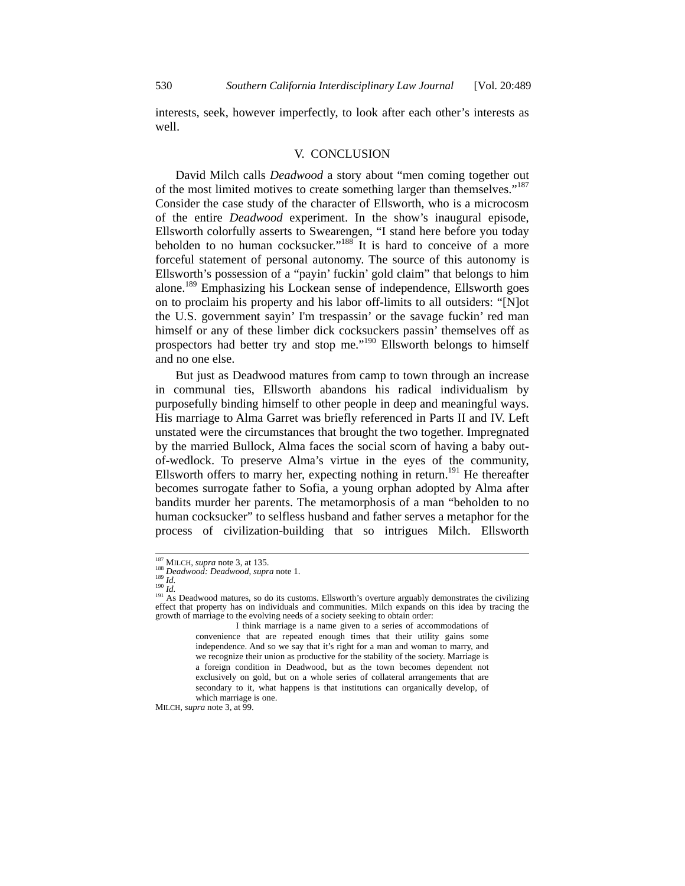interests, seek, however imperfectly, to look after each other's interests as well.

## V. CONCLUSION

David Milch calls *Deadwood* a story about "men coming together out of the most limited motives to create something larger than themselves."[187] Consider the case study of the character of Ellsworth, who is a microcosm of the entire *Deadwood* experiment. In the show's inaugural episode, Ellsworth colorfully asserts to Swearengen, "I stand here before you today beholden to no human cocksucker."[188] It is hard to conceive of a more forceful statement of personal autonomy. The source of this autonomy is Ellsworth's possession of a "payin' fuckin' gold claim" that belongs to him alone.[189] Emphasizing his Lockean sense of independence, Ellsworth goes on to proclaim his property and his labor off-limits to all outsiders: "[N]ot the U.S. government sayin' I'm trespassin' or the savage fuckin' red man himself or any of these limber dick cocksuckers passin' themselves off as prospectors had better try and stop me."[190] Ellsworth belongs to himself and no one else.

But just as Deadwood matures from camp to town through an increase in communal ties, Ellsworth abandons his radical individualism by purposefully binding himself to other people in deep and meaningful ways. His marriage to Alma Garret was briefly referenced in Parts II and IV. Left unstated were the circumstances that brought the two together. Impregnated by the married Bullock, Alma faces the social scorn of having a baby out-of-wedlock. To preserve Alma's virtue in the eyes of the community, Ellsworth offers to marry her, expecting nothing in return.[191] He thereafter becomes surrogate father to Sofia, a young orphan adopted by Alma after bandits murder her parents. The metamorphosis of a man "beholden to no human cocksucker" to selfless husband and father serves a metaphor for the process of civilization-building that so intrigues Milch. Ellsworth

---

[187] MILCH, *supra* note 3, at 135.

[188] *Deadwood: Deadwood*, *supra* note 1.

[189] *Id.*

[190] *Id.*

[191] As Deadwood matures, so do its customs. Ellsworth's overture arguably demonstrates the civilizing effect that property has on individuals and communities. Milch expands on this idea by tracing the growth of marriage to the evolving needs of a society seeking to obtain order:

> I think marriage is a name given to a series of accommodations of convenience that are repeated enough times that their utility gains some independence. And so we say that it's right for a man and woman to marry, and we recognize their union as productive for the stability of the society. Marriage is a foreign condition in Deadwood, but as the town becomes dependent not exclusively on gold, but on a whole series of collateral arrangements that are secondary to it, what happens is that institutions can organically develop, of which marriage is one.

MILCH, *supra* note 3, at 99.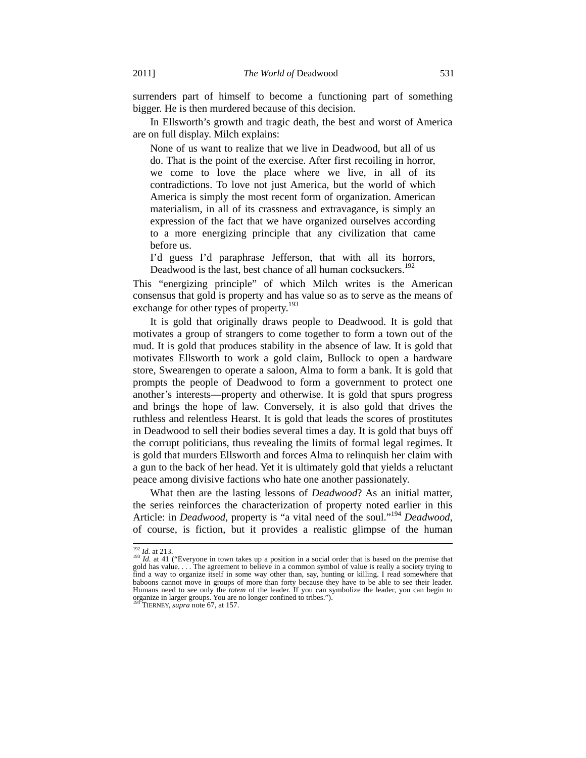surrenders part of himself to become a functioning part of something bigger. He is then murdered because of this decision.

In Ellsworth's growth and tragic death, the best and worst of America are on full display. Milch explains:

> None of us want to realize that we live in Deadwood, but all of us do. That is the point of the exercise. After first recoiling in horror, we come to love the place where we live, in all of its contradictions. To love not just America, but the world of which America is simply the most recent form of organization. American materialism, in all of its crassness and extravagance, is simply an expression of the fact that we have organized ourselves according to a more energizing principle that any civilization that came before us.
>
> I'd guess I'd paraphrase Jefferson, that with all its horrors, Deadwood is the last, best chance of all human cocksuckers.[192]

This "energizing principle" of which Milch writes is the American consensus that gold is property and has value so as to serve as the means of exchange for other types of property.[193]

It is gold that originally draws people to Deadwood. It is gold that motivates a group of strangers to come together to form a town out of the mud. It is gold that produces stability in the absence of law. It is gold that motivates Ellsworth to work a gold claim, Bullock to open a hardware store, Swearengen to operate a saloon, Alma to form a bank. It is gold that prompts the people of Deadwood to form a government to protect one another's interests—property and otherwise. It is gold that spurs progress and brings the hope of law. Conversely, it is also gold that drives the ruthless and relentless Hearst. It is gold that leads the scores of prostitutes in Deadwood to sell their bodies several times a day. It is gold that buys off the corrupt politicians, thus revealing the limits of formal legal regimes. It is gold that murders Ellsworth and forces Alma to relinquish her claim with a gun to the back of her head. Yet it is ultimately gold that yields a reluctant peace among divisive factions who hate one another passionately.

What then are the lasting lessons of *Deadwood*? As an initial matter, the series reinforces the characterization of property noted earlier in this Article: in *Deadwood*, property is "a vital need of the soul."[194] *Deadwood*, of course, is fiction, but it provides a realistic glimpse of the human

---

[192] *Id.* at 213.

[193] *Id.* at 41 ("Everyone in town takes up a position in a social order that is based on the premise that gold has value. . . . The agreement to believe in a common symbol of value is really a society trying to find a way to organize itself in some way other than, say, hunting or killing. I read somewhere that baboons cannot move in groups of more than forty because they have to be able to see their leader. Humans need to see only the *totem* of the leader. If you can symbolize the leader, you can begin to organize in larger groups. You are no longer confined to tribes.").

[194] TIERNEY, *supra* note 67, at 157.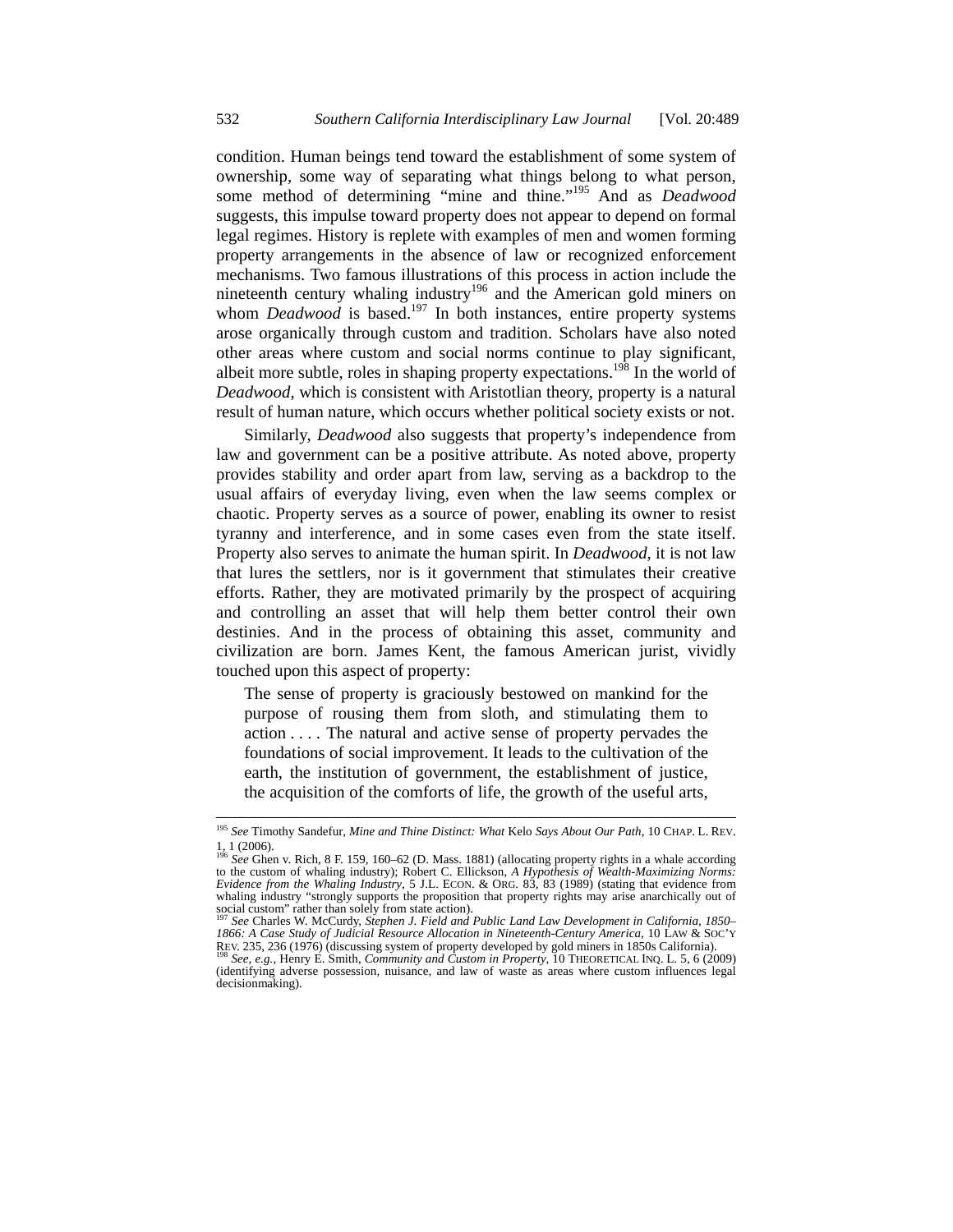condition. Human beings tend toward the establishment of some system of ownership, some way of separating what things belong to what person, some method of determining "mine and thine."[195] And as *Deadwood* suggests, this impulse toward property does not appear to depend on formal legal regimes. History is replete with examples of men and women forming property arrangements in the absence of law or recognized enforcement mechanisms. Two famous illustrations of this process in action include the nineteenth century whaling industry[196] and the American gold miners on whom *Deadwood* is based.[197] In both instances, entire property systems arose organically through custom and tradition. Scholars have also noted other areas where custom and social norms continue to play significant, albeit more subtle, roles in shaping property expectations.[198] In the world of *Deadwood*, which is consistent with Aristotlian theory, property is a natural result of human nature, which occurs whether political society exists or not.

Similarly, *Deadwood* also suggests that property's independence from law and government can be a positive attribute. As noted above, property provides stability and order apart from law, serving as a backdrop to the usual affairs of everyday living, even when the law seems complex or chaotic. Property serves as a source of power, enabling its owner to resist tyranny and interference, and in some cases even from the state itself. Property also serves to animate the human spirit. In *Deadwood*, it is not law that lures the settlers, nor is it government that stimulates their creative efforts. Rather, they are motivated primarily by the prospect of acquiring and controlling an asset that will help them better control their own destinies. And in the process of obtaining this asset, community and civilization are born. James Kent, the famous American jurist, vividly touched upon this aspect of property:

> The sense of property is graciously bestowed on mankind for the purpose of rousing them from sloth, and stimulating them to action . . . . The natural and active sense of property pervades the foundations of social improvement. It leads to the cultivation of the earth, the institution of government, the establishment of justice, the acquisition of the comforts of life, the growth of the useful arts,

---

[195] *See* Timothy Sandefur, *Mine and Thine Distinct: What* Kelo *Says About Our Path*, 10 CHAP. L. REV. 1, 1 (2006).

[196] *See* Ghen v. Rich, 8 F. 159, 160–62 (D. Mass. 1881) (allocating property rights in a whale according to the custom of whaling industry); Robert C. Ellickson, *A Hypothesis of Wealth-Maximizing Norms: Evidence from the Whaling Industry*, 5 J.L. ECON. & ORG. 83, 83 (1989) (stating that evidence from whaling industry "strongly supports the proposition that property rights may arise anarchically out of social custom" rather than solely from state action).

[197] *See* Charles W. McCurdy, *Stephen J. Field and Public Land Law Development in California, 1850–1866: A Case Study of Judicial Resource Allocation in Nineteenth-Century America*, 10 LAW & SOC'Y REV. 235, 236 (1976) (discussing system of property developed by gold miners in 1850s California).

[198] *See, e.g.*, Henry E. Smith, *Community and Custom in Property*, 10 THEORETICAL INQ. L. 5, 6 (2009) (identifying adverse possession, nuisance, and law of waste as areas where custom influences legal decisionmaking).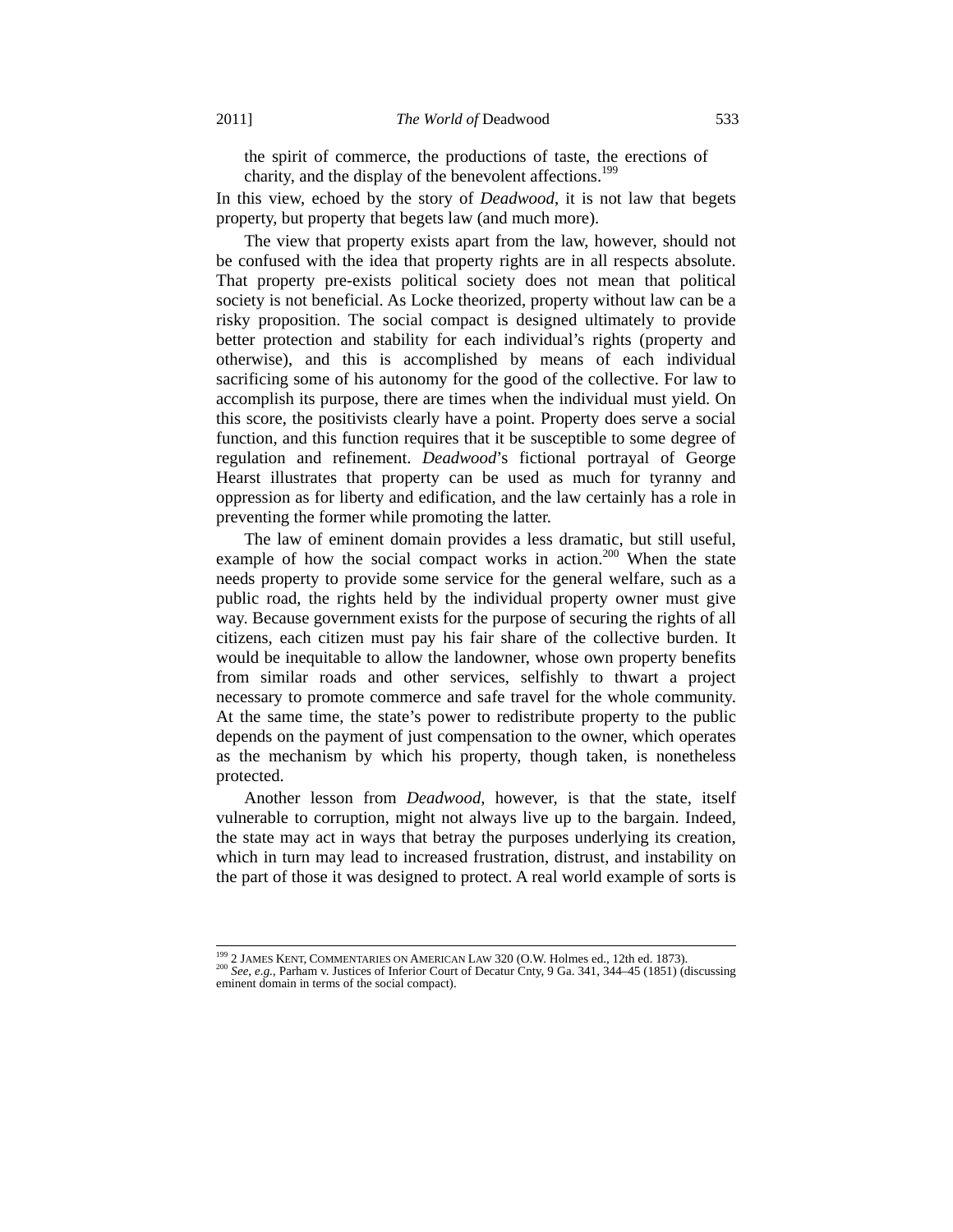> the spirit of commerce, the productions of taste, the erections of charity, and the display of the benevolent affections.[199]

In this view, echoed by the story of *Deadwood*, it is not law that begets property, but property that begets law (and much more).

The view that property exists apart from the law, however, should not be confused with the idea that property rights are in all respects absolute. That property pre-exists political society does not mean that political society is not beneficial. As Locke theorized, property without law can be a risky proposition. The social compact is designed ultimately to provide better protection and stability for each individual's rights (property and otherwise), and this is accomplished by means of each individual sacrificing some of his autonomy for the good of the collective. For law to accomplish its purpose, there are times when the individual must yield. On this score, the positivists clearly have a point. Property does serve a social function, and this function requires that it be susceptible to some degree of regulation and refinement. *Deadwood*'s fictional portrayal of George Hearst illustrates that property can be used as much for tyranny and oppression as for liberty and edification, and the law certainly has a role in preventing the former while promoting the latter.

The law of eminent domain provides a less dramatic, but still useful, example of how the social compact works in action.[200] When the state needs property to provide some service for the general welfare, such as a public road, the rights held by the individual property owner must give way. Because government exists for the purpose of securing the rights of all citizens, each citizen must pay his fair share of the collective burden. It would be inequitable to allow the landowner, whose own property benefits from similar roads and other services, selfishly to thwart a project necessary to promote commerce and safe travel for the whole community. At the same time, the state's power to redistribute property to the public depends on the payment of just compensation to the owner, which operates as the mechanism by which his property, though taken, is nonetheless protected.

Another lesson from *Deadwood*, however, is that the state, itself vulnerable to corruption, might not always live up to the bargain. Indeed, the state may act in ways that betray the purposes underlying its creation, which in turn may lead to increased frustration, distrust, and instability on the part of those it was designed to protect. A real world example of sorts is

---

[199] 2 JAMES KENT, COMMENTARIES ON AMERICAN LAW 320 (O.W. Holmes ed., 12th ed. 1873).

[200] *See, e.g.*, Parham v. Justices of Inferior Court of Decatur Cnty, 9 Ga. 341, 344–45 (1851) (discussing eminent domain in terms of the social compact).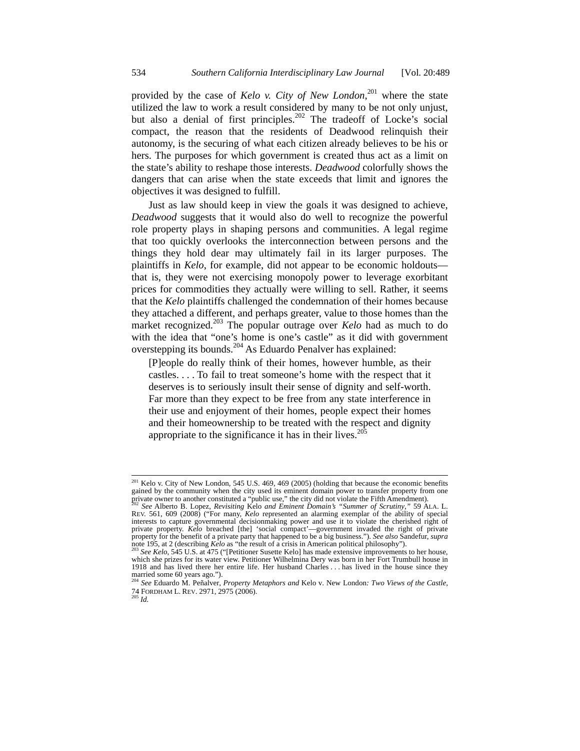provided by the case of *Kelo v. City of New London*,[201] where the state utilized the law to work a result considered by many to be not only unjust, but also a denial of first principles.[202] The tradeoff of Locke's social compact, the reason that the residents of Deadwood relinquish their autonomy, is the securing of what each citizen already believes to be his or hers. The purposes for which government is created thus act as a limit on the state's ability to reshape those interests. *Deadwood* colorfully shows the dangers that can arise when the state exceeds that limit and ignores the objectives it was designed to fulfill.

Just as law should keep in view the goals it was designed to achieve, *Deadwood* suggests that it would also do well to recognize the powerful role property plays in shaping persons and communities. A legal regime that too quickly overlooks the interconnection between persons and the things they hold dear may ultimately fail in its larger purposes. The plaintiffs in *Kelo*, for example, did not appear to be economic holdouts—that is, they were not exercising monopoly power to leverage exorbitant prices for commodities they actually were willing to sell. Rather, it seems that the *Kelo* plaintiffs challenged the condemnation of their homes because they attached a different, and perhaps greater, value to those homes than the market recognized.[203] The popular outrage over *Kelo* had as much to do with the idea that "one's home is one's castle" as it did with government overstepping its bounds.[204] As Eduardo Penalver has explained:

> [P]eople do really think of their homes, however humble, as their castles. . . . To fail to treat someone's home with the respect that it deserves is to seriously insult their sense of dignity and self-worth. Far more than they expect to be free from any state interference in their use and enjoyment of their homes, people expect their homes and their homeownership to be treated with the respect and dignity appropriate to the significance it has in their lives.[205]

---

[201] Kelo v. City of New London, 545 U.S. 469, 469 (2005) (holding that because the economic benefits gained by the community when the city used its eminent domain power to transfer property from one private owner to another constituted a "public use," the city did not violate the Fifth Amendment).

[202] *See* Alberto B. Lopez, *Revisiting* Kelo *and Eminent Domain's "Summer of Scrutiny*,*"* 59 ALA. L. REV. 561, 609 (2008) ("For many, *Kelo* represented an alarming exemplar of the ability of special interests to capture governmental decisionmaking power and use it to violate the cherished right of private property. *Kelo* breached [the] 'social compact'—government invaded the right of private property for the benefit of a private party that happened to be a big business."). *See also* Sandefur, *supra* note 195, at 2 (describing *Kelo* as "the result of a crisis in American political philosophy").

[203] *See Kelo*, 545 U.S. at 475 ("[Petitioner Susette Kelo] has made extensive improvements to her house, which she prizes for its water view. Petitioner Wilhelmina Dery was born in her Fort Trumbull house in 1918 and has lived there her entire life. Her husband Charles . . . has lived in the house since they married some 60 years ago.").

[204] *See* Eduardo M. Peñalver, *Property Metaphors and* Kelo v. New London*: Two Views of the Castle*, 74 FORDHAM L. REV. 2971, 2975 (2006).

[205] *Id.*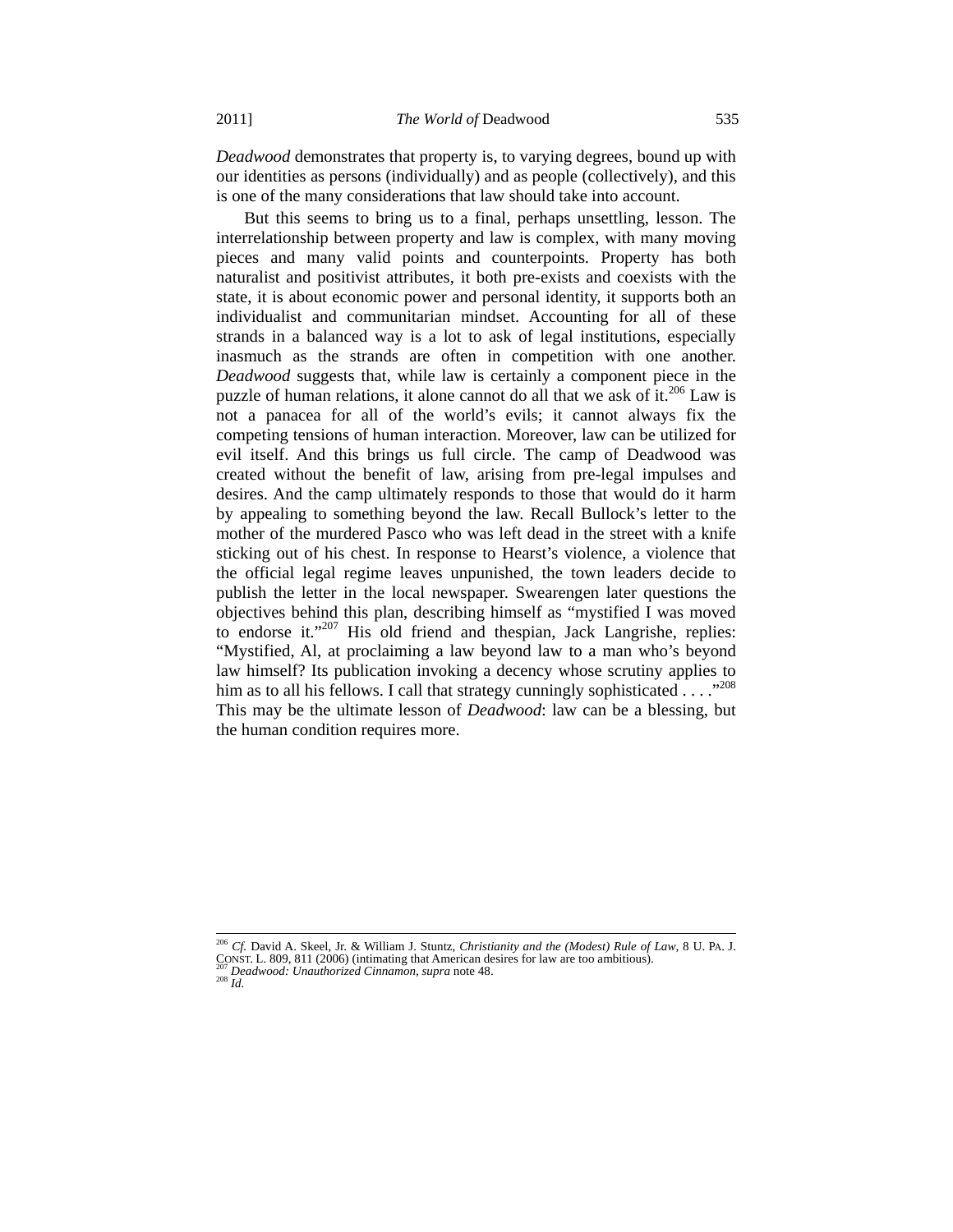*Deadwood* demonstrates that property is, to varying degrees, bound up with our identities as persons (individually) and as people (collectively), and this is one of the many considerations that law should take into account.

But this seems to bring us to a final, perhaps unsettling, lesson. The interrelationship between property and law is complex, with many moving pieces and many valid points and counterpoints. Property has both naturalist and positivist attributes, it both pre-exists and coexists with the state, it is about economic power and personal identity, it supports both an individualist and communitarian mindset. Accounting for all of these strands in a balanced way is a lot to ask of legal institutions, especially inasmuch as the strands are often in competition with one another. *Deadwood* suggests that, while law is certainly a component piece in the puzzle of human relations, it alone cannot do all that we ask of it.[206] Law is not a panacea for all of the world's evils; it cannot always fix the competing tensions of human interaction. Moreover, law can be utilized for evil itself. And this brings us full circle. The camp of Deadwood was created without the benefit of law, arising from pre-legal impulses and desires. And the camp ultimately responds to those that would do it harm by appealing to something beyond the law. Recall Bullock's letter to the mother of the murdered Pasco who was left dead in the street with a knife sticking out of his chest. In response to Hearst's violence, a violence that the official legal regime leaves unpunished, the town leaders decide to publish the letter in the local newspaper. Swearengen later questions the objectives behind this plan, describing himself as "mystified I was moved to endorse it."[207] His old friend and thespian, Jack Langrishe, replies: "Mystified, Al, at proclaiming a law beyond law to a man who's beyond law himself? Its publication invoking a decency whose scrutiny applies to him as to all his fellows. I call that strategy cunningly sophisticated . . . ."[208] This may be the ultimate lesson of *Deadwood*: law can be a blessing, but the human condition requires more.

---

[206] *Cf.* David A. Skeel, Jr. & William J. Stuntz, *Christianity and the (Modest) Rule of Law*, 8 U. PA. J. CONST. L. 809, 811 (2006) (intimating that American desires for law are too ambitious).
[207] *Deadwood: Unauthorized Cinnamon*, *supra* note 48.
[208] *Id.*